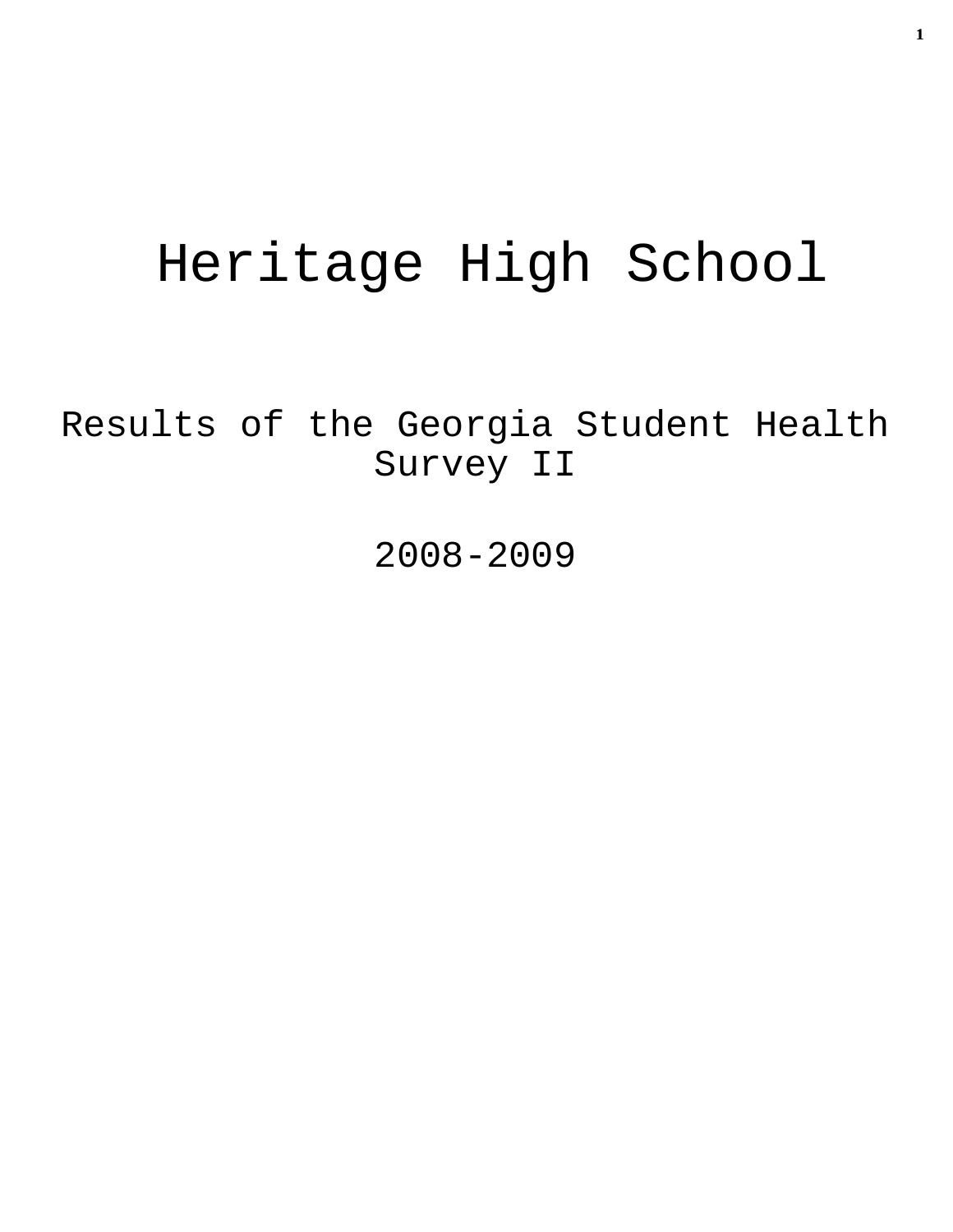# Heritage High School

## Results of the Georgia Student Health Survey II

## 2008-2009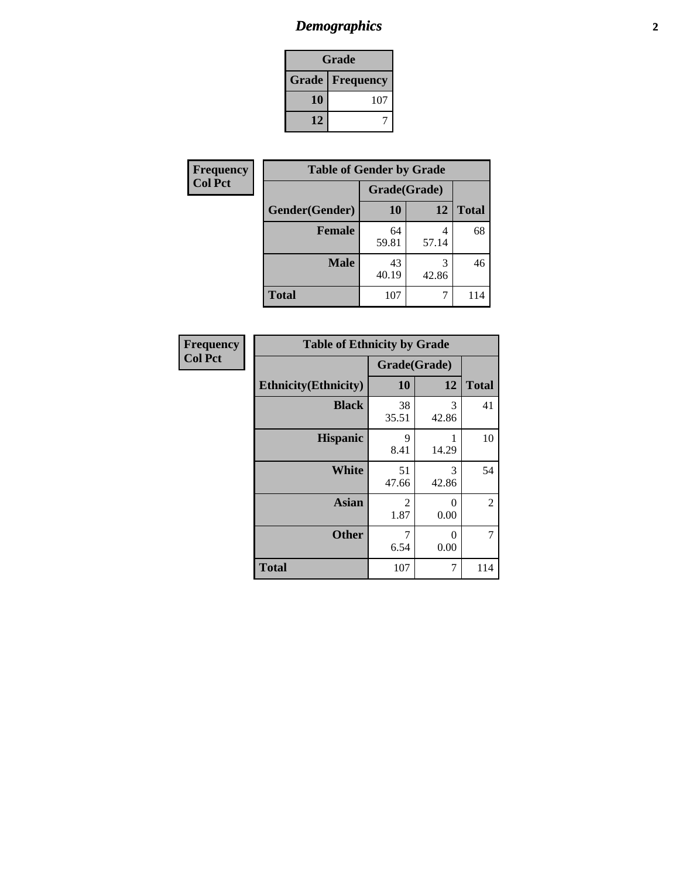# *Demographics*

| Grade | |
|---|---|
| **Grade** | **Frequency** |
| **10** | 107 |
| **12** | 7 |

**Frequency**
**Col Pct**

| Table of Gender by Grade | | | |
|---|---|---|---|
| | Grade(Grade) | | |
| **Gender(Gender)** | **10** | **12** | **Total** |
| **Female** | 64<br>59.81 | 4<br>57.14 | 68 |
| **Male** | 43<br>40.19 | 3<br>42.86 | 46 |
| **Total** | 107 | 7 | 114 |

**Frequency**
**Col Pct**

| Table of Ethnicity by Grade | | | |
|---|---|---|---|
| | Grade(Grade) | | |
| **Ethnicity(Ethnicity)** | **10** | **12** | **Total** |
| **Black** | 38<br>35.51 | 3<br>42.86 | 41 |
| **Hispanic** | 9<br>8.41 | 1<br>14.29 | 10 |
| **White** | 51<br>47.66 | 3<br>42.86 | 54 |
| **Asian** | 2<br>1.87 | 0<br>0.00 | 2 |
| **Other** | 7<br>6.54 | 0<br>0.00 | 7 |
| **Total** | 107 | 7 | 114 |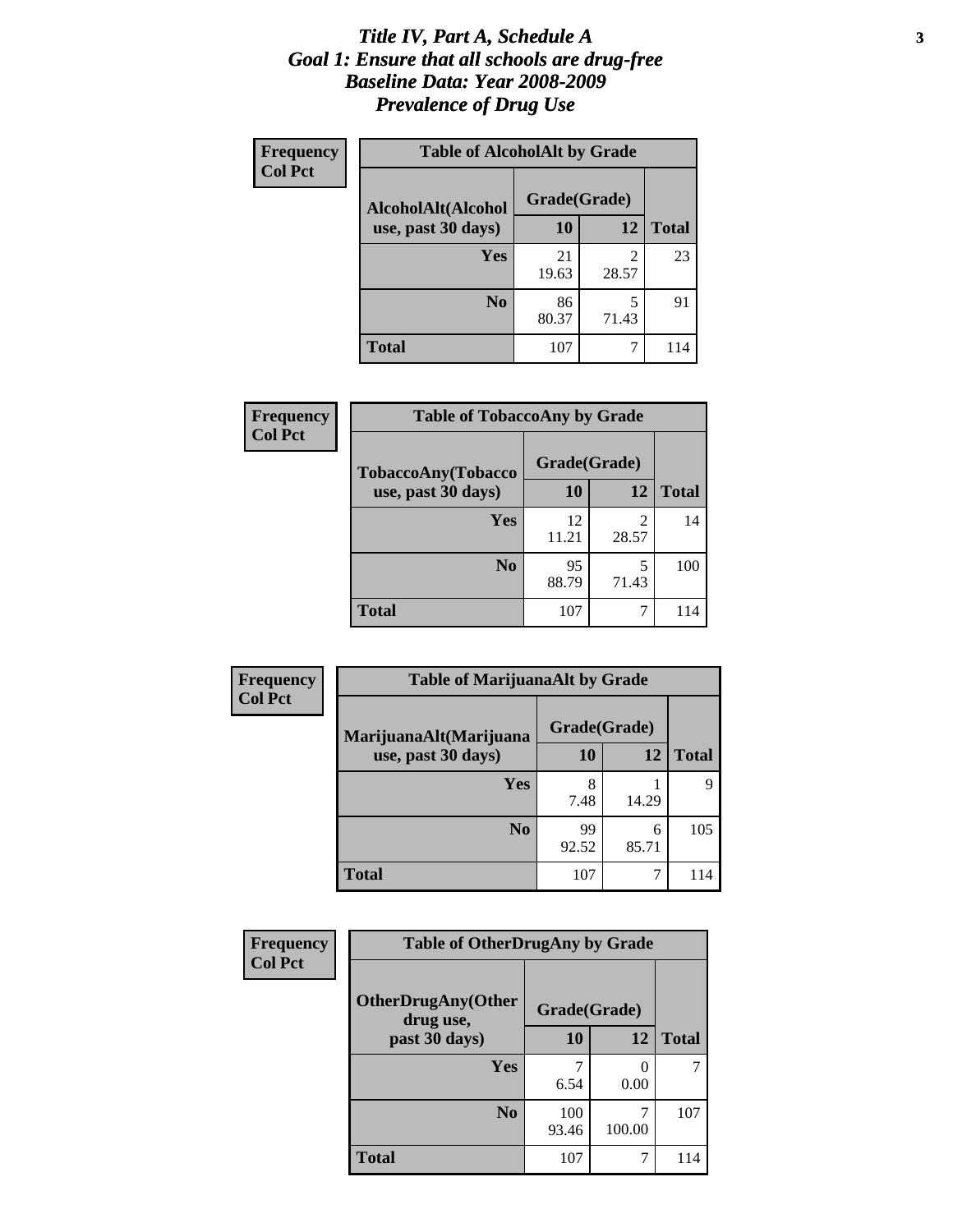# *Title IV, Part A, Schedule A*
# *Goal 1: Ensure that all schools are drug-free*
# *Baseline Data: Year 2008-2009*
# *Prevalence of Drug Use*

**Frequency**
**Col Pct**

**Table of AlcoholAlt by Grade**

| AlcoholAlt(Alcohol use, past 30 days) | Grade(Grade) | | Total |
|---|---|---|---|
| | 10 | 12 | |
| Yes | 21<br>19.63 | 2<br>28.57 | 23 |
| No | 86<br>80.37 | 5<br>71.43 | 91 |
| Total | 107 | 7 | 114 |

**Frequency**
**Col Pct**

**Table of TobaccoAny by Grade**

| TobaccoAny(Tobacco use, past 30 days) | Grade(Grade) | | Total |
|---|---|---|---|
| | 10 | 12 | |
| Yes | 12<br>11.21 | 2<br>28.57 | 14 |
| No | 95<br>88.79 | 5<br>71.43 | 100 |
| Total | 107 | 7 | 114 |

**Frequency**
**Col Pct**

**Table of MarijuanaAlt by Grade**

| MarijuanaAlt(Marijuana use, past 30 days) | Grade(Grade) | | Total |
|---|---|---|---|
| | 10 | 12 | |
| Yes | 8<br>7.48 | 1<br>14.29 | 9 |
| No | 99<br>92.52 | 6<br>85.71 | 105 |
| Total | 107 | 7 | 114 |

**Frequency**
**Col Pct**

**Table of OtherDrugAny by Grade**

| OtherDrugAny(Other drug use, past 30 days) | Grade(Grade) | | Total |
|---|---|---|---|
| | 10 | 12 | |
| Yes | 7<br>6.54 | 0<br>0.00 | 7 |
| No | 100<br>93.46 | 7<br>100.00 | 107 |
| Total | 107 | 7 | 114 |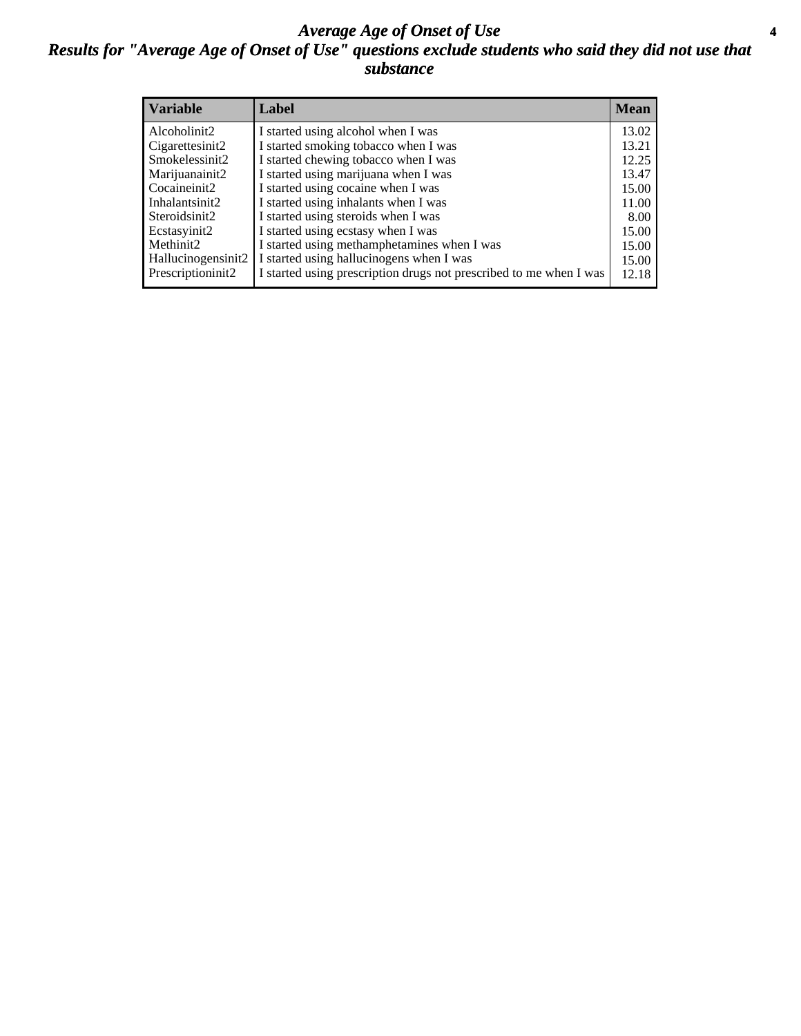# *Average Age of Onset of Use*

## *Results for "Average Age of Onset of Use" questions exclude students who said they did not use that substance*

| Variable | Label | Mean |
|---|---|---|
| Alcoholinit2 | I started using alcohol when I was | 13.02 |
| Cigarettesinit2 | I started smoking tobacco when I was | 13.21 |
| Smokelessinit2 | I started chewing tobacco when I was | 12.25 |
| Marijuanainit2 | I started using marijuana when I was | 13.47 |
| Cocaineinit2 | I started using cocaine when I was | 15.00 |
| Inhalantsinit2 | I started using inhalants when I was | 11.00 |
| Steroidsinit2 | I started using steroids when I was | 8.00 |
| Ecstasyinit2 | I started using ecstasy when I was | 15.00 |
| Methinit2 | I started using methamphetamines when I was | 15.00 |
| Hallucinogensinit2 | I started using hallucinogens when I was | 15.00 |
| Prescriptioninit2 | I started using prescription drugs not prescribed to me when I was | 12.18 |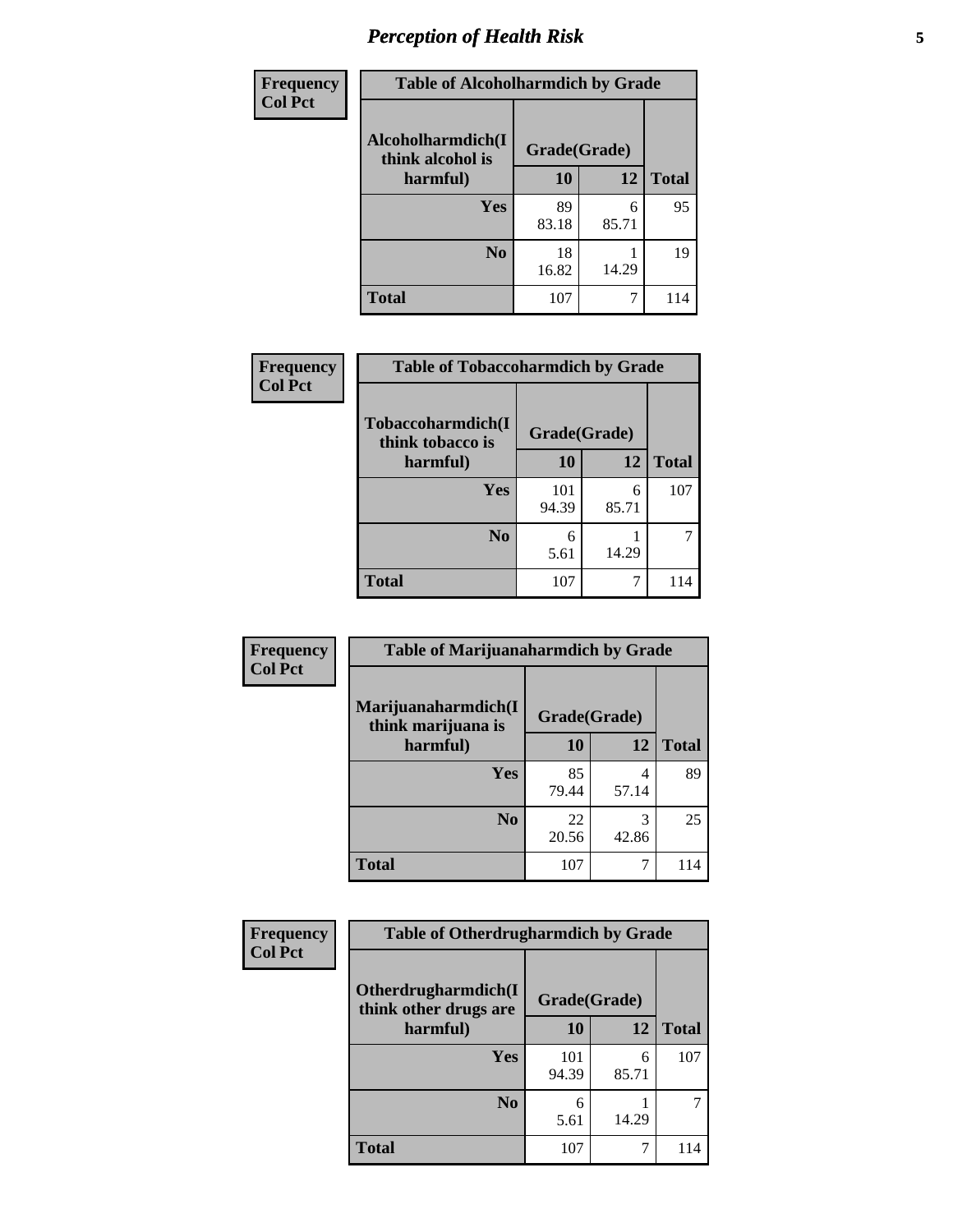## Perception of Health Risk

| Frequency<br>Col Pct | Table of Alcoholharmdich by Grade | | |
|---|---|---|---|
| Alcoholharmdich(I think alcohol is harmful) | Grade(Grade) | | |
| | 10 | 12 | Total |
| Yes | 89<br>83.18 | 6<br>85.71 | 95 |
| No | 18<br>16.82 | 1<br>14.29 | 19 |
| Total | 107 | 7 | 114 |

| Frequency<br>Col Pct | Table of Tobaccoharmdich by Grade | | |
|---|---|---|---|
| Tobaccoharmdich(I think tobacco is harmful) | Grade(Grade) | | |
| | 10 | 12 | Total |
| Yes | 101<br>94.39 | 6<br>85.71 | 107 |
| No | 6<br>5.61 | 1<br>14.29 | 7 |
| Total | 107 | 7 | 114 |

| Frequency<br>Col Pct | Table of Marijuanaharmdich by Grade | | |
|---|---|---|---|
| Marijuanaharmdich(I think marijuana is harmful) | Grade(Grade) | | |
| | 10 | 12 | Total |
| Yes | 85<br>79.44 | 4<br>57.14 | 89 |
| No | 22<br>20.56 | 3<br>42.86 | 25 |
| Total | 107 | 7 | 114 |

| Frequency<br>Col Pct | Table of Otherdrugharmdich by Grade | | |
|---|---|---|---|
| Otherdrugharmdich(I think other drugs are harmful) | Grade(Grade) | | |
| | 10 | 12 | Total |
| Yes | 101<br>94.39 | 6<br>85.71 | 107 |
| No | 6<br>5.61 | 1<br>14.29 | 7 |
| Total | 107 | 7 | 114 |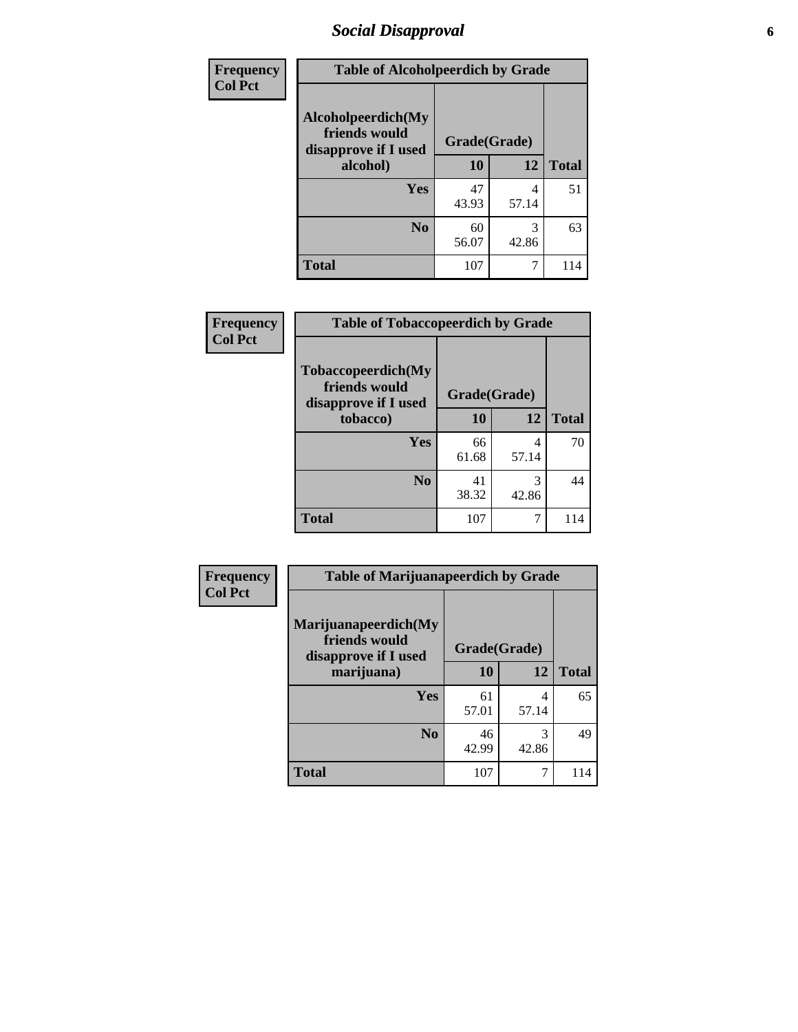# Social Disapproval

| Frequency<br>Col Pct | Table of Alcoholpeerdich by Grade | | |
|---|---|---|---|
| Alcoholpeerdich(My friends would disapprove if I used alcohol) | Grade(Grade) | | |
| | 10 | 12 | Total |
| Yes | 47<br>43.93 | 4<br>57.14 | 51 |
| No | 60<br>56.07 | 3<br>42.86 | 63 |
| Total | 107 | 7 | 114 |

| Frequency<br>Col Pct | Table of Tobaccopeerdich by Grade | | |
|---|---|---|---|
| Tobaccopeerdich(My friends would disapprove if I used tobacco) | Grade(Grade) | | |
| | 10 | 12 | Total |
| Yes | 66<br>61.68 | 4<br>57.14 | 70 |
| No | 41<br>38.32 | 3<br>42.86 | 44 |
| Total | 107 | 7 | 114 |

| Frequency<br>Col Pct | Table of Marijuanapeerdich by Grade | | |
|---|---|---|---|
| Marijuanapeerdich(My friends would disapprove if I used marijuana) | Grade(Grade) | | |
| | 10 | 12 | Total |
| Yes | 61<br>57.01 | 4<br>57.14 | 65 |
| No | 46<br>42.99 | 3<br>42.86 | 49 |
| Total | 107 | 7 | 114 |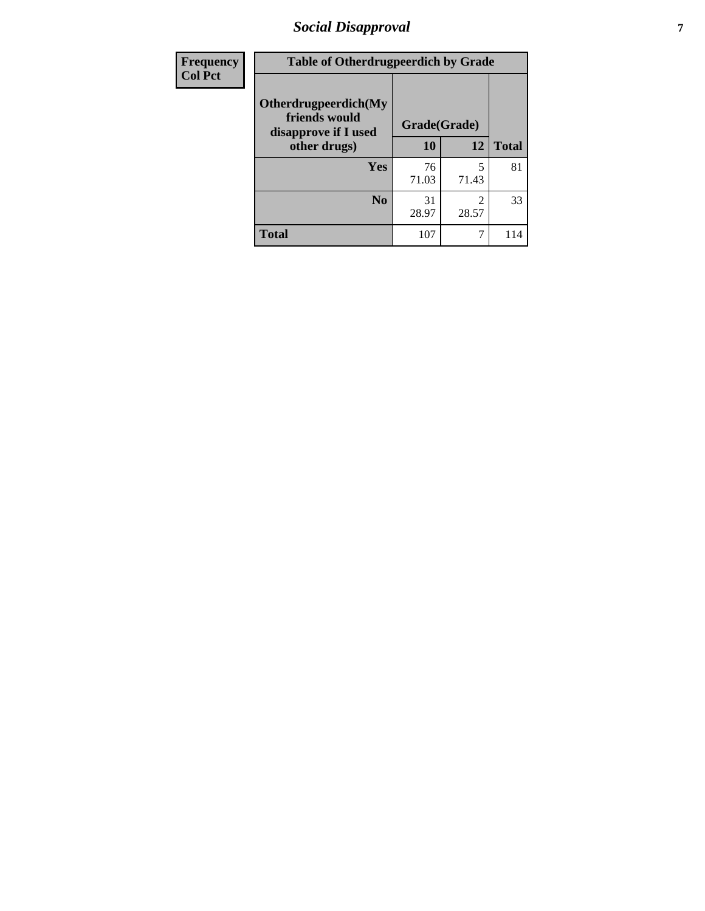# Social Disapproval

| Frequency<br>Col Pct | Table of Otherdrugpeerdich by Grade | | |
|---|---|---|---|
| Otherdrugpeerdich(My friends would disapprove if I used other drugs) | Grade(Grade) | | Total |
| | 10 | 12 | |
| Yes | 76<br>71.03 | 5<br>71.43 | 81 |
| No | 31<br>28.97 | 2<br>28.57 | 33 |
| Total | 107 | 7 | 114 |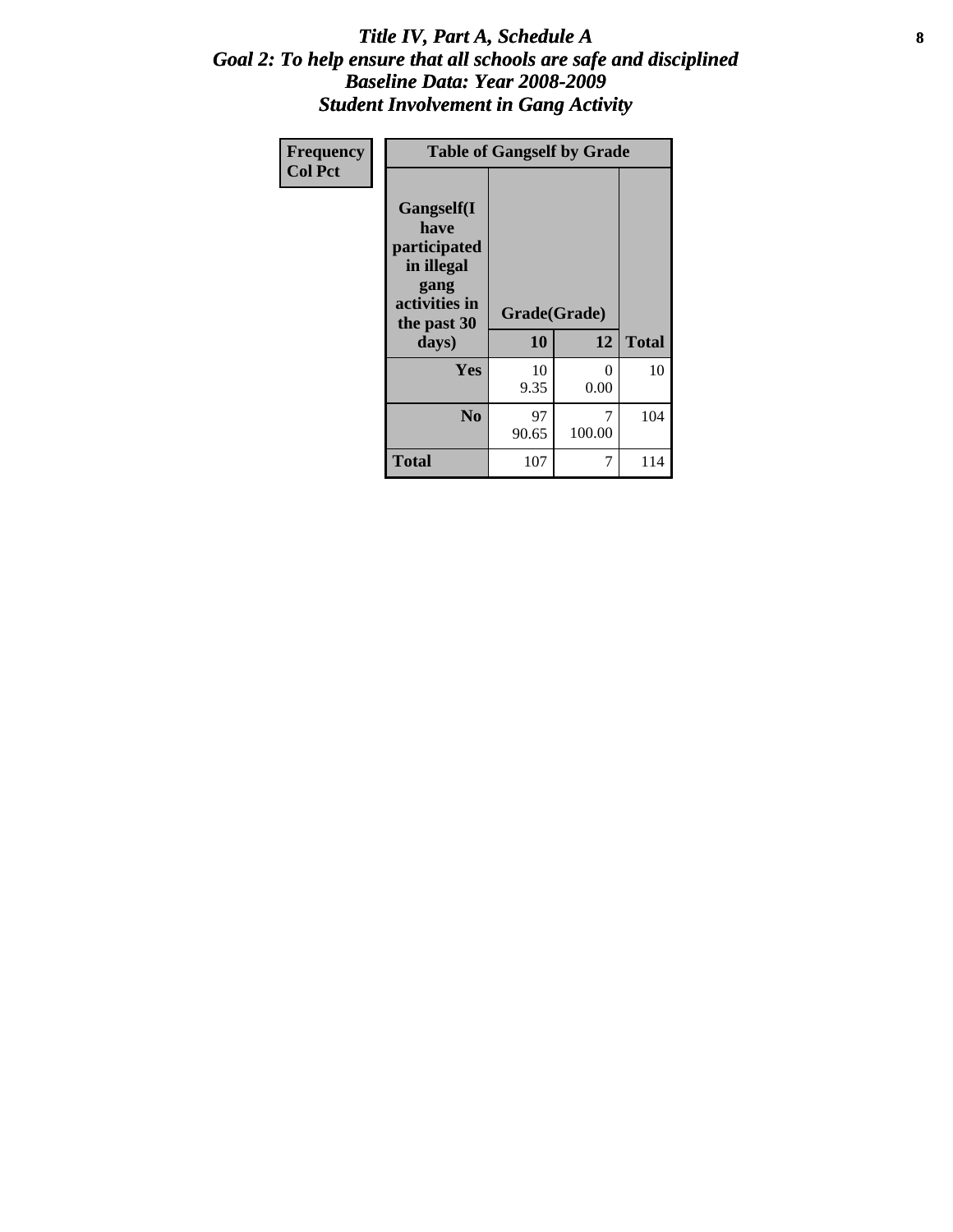# *Title IV, Part A, Schedule A*
## *Goal 2: To help ensure that all schools are safe and disciplined*
## *Baseline Data: Year 2008-2009*
## *Student Involvement in Gang Activity*

| Frequency<br>Col Pct | Table of Gangself by Grade | | |
|---|---|---|---|
| Gangself(I have participated in illegal gang activities in the past 30 days) | Grade(Grade) | | |
| | 10 | 12 | Total |
| Yes | 10<br>9.35 | 0<br>0.00 | 10 |
| No | 97<br>90.65 | 7<br>100.00 | 104 |
| Total | 107 | 7 | 114 |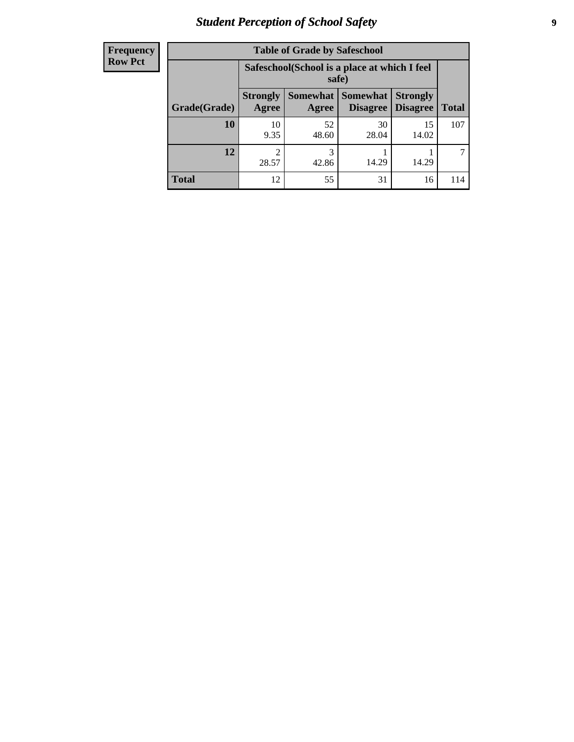| Frequency |
|---|
| Row Pct |

**Table of Grade by Safeschool**

| Grade(Grade) | Safeschool(School is a place at which I feel safe) | | | | Total |
|---|---|---|---|---|---|
| | Strongly Agree | Somewhat Agree | Somewhat Disagree | Strongly Disagree | |
| **10** | 10<br>9.35 | 52<br>48.60 | 30<br>28.04 | 15<br>14.02 | 107 |
| **12** | 2<br>28.57 | 3<br>42.86 | 1<br>14.29 | 1<br>14.29 | 7 |
| **Total** | 12 | 55 | 31 | 16 | 114 |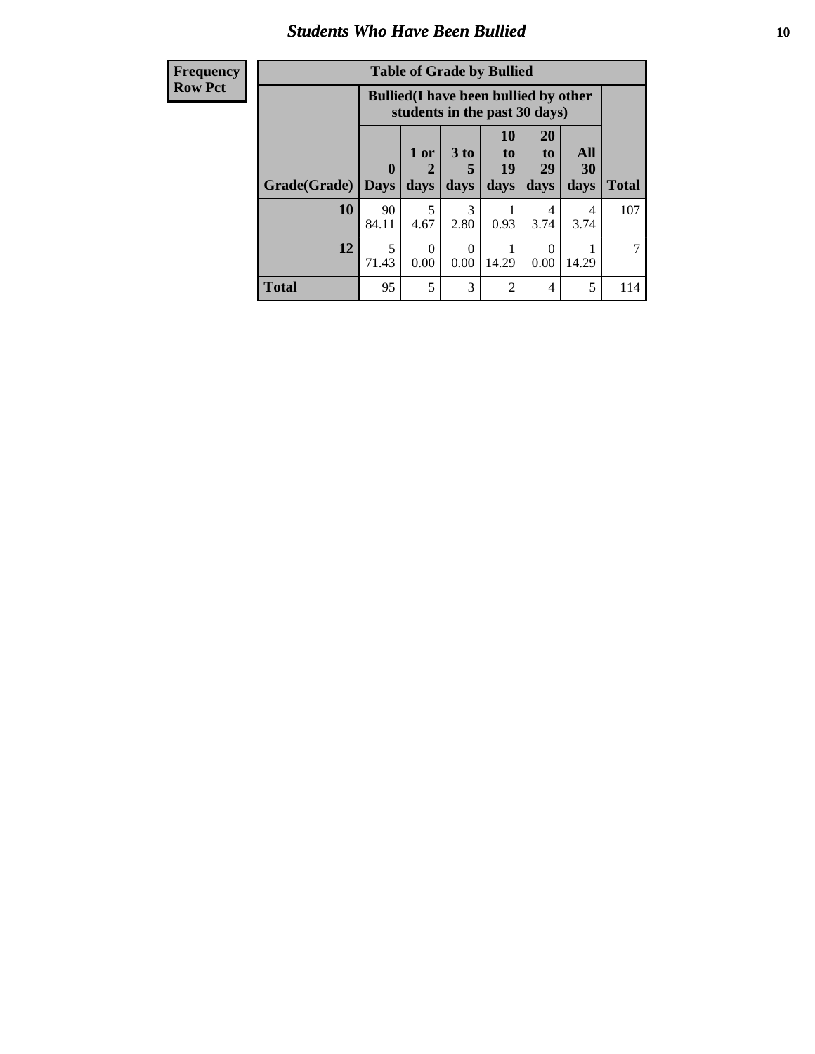## Students Who Have Been Bullied

| Frequency<br>Row Pct |
|---|

**Table of Grade by Bullied**

| Grade(Grade) | Bullied(I have been bullied by other students in the past 30 days) | | | | | | Total |
|---|---|---|---|---|---|---|---|
| | 0 Days | 1 or 2 days | 3 to 5 days | 10 to 19 days | 20 to 29 days | All 30 days | |
| 10 | 90<br>84.11 | 5<br>4.67 | 3<br>2.80 | 1<br>0.93 | 4<br>3.74 | 4<br>3.74 | 107 |
| 12 | 5<br>71.43 | 0<br>0.00 | 0<br>0.00 | 1<br>14.29 | 0<br>0.00 | 1<br>14.29 | 7 |
| Total | 95 | 5 | 3 | 2 | 4 | 5 | 114 |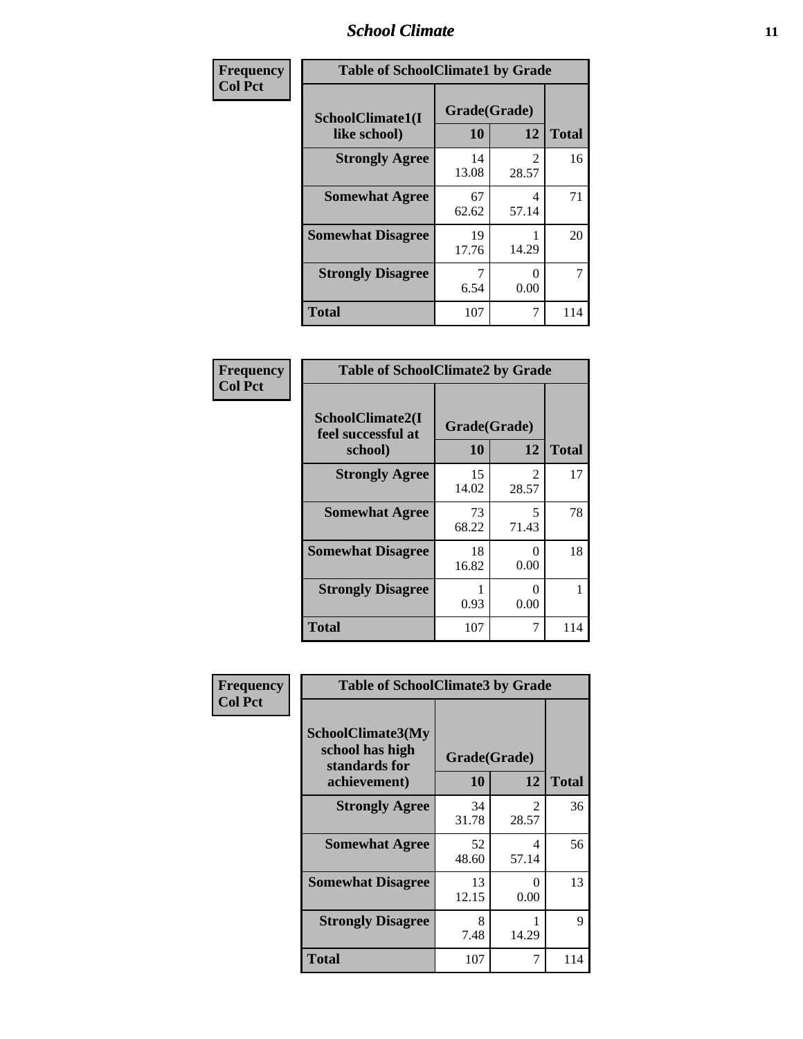| Frequency<br>Col Pct | Table of SchoolClimate1 by Grade | | |
|---|---|---|---|
| SchoolClimate1(I like school) | Grade(Grade) | | |
| | 10 | 12 | Total |
| Strongly Agree | 14<br>13.08 | 2<br>28.57 | 16 |
| Somewhat Agree | 67<br>62.62 | 4<br>57.14 | 71 |
| Somewhat Disagree | 19<br>17.76 | 1<br>14.29 | 20 |
| Strongly Disagree | 7<br>6.54 | 0<br>0.00 | 7 |
| Total | 107 | 7 | 114 |

| Frequency<br>Col Pct | Table of SchoolClimate2 by Grade | | |
|---|---|---|---|
| SchoolClimate2(I feel successful at school) | Grade(Grade) | | |
| | 10 | 12 | Total |
| Strongly Agree | 15<br>14.02 | 2<br>28.57 | 17 |
| Somewhat Agree | 73<br>68.22 | 5<br>71.43 | 78 |
| Somewhat Disagree | 18<br>16.82 | 0<br>0.00 | 18 |
| Strongly Disagree | 1<br>0.93 | 0<br>0.00 | 1 |
| Total | 107 | 7 | 114 |

| Frequency<br>Col Pct | Table of SchoolClimate3 by Grade | | |
|---|---|---|---|
| SchoolClimate3(My school has high standards for achievement) | Grade(Grade) | | |
| | 10 | 12 | Total |
| Strongly Agree | 34<br>31.78 | 2<br>28.57 | 36 |
| Somewhat Agree | 52<br>48.60 | 4<br>57.14 | 56 |
| Somewhat Disagree | 13<br>12.15 | 0<br>0.00 | 13 |
| Strongly Disagree | 8<br>7.48 | 1<br>14.29 | 9 |
| Total | 107 | 7 | 114 |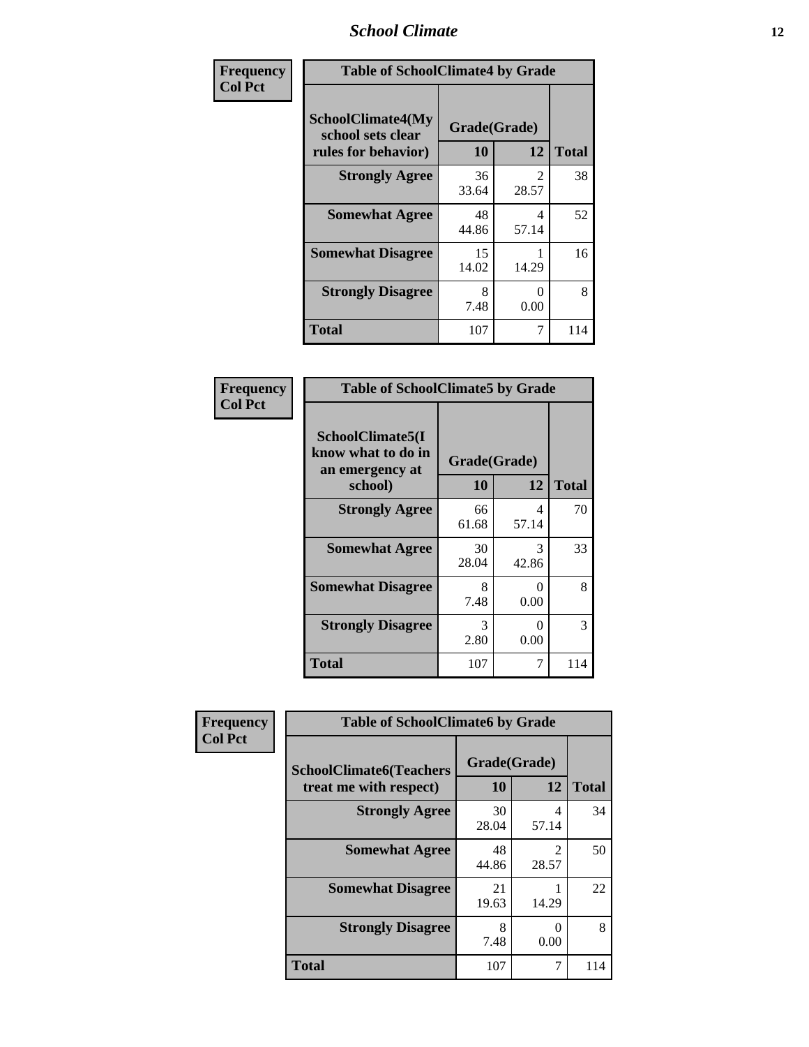| Frequency<br>Col Pct | Table of SchoolClimate4 by Grade | | |
|---|---|---|---|
| SchoolClimate4(My school sets clear rules for behavior) | Grade(Grade) | | |
| | 10 | 12 | Total |
| Strongly Agree | 36<br>33.64 | 2<br>28.57 | 38 |
| Somewhat Agree | 48<br>44.86 | 4<br>57.14 | 52 |
| Somewhat Disagree | 15<br>14.02 | 1<br>14.29 | 16 |
| Strongly Disagree | 8<br>7.48 | 0<br>0.00 | 8 |
| Total | 107 | 7 | 114 |

| Frequency<br>Col Pct | Table of SchoolClimate5 by Grade | | |
|---|---|---|---|
| SchoolClimate5(I know what to do in an emergency at school) | Grade(Grade) | | |
| | 10 | 12 | Total |
| Strongly Agree | 66<br>61.68 | 4<br>57.14 | 70 |
| Somewhat Agree | 30<br>28.04 | 3<br>42.86 | 33 |
| Somewhat Disagree | 8<br>7.48 | 0<br>0.00 | 8 |
| Strongly Disagree | 3<br>2.80 | 0<br>0.00 | 3 |
| Total | 107 | 7 | 114 |

| Frequency<br>Col Pct | Table of SchoolClimate6 by Grade | | |
|---|---|---|---|
| SchoolClimate6(Teachers treat me with respect) | Grade(Grade) | | |
| | 10 | 12 | Total |
| Strongly Agree | 30<br>28.04 | 4<br>57.14 | 34 |
| Somewhat Agree | 48<br>44.86 | 2<br>28.57 | 50 |
| Somewhat Disagree | 21<br>19.63 | 1<br>14.29 | 22 |
| Strongly Disagree | 8<br>7.48 | 0<br>0.00 | 8 |
| Total | 107 | 7 | 114 |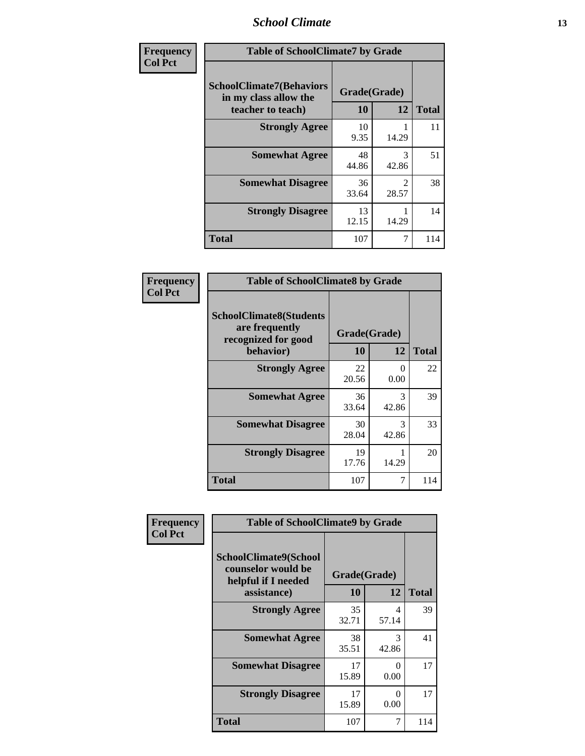**Frequency**
**Col Pct**

| Table of SchoolClimate7 by Grade | | | |
|---|---|---|---|
| **SchoolClimate7(Behaviors in my class allow the teacher to teach)** | **Grade(Grade)** | | |
| | **10** | **12** | **Total** |
| **Strongly Agree** | 10<br>9.35 | 1<br>14.29 | 11 |
| **Somewhat Agree** | 48<br>44.86 | 3<br>42.86 | 51 |
| **Somewhat Disagree** | 36<br>33.64 | 2<br>28.57 | 38 |
| **Strongly Disagree** | 13<br>12.15 | 1<br>14.29 | 14 |
| **Total** | 107 | 7 | 114 |

**Frequency**
**Col Pct**

| Table of SchoolClimate8 by Grade | | | |
|---|---|---|---|
| **SchoolClimate8(Students are frequently recognized for good behavior)** | **Grade(Grade)** | | |
| | **10** | **12** | **Total** |
| **Strongly Agree** | 22<br>20.56 | 0<br>0.00 | 22 |
| **Somewhat Agree** | 36<br>33.64 | 3<br>42.86 | 39 |
| **Somewhat Disagree** | 30<br>28.04 | 3<br>42.86 | 33 |
| **Strongly Disagree** | 19<br>17.76 | 1<br>14.29 | 20 |
| **Total** | 107 | 7 | 114 |

**Frequency**
**Col Pct**

| Table of SchoolClimate9 by Grade | | | |
|---|---|---|---|
| **SchoolClimate9(School counselor would be helpful if I needed assistance)** | **Grade(Grade)** | | |
| | **10** | **12** | **Total** |
| **Strongly Agree** | 35<br>32.71 | 4<br>57.14 | 39 |
| **Somewhat Agree** | 38<br>35.51 | 3<br>42.86 | 41 |
| **Somewhat Disagree** | 17<br>15.89 | 0<br>0.00 | 17 |
| **Strongly Disagree** | 17<br>15.89 | 0<br>0.00 | 17 |
| **Total** | 107 | 7 | 114 |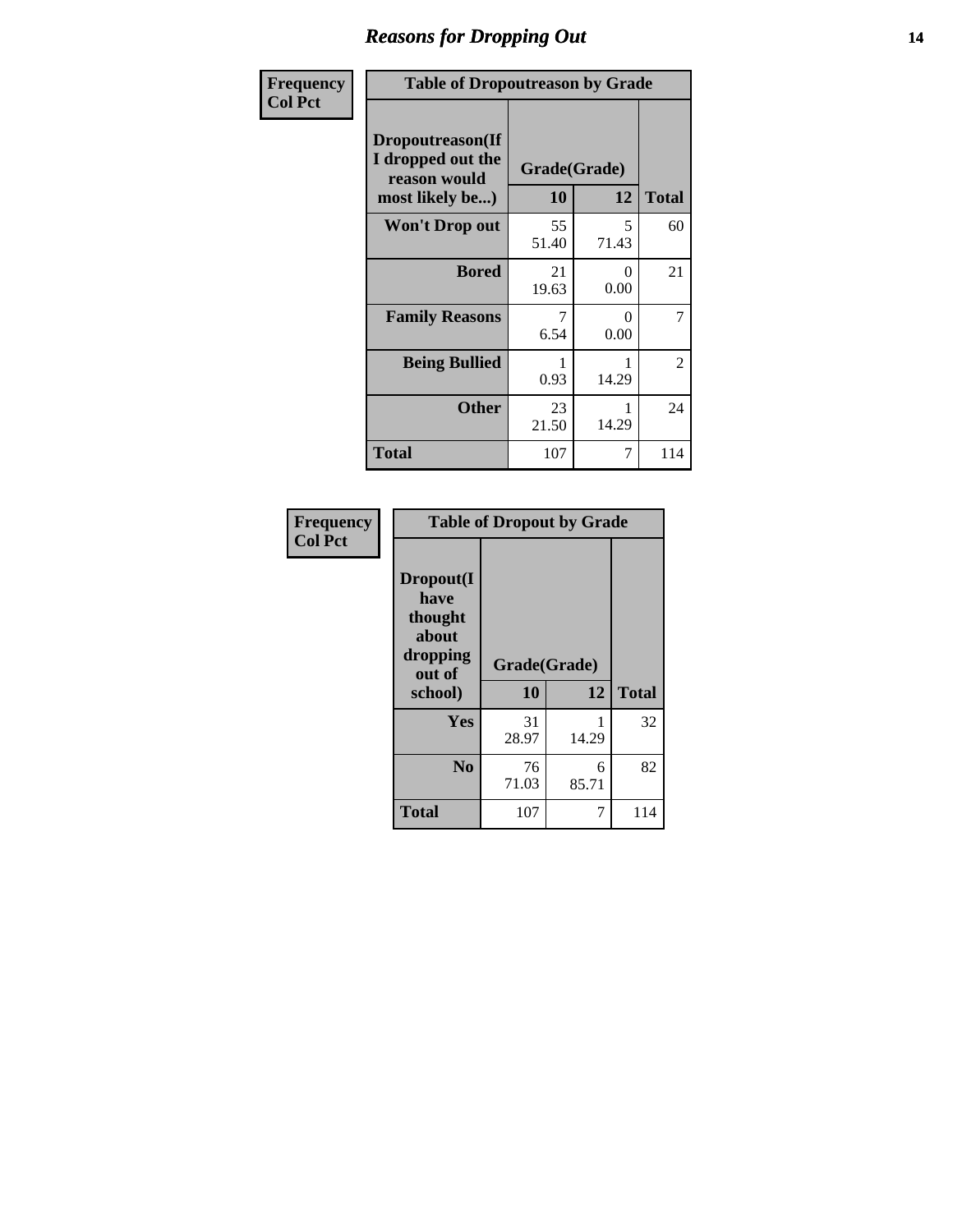# Reasons for Dropping Out

Frequency
Col Pct

**Table of Dropoutreason by Grade**

| Dropoutreason(If I dropped out the reason would most likely be...) | Grade(Grade) | | |
|---|---|---|---|
| | **10** | **12** | **Total** |
| **Won't Drop out** | 55<br>51.40 | 5<br>71.43 | 60 |
| **Bored** | 21<br>19.63 | 0<br>0.00 | 21 |
| **Family Reasons** | 7<br>6.54 | 0<br>0.00 | 7 |
| **Being Bullied** | 1<br>0.93 | 1<br>14.29 | 2 |
| **Other** | 23<br>21.50 | 1<br>14.29 | 24 |
| **Total** | 107 | 7 | 114 |

Frequency
Col Pct

**Table of Dropout by Grade**

| Dropout(I have thought about dropping out of school) | Grade(Grade) | | |
|---|---|---|---|
| | **10** | **12** | **Total** |
| **Yes** | 31<br>28.97 | 1<br>14.29 | 32 |
| **No** | 76<br>71.03 | 6<br>85.71 | 82 |
| **Total** | 107 | 7 | 114 |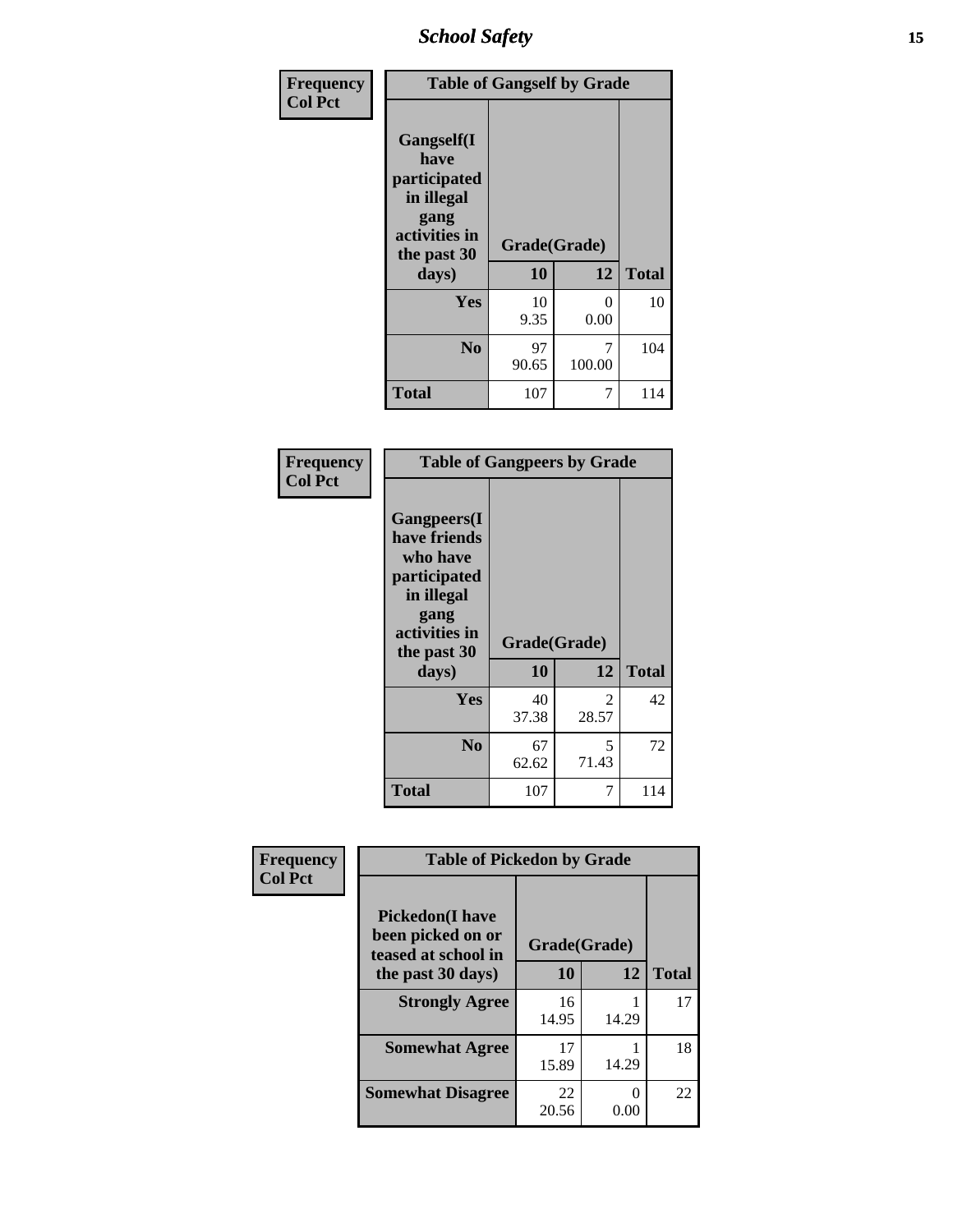| Frequency<br>Col Pct | Table of Gangself by Grade | | |
|---|---|---|---|
| Gangself(I have participated in illegal gang activities in the past 30 days) | Grade(Grade) | | |
| | 10 | 12 | Total |
| Yes | 10<br>9.35 | 0<br>0.00 | 10 |
| No | 97<br>90.65 | 7<br>100.00 | 104 |
| Total | 107 | 7 | 114 |

| Frequency<br>Col Pct | Table of Gangpeers by Grade | | |
|---|---|---|---|
| Gangpeers(I have friends who have participated in illegal gang activities in the past 30 days) | Grade(Grade) | | |
| | 10 | 12 | Total |
| Yes | 40<br>37.38 | 2<br>28.57 | 42 |
| No | 67<br>62.62 | 5<br>71.43 | 72 |
| Total | 107 | 7 | 114 |

| Frequency<br>Col Pct | Table of Pickedon by Grade | | |
|---|---|---|---|
| Pickedon(I have been picked on or teased at school in the past 30 days) | Grade(Grade) | | |
| | 10 | 12 | Total |
| Strongly Agree | 16<br>14.95 | 1<br>14.29 | 17 |
| Somewhat Agree | 17<br>15.89 | 1<br>14.29 | 18 |
| Somewhat Disagree | 22<br>20.56 | 0<br>0.00 | 22 |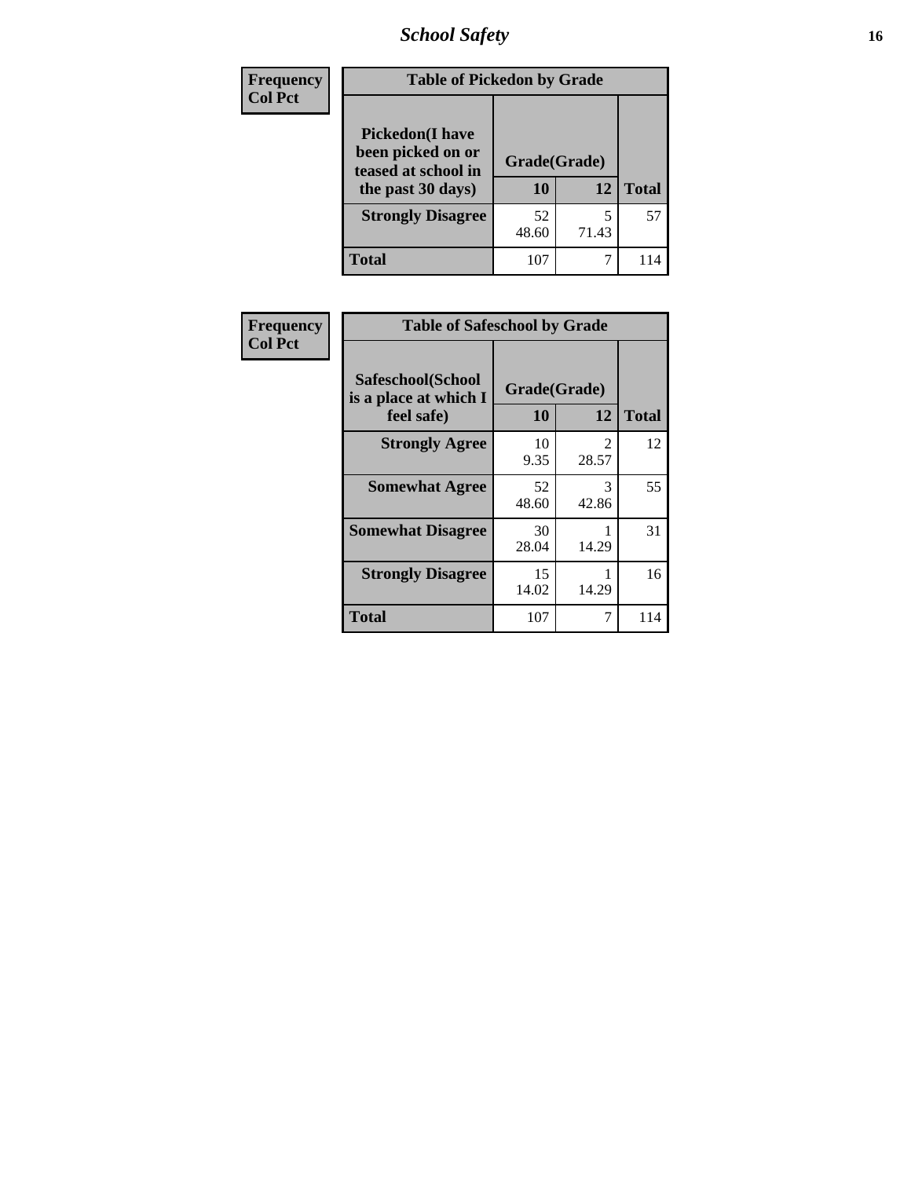| Frequency<br>Col Pct | Table of Pickedon by Grade | | |
|---|---|---|---|
| **Pickedon(I have been picked on or teased at school in the past 30 days)** | **Grade(Grade)** | | |
| | **10** | **12** | **Total** |
| **Strongly Disagree** | 52<br>48.60 | 5<br>71.43 | 57 |
| **Total** | 107 | 7 | 114 |

| Frequency<br>Col Pct | Table of Safeschool by Grade | | |
|---|---|---|---|
| **Safeschool(School is a place at which I feel safe)** | **Grade(Grade)** | | |
| | **10** | **12** | **Total** |
| **Strongly Agree** | 10<br>9.35 | 2<br>28.57 | 12 |
| **Somewhat Agree** | 52<br>48.60 | 3<br>42.86 | 55 |
| **Somewhat Disagree** | 30<br>28.04 | 1<br>14.29 | 31 |
| **Strongly Disagree** | 15<br>14.02 | 1<br>14.29 | 16 |
| **Total** | 107 | 7 | 114 |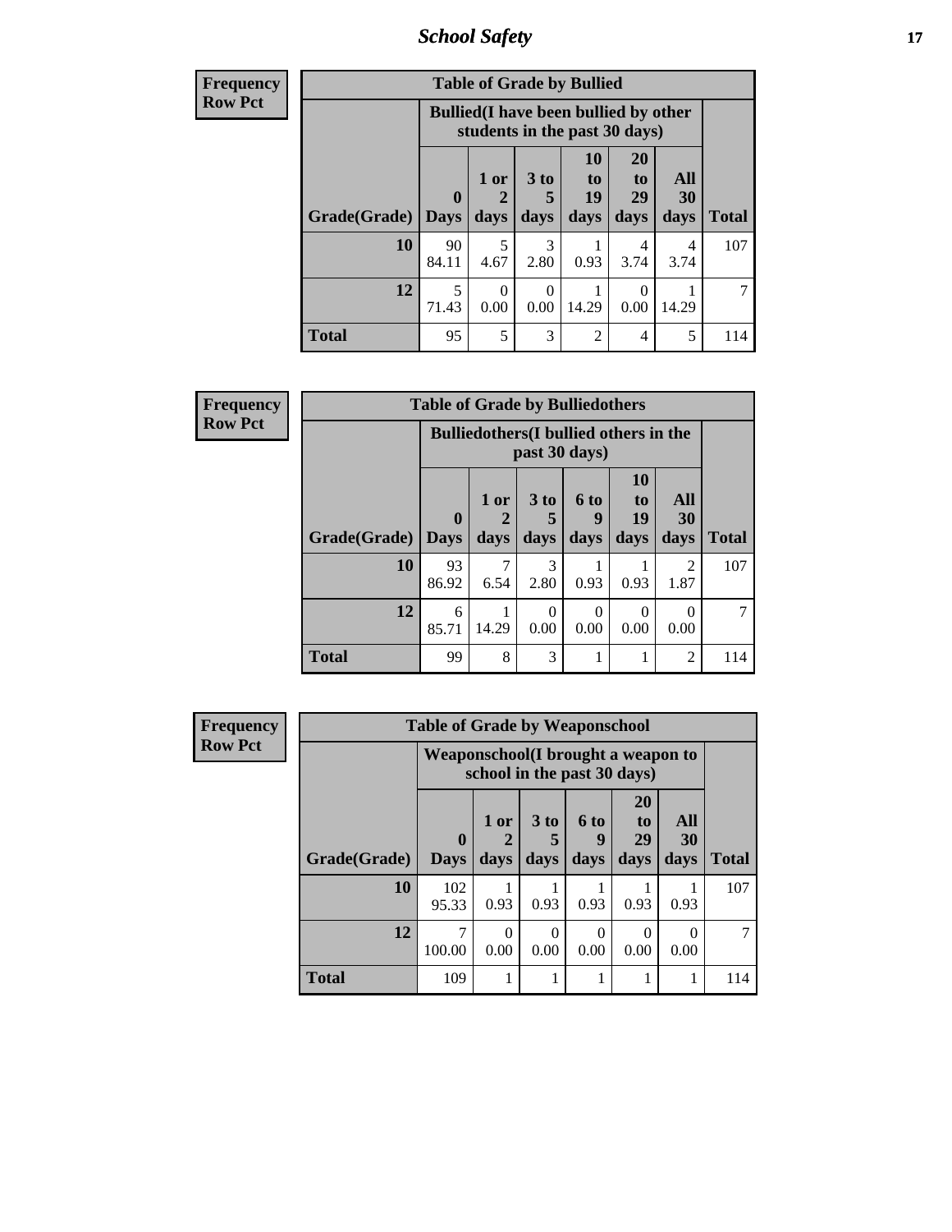| Frequency<br>Row Pct | Table of Grade by Bullied | | | | | | |
|---|---|---|---|---|---|---|---|
| | Bullied(I have been bullied by other students in the past 30 days) | | | | | | |
| Grade(Grade) | 0 Days | 1 or 2 days | 3 to 5 days | 10 to 19 days | 20 to 29 days | All 30 days | Total |
| 10 | 90<br>84.11 | 5<br>4.67 | 3<br>2.80 | 1<br>0.93 | 4<br>3.74 | 4<br>3.74 | 107 |
| 12 | 5<br>71.43 | 0<br>0.00 | 0<br>0.00 | 1<br>14.29 | 0<br>0.00 | 1<br>14.29 | 7 |
| Total | 95 | 5 | 3 | 2 | 4 | 5 | 114 |

| Frequency<br>Row Pct | Table of Grade by Bulliedothers | | | | | | |
|---|---|---|---|---|---|---|---|
| | Bulliedothers(I bullied others in the past 30 days) | | | | | | |
| Grade(Grade) | 0 Days | 1 or 2 days | 3 to 5 days | 6 to 9 days | 10 to 19 days | All 30 days | Total |
| 10 | 93<br>86.92 | 7<br>6.54 | 3<br>2.80 | 1<br>0.93 | 1<br>0.93 | 2<br>1.87 | 107 |
| 12 | 6<br>85.71 | 1<br>14.29 | 0<br>0.00 | 0<br>0.00 | 0<br>0.00 | 0<br>0.00 | 7 |
| Total | 99 | 8 | 3 | 1 | 1 | 2 | 114 |

| Frequency<br>Row Pct | Table of Grade by Weaponschool | | | | | | |
|---|---|---|---|---|---|---|---|
| | Weaponschool(I brought a weapon to school in the past 30 days) | | | | | | |
| Grade(Grade) | 0 Days | 1 or 2 days | 3 to 5 days | 6 to 9 days | 20 to 29 days | All 30 days | Total |
| 10 | 102<br>95.33 | 1<br>0.93 | 1<br>0.93 | 1<br>0.93 | 1<br>0.93 | 1<br>0.93 | 107 |
| 12 | 7<br>100.00 | 0<br>0.00 | 0<br>0.00 | 0<br>0.00 | 0<br>0.00 | 0<br>0.00 | 7 |
| Total | 109 | 1 | 1 | 1 | 1 | 1 | 114 |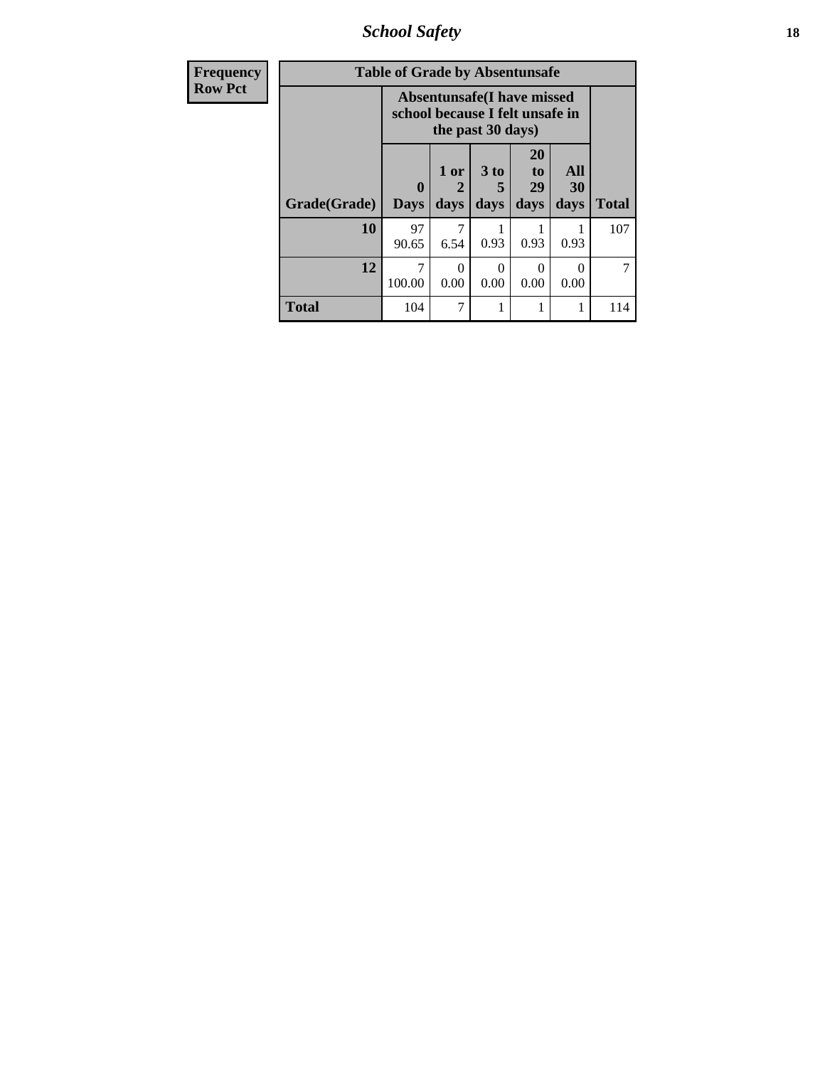| Frequency Row Pct | Table of Grade by Absentunsafe | | | | | |
|---|---|---|---|---|---|---|
| | Absentunsafe(I have missed school because I felt unsafe in the past 30 days) | | | | | |
| Grade(Grade) | 0 Days | 1 or 2 days | 3 to 5 days | 20 to 29 days | All 30 days | Total |
| 10 | 97<br>90.65 | 7<br>6.54 | 1<br>0.93 | 1<br>0.93 | 1<br>0.93 | 107 |
| 12 | 7<br>100.00 | 0<br>0.00 | 0<br>0.00 | 0<br>0.00 | 0<br>0.00 | 7 |
| Total | 104 | 7 | 1 | 1 | 1 | 114 |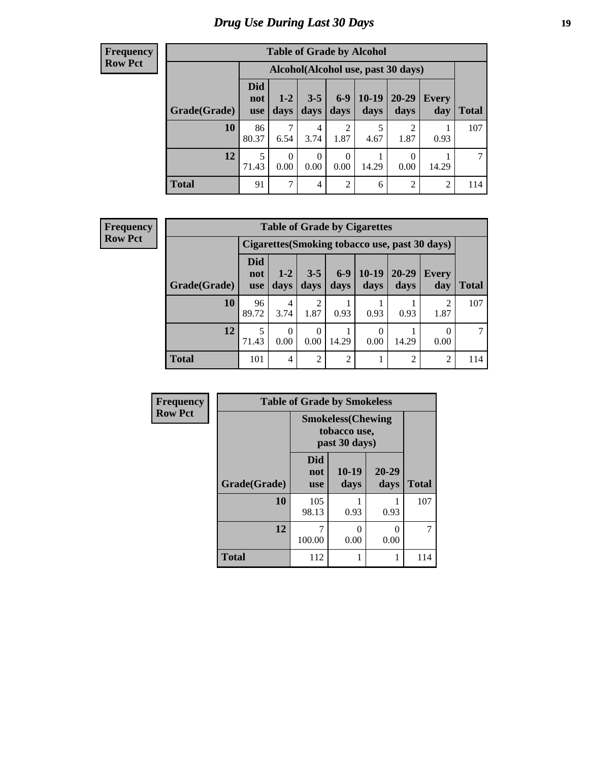# Drug Use During Last 30 Days

**Frequency**
**Row Pct**

| Table of Grade by Alcohol | | | | | | | | |
|---|---|---|---|---|---|---|---|---|
| | Alcohol(Alcohol use, past 30 days) | | | | | | | |
| Grade(Grade) | Did not use | 1-2 days | 3-5 days | 6-9 days | 10-19 days | 20-29 days | Every day | Total |
| 10 | 86<br>80.37 | 7<br>6.54 | 4<br>3.74 | 2<br>1.87 | 5<br>4.67 | 2<br>1.87 | 1<br>0.93 | 107 |
| 12 | 5<br>71.43 | 0<br>0.00 | 0<br>0.00 | 0<br>0.00 | 1<br>14.29 | 0<br>0.00 | 1<br>14.29 | 7 |
| Total | 91 | 7 | 4 | 2 | 6 | 2 | 2 | 114 |

**Frequency**
**Row Pct**

| Table of Grade by Cigarettes | | | | | | | | |
|---|---|---|---|---|---|---|---|---|
| | Cigarettes(Smoking tobacco use, past 30 days) | | | | | | | |
| Grade(Grade) | Did not use | 1-2 days | 3-5 days | 6-9 days | 10-19 days | 20-29 days | Every day | Total |
| 10 | 96<br>89.72 | 4<br>3.74 | 2<br>1.87 | 1<br>0.93 | 1<br>0.93 | 1<br>0.93 | 2<br>1.87 | 107 |
| 12 | 5<br>71.43 | 0<br>0.00 | 0<br>0.00 | 1<br>14.29 | 0<br>0.00 | 1<br>14.29 | 0<br>0.00 | 7 |
| Total | 101 | 4 | 2 | 2 | 1 | 2 | 2 | 114 |

**Frequency**
**Row Pct**

| Table of Grade by Smokeless | | | | |
|---|---|---|---|---|
| | Smokeless(Chewing tobacco use, past 30 days) | | | |
| Grade(Grade) | Did not use | 10-19 days | 20-29 days | Total |
| 10 | 105<br>98.13 | 1<br>0.93 | 1<br>0.93 | 107 |
| 12 | 7<br>100.00 | 0<br>0.00 | 0<br>0.00 | 7 |
| Total | 112 | 1 | 1 | 114 |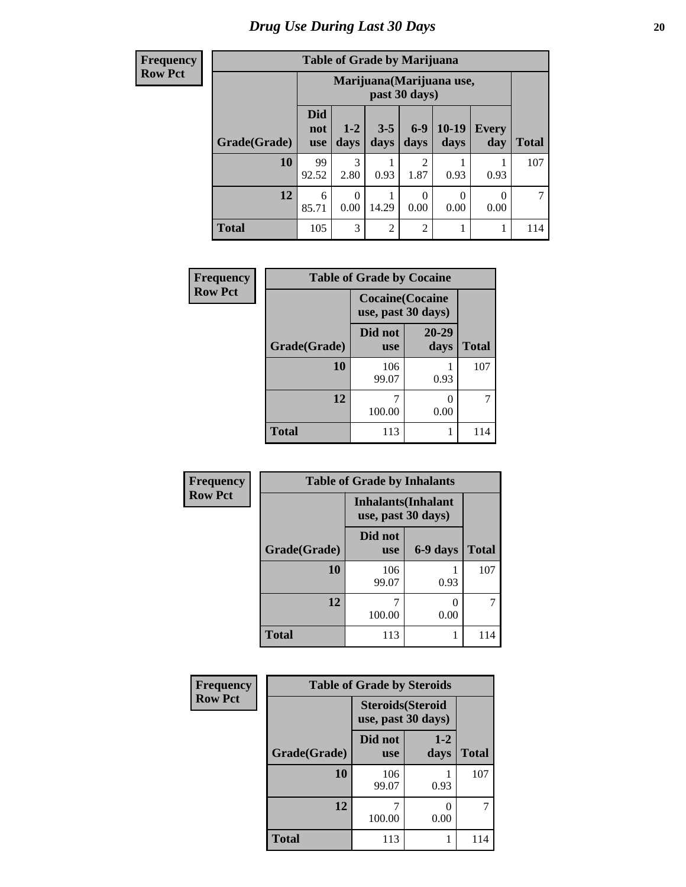# Drug Use During Last 30 Days

**Frequency**
**Row Pct**

| Table of Grade by Marijuana | | | | | | | |
|---|---|---|---|---|---|---|---|
| | Marijuana(Marijuana use, past 30 days) | | | | | | |
| Grade(Grade) | Did not use | 1-2 days | 3-5 days | 6-9 days | 10-19 days | Every day | Total |
| 10 | 99<br>92.52 | 3<br>2.80 | 1<br>0.93 | 2<br>1.87 | 1<br>0.93 | 1<br>0.93 | 107 |
| 12 | 6<br>85.71 | 0<br>0.00 | 1<br>14.29 | 0<br>0.00 | 0<br>0.00 | 0<br>0.00 | 7 |
| Total | 105 | 3 | 2 | 2 | 1 | 1 | 114 |

**Frequency**
**Row Pct**

| Table of Grade by Cocaine | | | |
|---|---|---|---|
| | Cocaine(Cocaine use, past 30 days) | | |
| Grade(Grade) | Did not use | 20-29 days | Total |
| 10 | 106<br>99.07 | 1<br>0.93 | 107 |
| 12 | 7<br>100.00 | 0<br>0.00 | 7 |
| Total | 113 | 1 | 114 |

**Frequency**
**Row Pct**

| Table of Grade by Inhalants | | | |
|---|---|---|---|
| | Inhalants(Inhalant use, past 30 days) | | |
| Grade(Grade) | Did not use | 6-9 days | Total |
| 10 | 106<br>99.07 | 1<br>0.93 | 107 |
| 12 | 7<br>100.00 | 0<br>0.00 | 7 |
| Total | 113 | 1 | 114 |

**Frequency**
**Row Pct**

| Table of Grade by Steroids | | | |
|---|---|---|---|
| | Steroids(Steroid use, past 30 days) | | |
| Grade(Grade) | Did not use | 1-2 days | Total |
| 10 | 106<br>99.07 | 1<br>0.93 | 107 |
| 12 | 7<br>100.00 | 0<br>0.00 | 7 |
| Total | 113 | 1 | 114 |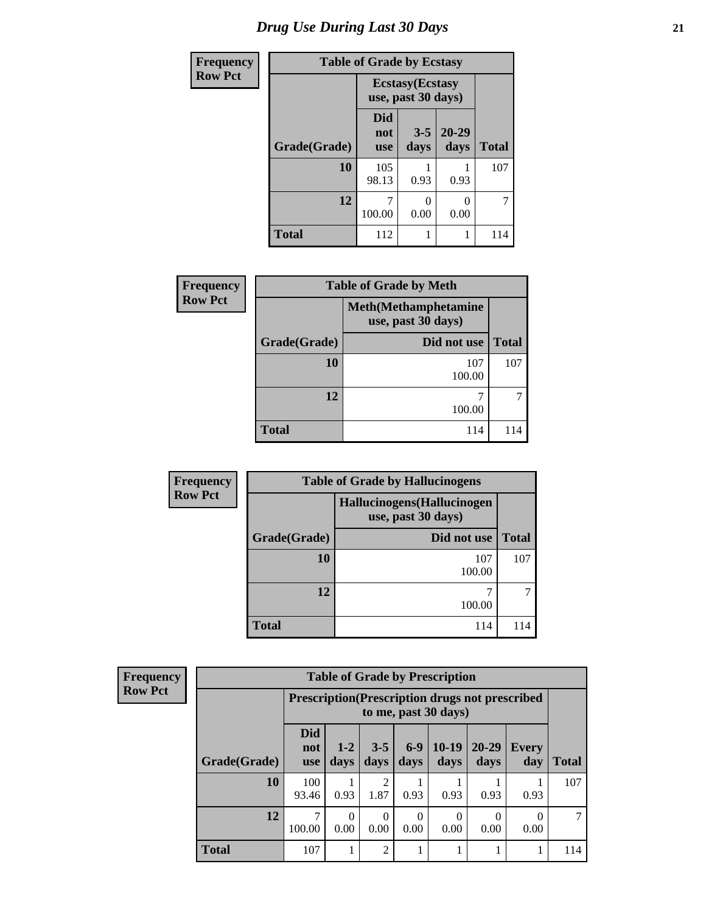# Drug Use During Last 30 Days

| Frequency Row Pct | Table of Grade by Ecstasy | | | |
|---|---|---|---|---|
| | Ecstasy(Ecstasy use, past 30 days) | | | |
| Grade(Grade) | Did not use | 3-5 days | 20-29 days | Total |
| 10 | 105<br>98.13 | 1<br>0.93 | 1<br>0.93 | 107 |
| 12 | 7<br>100.00 | 0<br>0.00 | 0<br>0.00 | 7 |
| Total | 112 | 1 | 1 | 114 |

| Frequency Row Pct | Table of Grade by Meth | |
|---|---|---|
| | Meth(Methamphetamine use, past 30 days) | |
| Grade(Grade) | Did not use | Total |
| 10 | 107<br>100.00 | 107 |
| 12 | 7<br>100.00 | 7 |
| Total | 114 | 114 |

| Frequency Row Pct | Table of Grade by Hallucinogens | |
|---|---|---|
| | Hallucinogens(Hallucinogen use, past 30 days) | |
| Grade(Grade) | Did not use | Total |
| 10 | 107<br>100.00 | 107 |
| 12 | 7<br>100.00 | 7 |
| Total | 114 | 114 |

| Frequency Row Pct | Table of Grade by Prescription | | | | | | | |
|---|---|---|---|---|---|---|---|---|
| | Prescription(Prescription drugs not prescribed to me, past 30 days) | | | | | | | |
| Grade(Grade) | Did not use | 1-2 days | 3-5 days | 6-9 days | 10-19 days | 20-29 days | Every day | Total |
| 10 | 100<br>93.46 | 1<br>0.93 | 2<br>1.87 | 1<br>0.93 | 1<br>0.93 | 1<br>0.93 | 1<br>0.93 | 107 |
| 12 | 7<br>100.00 | 0<br>0.00 | 0<br>0.00 | 0<br>0.00 | 0<br>0.00 | 0<br>0.00 | 0<br>0.00 | 7 |
| Total | 107 | 1 | 2 | 1 | 1 | 1 | 1 | 114 |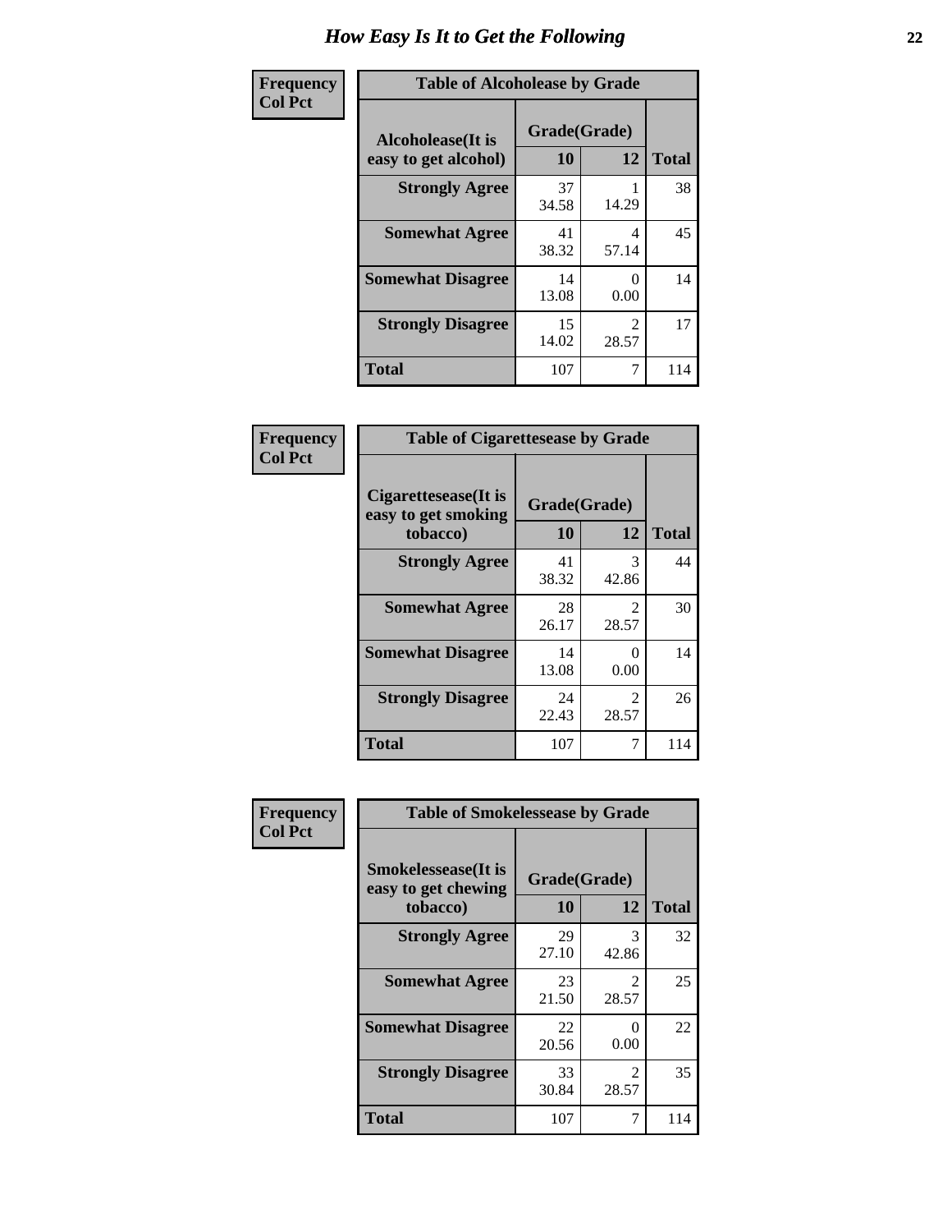# How Easy Is It to Get the Following

**Frequency / Col Pct**

**Table of Alcoholease by Grade**

| Alcoholease(It is easy to get alcohol) | Grade(Grade) 10 | 12 | Total |
|---|---|---|---|
| **Strongly Agree** | 37<br>34.58 | 1<br>14.29 | 38 |
| **Somewhat Agree** | 41<br>38.32 | 4<br>57.14 | 45 |
| **Somewhat Disagree** | 14<br>13.08 | 0<br>0.00 | 14 |
| **Strongly Disagree** | 15<br>14.02 | 2<br>28.57 | 17 |
| **Total** | 107 | 7 | 114 |

**Frequency / Col Pct**

**Table of Cigarettesease by Grade**

| Cigarettesease(It is easy to get smoking tobacco) | Grade(Grade) 10 | 12 | Total |
|---|---|---|---|
| **Strongly Agree** | 41<br>38.32 | 3<br>42.86 | 44 |
| **Somewhat Agree** | 28<br>26.17 | 2<br>28.57 | 30 |
| **Somewhat Disagree** | 14<br>13.08 | 0<br>0.00 | 14 |
| **Strongly Disagree** | 24<br>22.43 | 2<br>28.57 | 26 |
| **Total** | 107 | 7 | 114 |

**Frequency / Col Pct**

**Table of Smokelessease by Grade**

| Smokelessease(It is easy to get chewing tobacco) | Grade(Grade) 10 | 12 | Total |
|---|---|---|---|
| **Strongly Agree** | 29<br>27.10 | 3<br>42.86 | 32 |
| **Somewhat Agree** | 23<br>21.50 | 2<br>28.57 | 25 |
| **Somewhat Disagree** | 22<br>20.56 | 0<br>0.00 | 22 |
| **Strongly Disagree** | 33<br>30.84 | 2<br>28.57 | 35 |
| **Total** | 107 | 7 | 114 |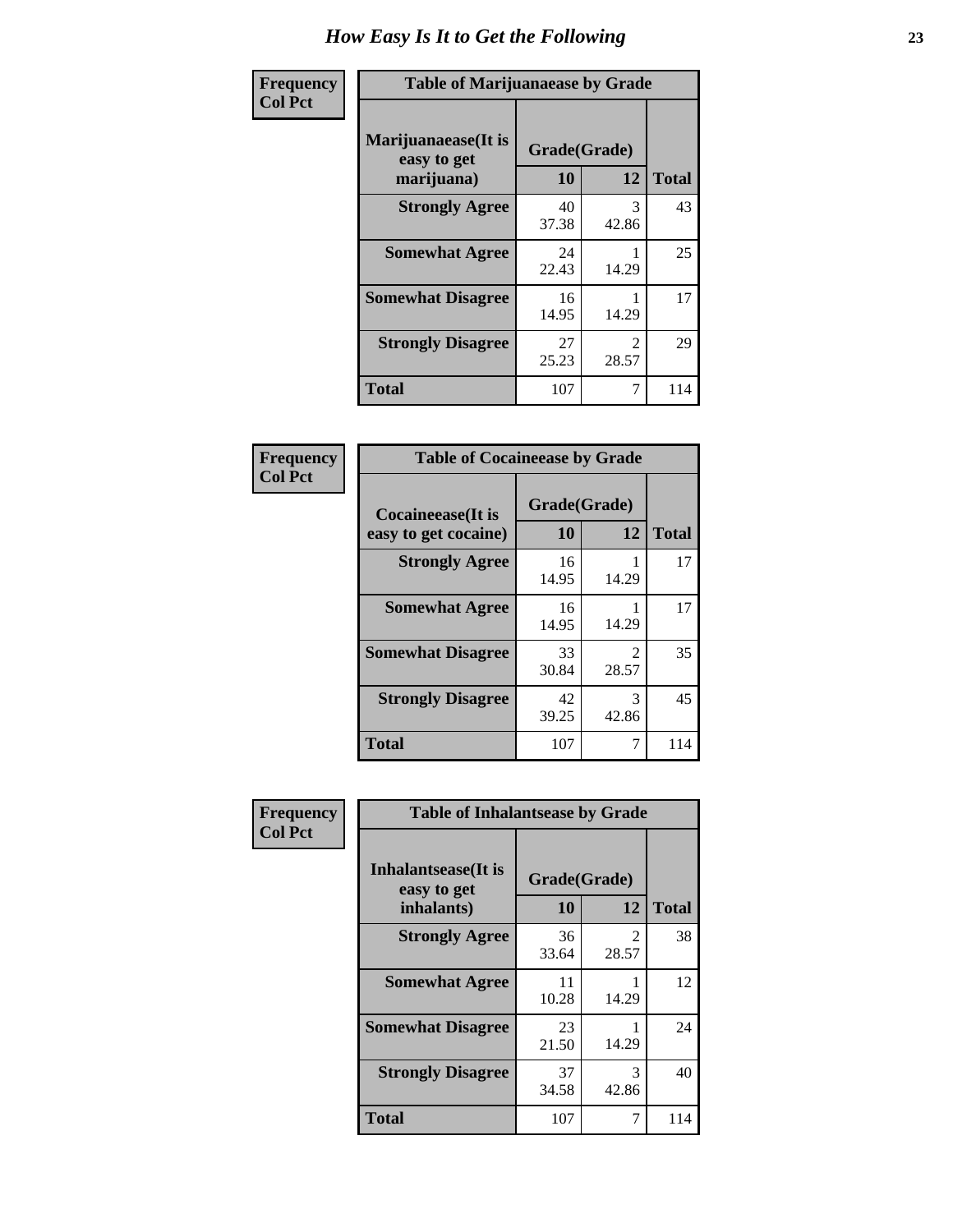# How Easy Is It to Get the Following

**Frequency**
**Col Pct**

| Table of Marijuanaease by Grade | | | |
|---|---|---|---|
| **Marijuanaease(It is easy to get marijuana)** | **Grade(Grade)** | | **Total** |
| | **10** | **12** | |
| **Strongly Agree** | 40<br>37.38 | 3<br>42.86 | 43 |
| **Somewhat Agree** | 24<br>22.43 | 1<br>14.29 | 25 |
| **Somewhat Disagree** | 16<br>14.95 | 1<br>14.29 | 17 |
| **Strongly Disagree** | 27<br>25.23 | 2<br>28.57 | 29 |
| **Total** | 107 | 7 | 114 |

**Frequency**
**Col Pct**

| Table of Cocaineease by Grade | | | |
|---|---|---|---|
| **Cocaineease(It is easy to get cocaine)** | **Grade(Grade)** | | **Total** |
| | **10** | **12** | |
| **Strongly Agree** | 16<br>14.95 | 1<br>14.29 | 17 |
| **Somewhat Agree** | 16<br>14.95 | 1<br>14.29 | 17 |
| **Somewhat Disagree** | 33<br>30.84 | 2<br>28.57 | 35 |
| **Strongly Disagree** | 42<br>39.25 | 3<br>42.86 | 45 |
| **Total** | 107 | 7 | 114 |

**Frequency**
**Col Pct**

| Table of Inhalantsease by Grade | | | |
|---|---|---|---|
| **Inhalantsease(It is easy to get inhalants)** | **Grade(Grade)** | | **Total** |
| | **10** | **12** | |
| **Strongly Agree** | 36<br>33.64 | 2<br>28.57 | 38 |
| **Somewhat Agree** | 11<br>10.28 | 1<br>14.29 | 12 |
| **Somewhat Disagree** | 23<br>21.50 | 1<br>14.29 | 24 |
| **Strongly Disagree** | 37<br>34.58 | 3<br>42.86 | 40 |
| **Total** | 107 | 7 | 114 |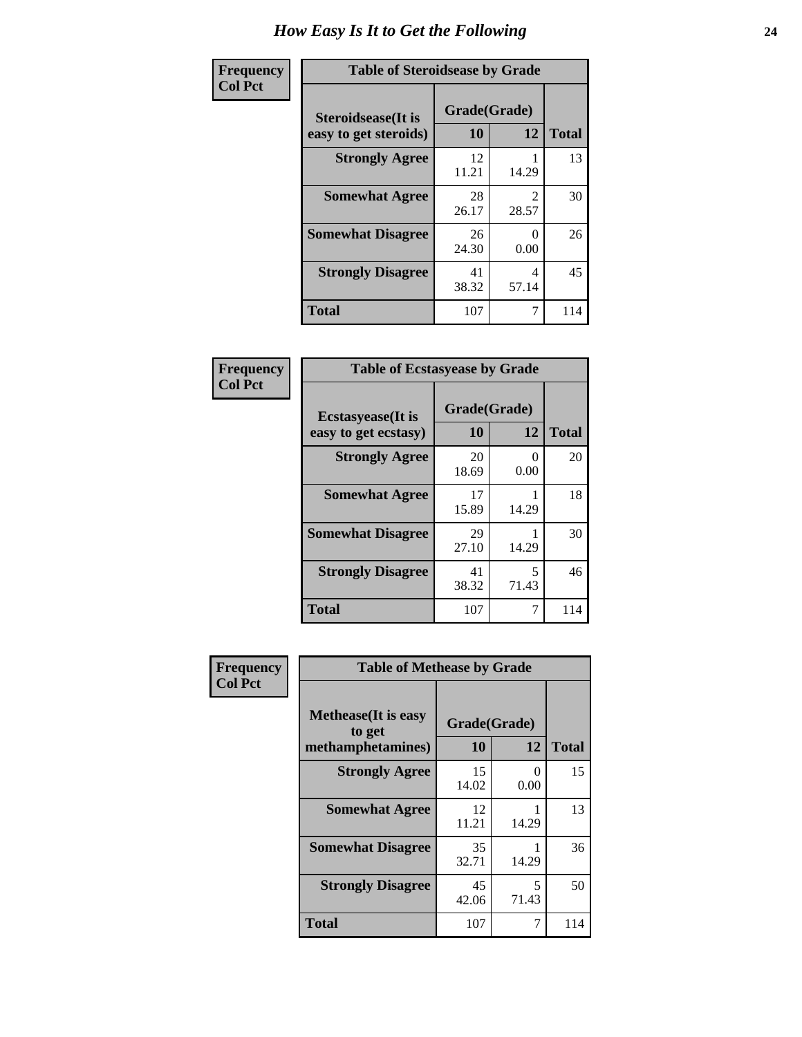# How Easy Is It to Get the Following

**Frequency / Col Pct**

**Table of Steroidsease by Grade**

| Steroidsease(It is easy to get steroids) | Grade(Grade) 10 | 12 | Total |
|---|---|---|---|
| **Strongly Agree** | 12<br>11.21 | 1<br>14.29 | 13 |
| **Somewhat Agree** | 28<br>26.17 | 2<br>28.57 | 30 |
| **Somewhat Disagree** | 26<br>24.30 | 0<br>0.00 | 26 |
| **Strongly Disagree** | 41<br>38.32 | 4<br>57.14 | 45 |
| **Total** | 107 | 7 | 114 |

**Frequency / Col Pct**

**Table of Ecstasyease by Grade**

| Ecstasyease(It is easy to get ecstasy) | Grade(Grade) 10 | 12 | Total |
|---|---|---|---|
| **Strongly Agree** | 20<br>18.69 | 0<br>0.00 | 20 |
| **Somewhat Agree** | 17<br>15.89 | 1<br>14.29 | 18 |
| **Somewhat Disagree** | 29<br>27.10 | 1<br>14.29 | 30 |
| **Strongly Disagree** | 41<br>38.32 | 5<br>71.43 | 46 |
| **Total** | 107 | 7 | 114 |

**Frequency / Col Pct**

**Table of Methease by Grade**

| Methease(It is easy to get methamphetamines) | Grade(Grade) 10 | 12 | Total |
|---|---|---|---|
| **Strongly Agree** | 15<br>14.02 | 0<br>0.00 | 15 |
| **Somewhat Agree** | 12<br>11.21 | 1<br>14.29 | 13 |
| **Somewhat Disagree** | 35<br>32.71 | 1<br>14.29 | 36 |
| **Strongly Disagree** | 45<br>42.06 | 5<br>71.43 | 50 |
| **Total** | 107 | 7 | 114 |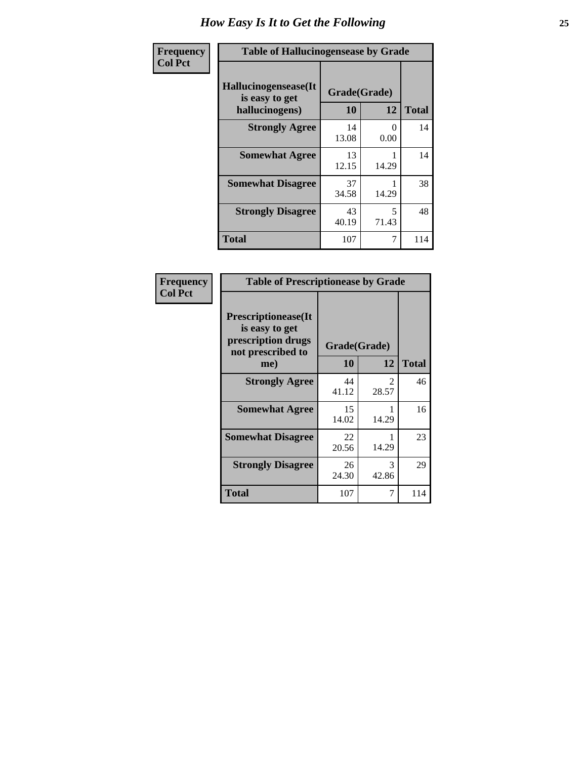# How Easy Is It to Get the Following

**Frequency**
**Col Pct**

**Table of Hallucinogensease by Grade**

| Hallucinogensease(It is easy to get hallucinogens) | Grade(Grade) | | Total |
|---|---|---|---|
| | 10 | 12 | |
| **Strongly Agree** | 14<br>13.08 | 0<br>0.00 | 14 |
| **Somewhat Agree** | 13<br>12.15 | 1<br>14.29 | 14 |
| **Somewhat Disagree** | 37<br>34.58 | 1<br>14.29 | 38 |
| **Strongly Disagree** | 43<br>40.19 | 5<br>71.43 | 48 |
| **Total** | 107 | 7 | 114 |

**Frequency**
**Col Pct**

**Table of Prescriptionease by Grade**

| Prescriptionease(It is easy to get prescription drugs not prescribed to me) | Grade(Grade) | | Total |
|---|---|---|---|
| | 10 | 12 | |
| **Strongly Agree** | 44<br>41.12 | 2<br>28.57 | 46 |
| **Somewhat Agree** | 15<br>14.02 | 1<br>14.29 | 16 |
| **Somewhat Disagree** | 22<br>20.56 | 1<br>14.29 | 23 |
| **Strongly Disagree** | 26<br>24.30 | 3<br>42.86 | 29 |
| **Total** | 107 | 7 | 114 |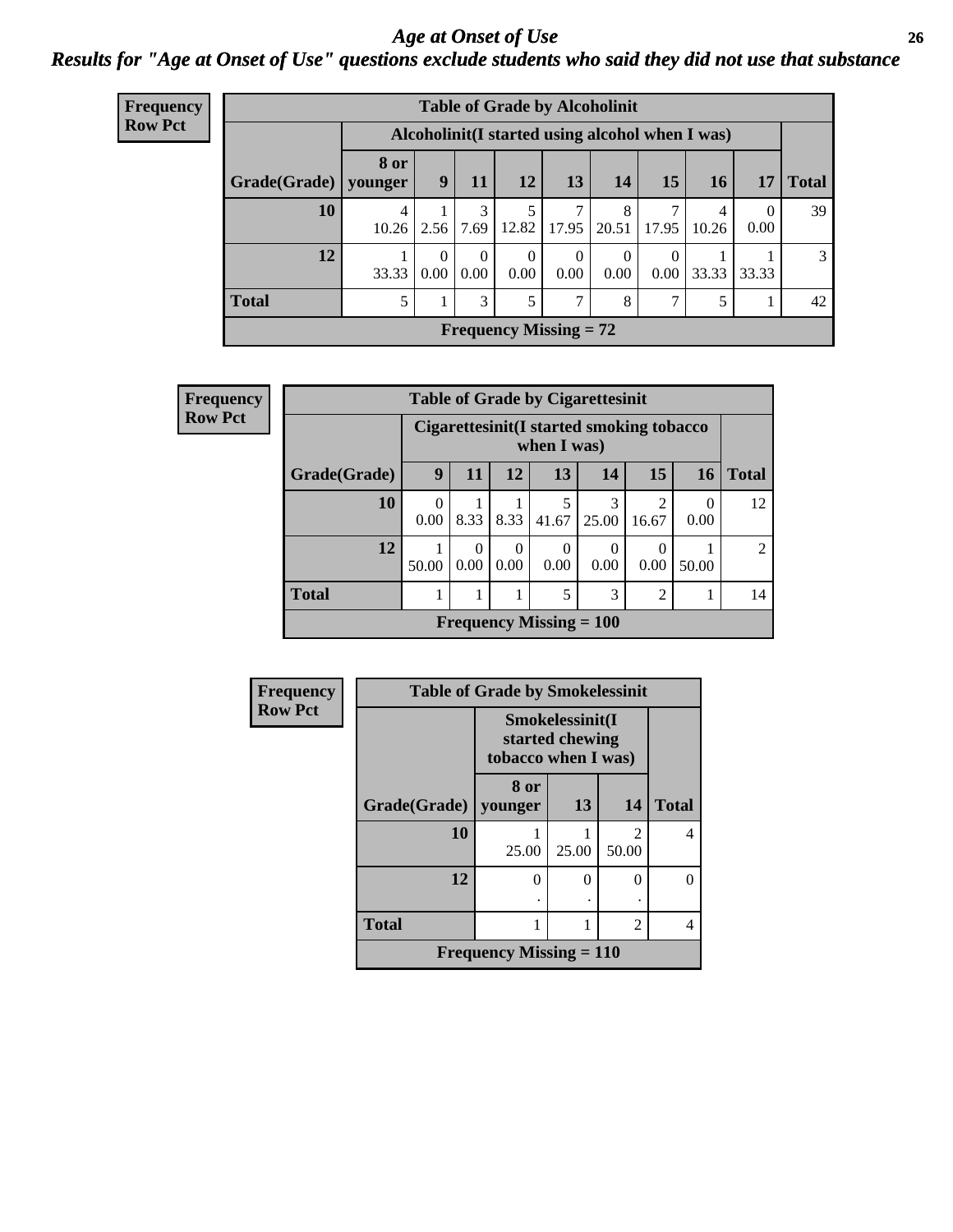# Age at Onset of Use

## Results for "Age at Onset of Use" questions exclude students who said they did not use that substance

**Frequency**
**Row Pct**

| Table of Grade by Alcoholinit | | | | | | | | | | |
|---|---|---|---|---|---|---|---|---|---|---|
| | Alcoholinit(I started using alcohol when I was) | | | | | | | | | |
| Grade(Grade) | 8 or younger | 9 | 11 | 12 | 13 | 14 | 15 | 16 | 17 | Total |
| 10 | 4<br>10.26 | 1<br>2.56 | 3<br>7.69 | 5<br>12.82 | 7<br>17.95 | 8<br>20.51 | 7<br>17.95 | 4<br>10.26 | 0<br>0.00 | 39 |
| 12 | 1<br>33.33 | 0<br>0.00 | 0<br>0.00 | 0<br>0.00 | 0<br>0.00 | 0<br>0.00 | 0<br>0.00 | 1<br>33.33 | 1<br>33.33 | 3 |
| Total | 5 | 1 | 3 | 5 | 7 | 8 | 7 | 5 | 1 | 42 |
| Frequency Missing = 72 | | | | | | | | | | |

**Frequency**
**Row Pct**

| Table of Grade by Cigarettesinit | | | | | | | | |
|---|---|---|---|---|---|---|---|---|
| | Cigarettesinit(I started smoking tobacco when I was) | | | | | | | |
| Grade(Grade) | 9 | 11 | 12 | 13 | 14 | 15 | 16 | Total |
| 10 | 0<br>0.00 | 1<br>8.33 | 1<br>8.33 | 5<br>41.67 | 3<br>25.00 | 2<br>16.67 | 0<br>0.00 | 12 |
| 12 | 1<br>50.00 | 0<br>0.00 | 0<br>0.00 | 0<br>0.00 | 0<br>0.00 | 0<br>0.00 | 1<br>50.00 | 2 |
| Total | 1 | 1 | 1 | 5 | 3 | 2 | 1 | 14 |
| Frequency Missing = 100 | | | | | | | | |

**Frequency**
**Row Pct**

| Table of Grade by Smokelessinit | | | | |
|---|---|---|---|---|
| | Smokelessinit(I started chewing tobacco when I was) | | | |
| Grade(Grade) | 8 or younger | 13 | 14 | Total |
| 10 | 1<br>25.00 | 1<br>25.00 | 2<br>50.00 | 4 |
| 12 | 0<br>. | 0<br>. | 0<br>. | 0 |
| Total | 1 | 1 | 2 | 4 |
| Frequency Missing = 110 | | | | |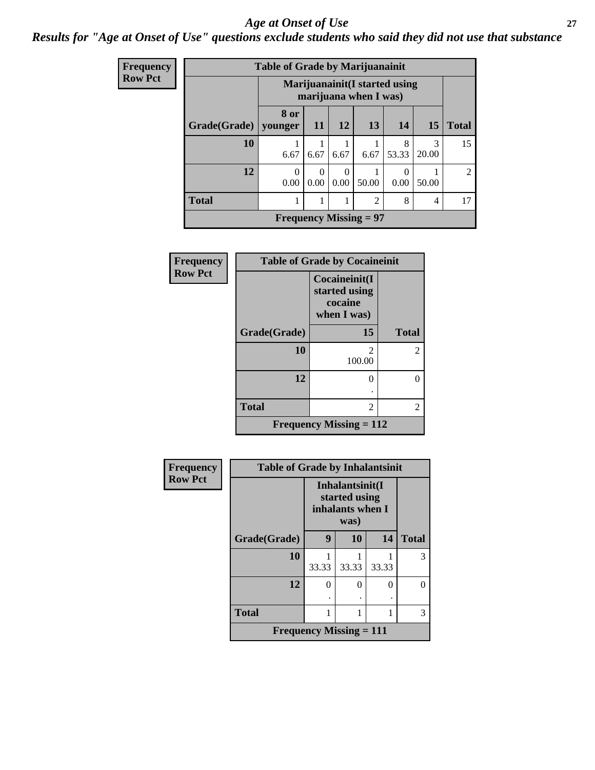## Age at Onset of Use

***Results for "Age at Onset of Use" questions exclude students who said they did not use that substance***

**Frequency**
**Row Pct**

| Table of Grade by Marijuanainit | | | | | | | |
|---|---|---|---|---|---|---|---|
| | Marijuanainit(I started using marijuana when I was) | | | | | | |
| Grade(Grade) | 8 or younger | 11 | 12 | 13 | 14 | 15 | Total |
| 10 | 1<br>6.67 | 1<br>6.67 | 1<br>6.67 | 1<br>6.67 | 8<br>53.33 | 3<br>20.00 | 15 |
| 12 | 0<br>0.00 | 0<br>0.00 | 0<br>0.00 | 1<br>50.00 | 0<br>0.00 | 1<br>50.00 | 2 |
| Total | 1 | 1 | 1 | 2 | 8 | 4 | 17 |
| Frequency Missing = 97 | | | | | | | |

**Frequency**
**Row Pct**

| Table of Grade by Cocaineinit | | |
|---|---|---|
| | Cocaineinit(I started using cocaine when I was) | |
| Grade(Grade) | 15 | Total |
| 10 | 2<br>100.00 | 2 |
| 12 | 0<br>. | 0 |
| Total | 2 | 2 |
| Frequency Missing = 112 | | |

**Frequency**
**Row Pct**

| Table of Grade by Inhalantsinit | | | | |
|---|---|---|---|---|
| | Inhalantsinit(I started using inhalants when I was) | | | |
| Grade(Grade) | 9 | 10 | 14 | Total |
| 10 | 1<br>33.33 | 1<br>33.33 | 1<br>33.33 | 3 |
| 12 | 0<br>. | 0<br>. | 0<br>. | 0 |
| Total | 1 | 1 | 1 | 3 |
| Frequency Missing = 111 | | | | |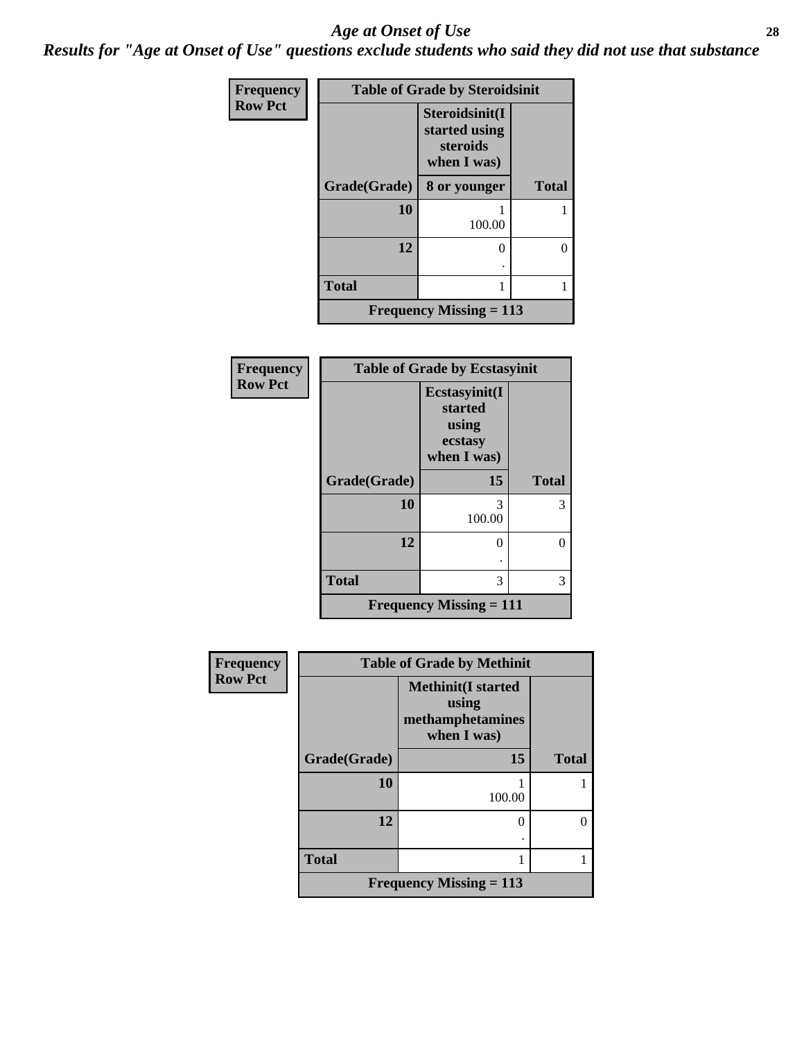# *Age at Onset of Use*

***Results for "Age at Onset of Use" questions exclude students who said they did not use that substance***

**Frequency**
**Row Pct**

| Table of Grade by Steroidsinit | | |
|---|---|---|
| | **Steroidsinit(I started using steroids when I was)** | |
| **Grade(Grade)** | **8 or younger** | **Total** |
| **10** | 1<br>100.00 | 1 |
| **12** | 0<br>. | 0 |
| **Total** | 1 | 1 |
| **Frequency Missing = 113** | | |

**Frequency**
**Row Pct**

| Table of Grade by Ecstasyinit | | |
|---|---|---|
| | **Ecstasyinit(I started using ecstasy when I was)** | |
| **Grade(Grade)** | **15** | **Total** |
| **10** | 3<br>100.00 | 3 |
| **12** | 0<br>. | 0 |
| **Total** | 3 | 3 |
| **Frequency Missing = 111** | | |

**Frequency**
**Row Pct**

| Table of Grade by Methinit | | |
|---|---|---|
| | **Methinit(I started using methamphetamines when I was)** | |
| **Grade(Grade)** | **15** | **Total** |
| **10** | 1<br>100.00 | 1 |
| **12** | 0<br>. | 0 |
| **Total** | 1 | 1 |
| **Frequency Missing = 113** | | |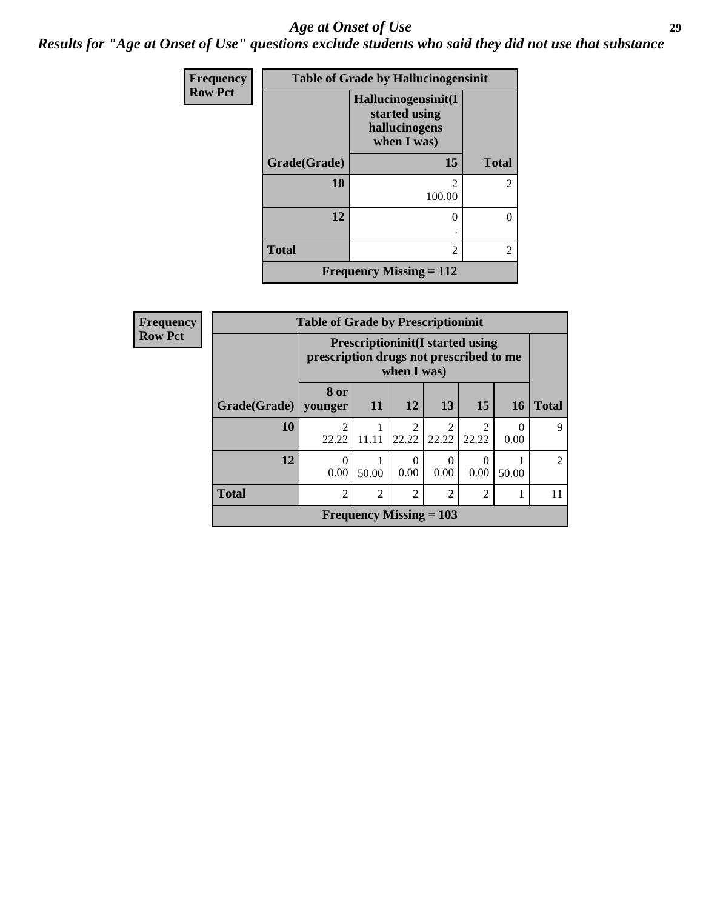## Age at Onset of Use

### Results for "Age at Onset of Use" questions exclude students who said they did not use that substance

**Frequency**
**Row Pct**

| Table of Grade by Hallucinogensinit | | |
|---|---|---|
| | Hallucinogensinit(I started using hallucinogens when I was) | |
| Grade(Grade) | 15 | Total |
| 10 | 2<br>100.00 | 2 |
| 12 | 0<br>. | 0 |
| Total | 2 | 2 |
| Frequency Missing = 112 | | |

**Frequency**
**Row Pct**

| Table of Grade by Prescriptioninit | | | | | | | |
|---|---|---|---|---|---|---|---|
| | Prescriptioninit(I started using prescription drugs not prescribed to me when I was) | | | | | | |
| Grade(Grade) | 8 or younger | 11 | 12 | 13 | 15 | 16 | Total |
| 10 | 2<br>22.22 | 1<br>11.11 | 2<br>22.22 | 2<br>22.22 | 2<br>22.22 | 0<br>0.00 | 9 |
| 12 | 0<br>0.00 | 1<br>50.00 | 0<br>0.00 | 0<br>0.00 | 0<br>0.00 | 1<br>50.00 | 2 |
| Total | 2 | 2 | 2 | 2 | 2 | 1 | 11 |
| Frequency Missing = 103 | | | | | | | |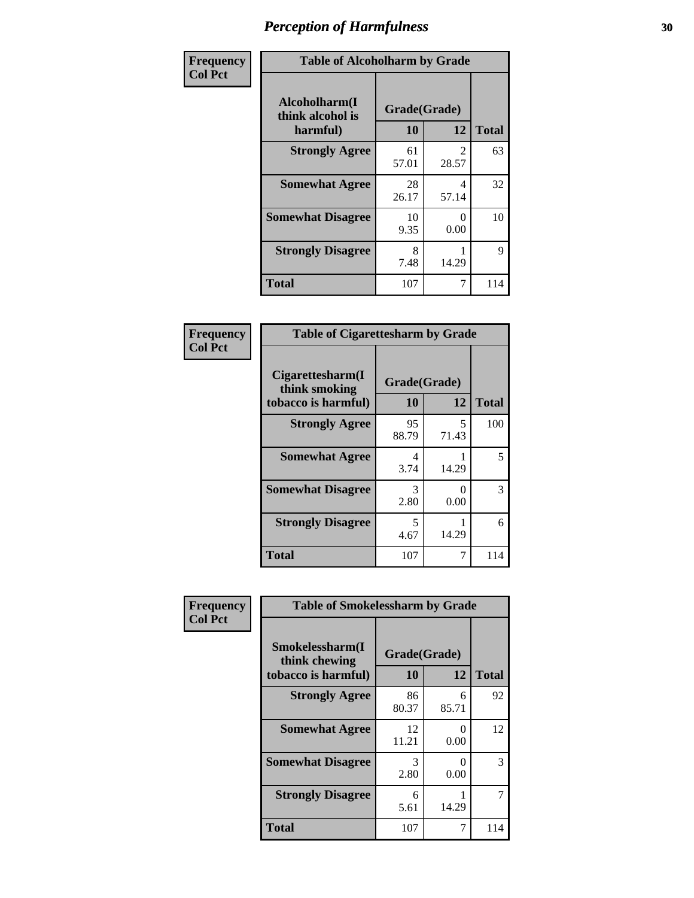# Perception of Harmfulness

**Frequency / Col Pct**

**Table of Alcoholharm by Grade**

| Alcoholharm(I think alcohol is harmful) | Grade(Grade) 10 | 12 | Total |
|---|---|---|---|
| **Strongly Agree** | 61<br>57.01 | 2<br>28.57 | 63 |
| **Somewhat Agree** | 28<br>26.17 | 4<br>57.14 | 32 |
| **Somewhat Disagree** | 10<br>9.35 | 0<br>0.00 | 10 |
| **Strongly Disagree** | 8<br>7.48 | 1<br>14.29 | 9 |
| **Total** | 107 | 7 | 114 |

**Frequency / Col Pct**

**Table of Cigarettesharm by Grade**

| Cigarettesharm(I think smoking tobacco is harmful) | Grade(Grade) 10 | 12 | Total |
|---|---|---|---|
| **Strongly Agree** | 95<br>88.79 | 5<br>71.43 | 100 |
| **Somewhat Agree** | 4<br>3.74 | 1<br>14.29 | 5 |
| **Somewhat Disagree** | 3<br>2.80 | 0<br>0.00 | 3 |
| **Strongly Disagree** | 5<br>4.67 | 1<br>14.29 | 6 |
| **Total** | 107 | 7 | 114 |

**Frequency / Col Pct**

**Table of Smokelessharm by Grade**

| Smokelessharm(I think chewing tobacco is harmful) | Grade(Grade) 10 | 12 | Total |
|---|---|---|---|
| **Strongly Agree** | 86<br>80.37 | 6<br>85.71 | 92 |
| **Somewhat Agree** | 12<br>11.21 | 0<br>0.00 | 12 |
| **Somewhat Disagree** | 3<br>2.80 | 0<br>0.00 | 3 |
| **Strongly Disagree** | 6<br>5.61 | 1<br>14.29 | 7 |
| **Total** | 107 | 7 | 114 |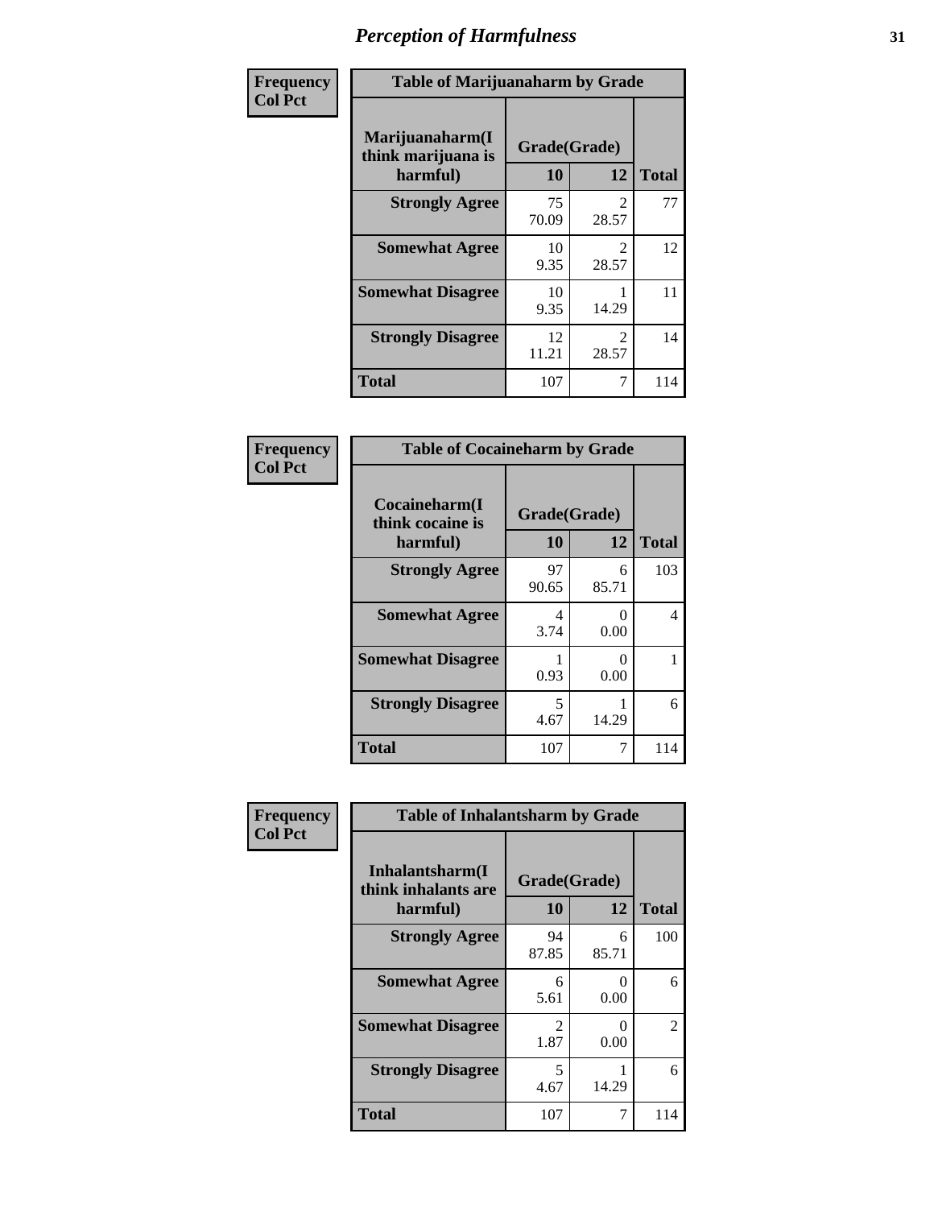# Perception of Harmfulness

**Frequency**
**Col Pct**

| Table of Marijuanaharm by Grade | | | |
|---|---|---|---|
| Marijuanaharm(I think marijuana is harmful) | Grade(Grade) | | |
| | 10 | 12 | Total |
| **Strongly Agree** | 75<br>70.09 | 2<br>28.57 | 77 |
| **Somewhat Agree** | 10<br>9.35 | 2<br>28.57 | 12 |
| **Somewhat Disagree** | 10<br>9.35 | 1<br>14.29 | 11 |
| **Strongly Disagree** | 12<br>11.21 | 2<br>28.57 | 14 |
| **Total** | 107 | 7 | 114 |

**Frequency**
**Col Pct**

| Table of Cocaineharm by Grade | | | |
|---|---|---|---|
| Cocaineharm(I think cocaine is harmful) | Grade(Grade) | | |
| | 10 | 12 | Total |
| **Strongly Agree** | 97<br>90.65 | 6<br>85.71 | 103 |
| **Somewhat Agree** | 4<br>3.74 | 0<br>0.00 | 4 |
| **Somewhat Disagree** | 1<br>0.93 | 0<br>0.00 | 1 |
| **Strongly Disagree** | 5<br>4.67 | 1<br>14.29 | 6 |
| **Total** | 107 | 7 | 114 |

**Frequency**
**Col Pct**

| Table of Inhalantsharm by Grade | | | |
|---|---|---|---|
| Inhalantsharm(I think inhalants are harmful) | Grade(Grade) | | |
| | 10 | 12 | Total |
| **Strongly Agree** | 94<br>87.85 | 6<br>85.71 | 100 |
| **Somewhat Agree** | 6<br>5.61 | 0<br>0.00 | 6 |
| **Somewhat Disagree** | 2<br>1.87 | 0<br>0.00 | 2 |
| **Strongly Disagree** | 5<br>4.67 | 1<br>14.29 | 6 |
| **Total** | 107 | 7 | 114 |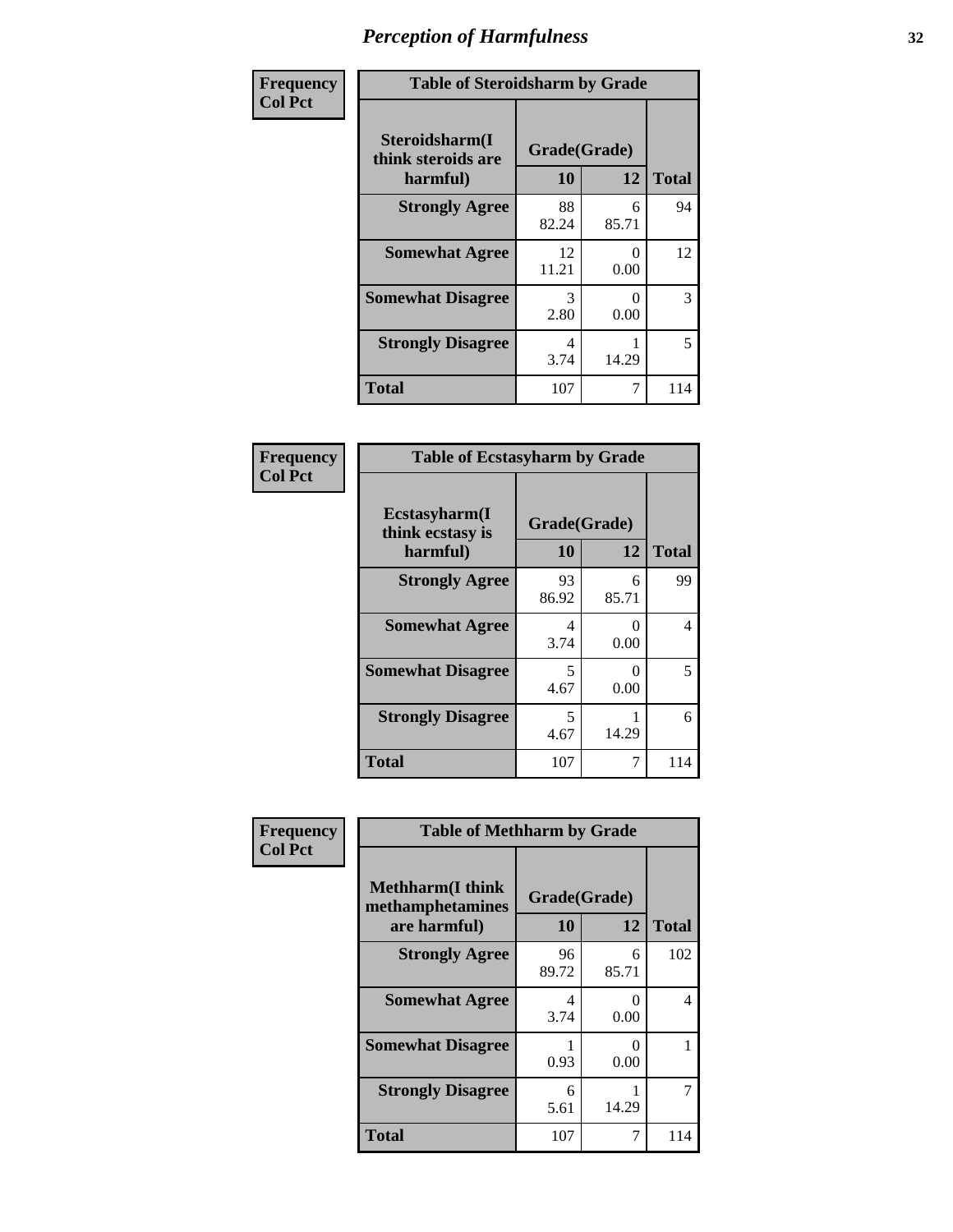## Perception of Harmfulness

| Frequency<br>Col Pct | Table of Steroidsharm by Grade | | |
|---|---|---|---|
| **Steroidsharm(I think steroids are harmful)** | **Grade(Grade)** | | |
| | **10** | **12** | **Total** |
| **Strongly Agree** | 88<br>82.24 | 6<br>85.71 | 94 |
| **Somewhat Agree** | 12<br>11.21 | 0<br>0.00 | 12 |
| **Somewhat Disagree** | 3<br>2.80 | 0<br>0.00 | 3 |
| **Strongly Disagree** | 4<br>3.74 | 1<br>14.29 | 5 |
| **Total** | 107 | 7 | 114 |

| Frequency<br>Col Pct | Table of Ecstasyharm by Grade | | |
|---|---|---|---|
| **Ecstasyharm(I think ecstasy is harmful)** | **Grade(Grade)** | | |
| | **10** | **12** | **Total** |
| **Strongly Agree** | 93<br>86.92 | 6<br>85.71 | 99 |
| **Somewhat Agree** | 4<br>3.74 | 0<br>0.00 | 4 |
| **Somewhat Disagree** | 5<br>4.67 | 0<br>0.00 | 5 |
| **Strongly Disagree** | 5<br>4.67 | 1<br>14.29 | 6 |
| **Total** | 107 | 7 | 114 |

| Frequency<br>Col Pct | Table of Methharm by Grade | | |
|---|---|---|---|
| **Methharm(I think methamphetamines are harmful)** | **Grade(Grade)** | | |
| | **10** | **12** | **Total** |
| **Strongly Agree** | 96<br>89.72 | 6<br>85.71 | 102 |
| **Somewhat Agree** | 4<br>3.74 | 0<br>0.00 | 4 |
| **Somewhat Disagree** | 1<br>0.93 | 0<br>0.00 | 1 |
| **Strongly Disagree** | 6<br>5.61 | 1<br>14.29 | 7 |
| **Total** | 107 | 7 | 114 |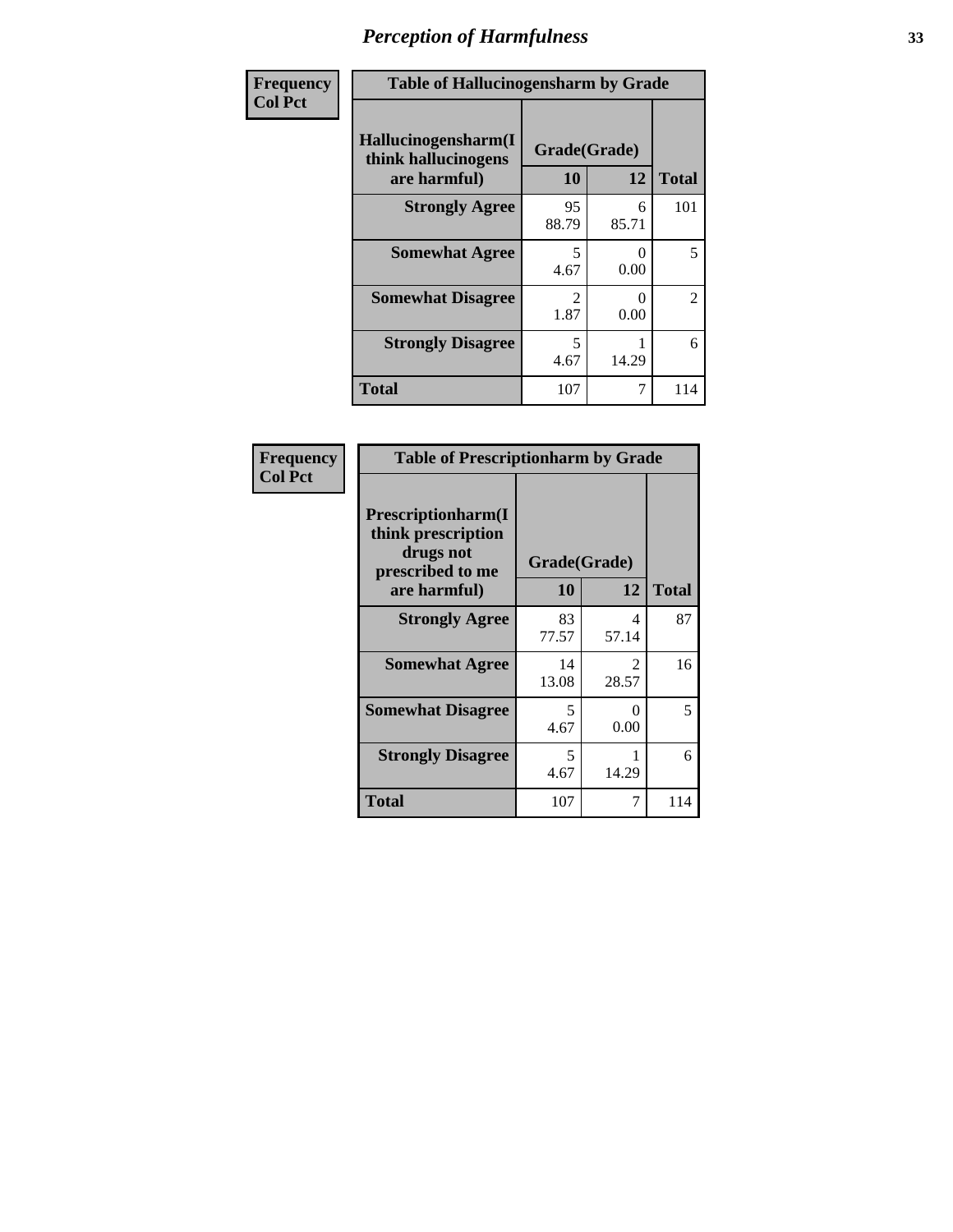# Perception of Harmfulness

| Frequency Col Pct | | | |
|---|---|---|---|
| **Table of Hallucinogensharm by Grade** | | | |
| **Hallucinogensharm(I think hallucinogens are harmful)** | **Grade(Grade)** | | **Total** |
| | **10** | **12** | |
| **Strongly Agree** | 95<br>88.79 | 6<br>85.71 | 101 |
| **Somewhat Agree** | 5<br>4.67 | 0<br>0.00 | 5 |
| **Somewhat Disagree** | 2<br>1.87 | 0<br>0.00 | 2 |
| **Strongly Disagree** | 5<br>4.67 | 1<br>14.29 | 6 |
| **Total** | 107 | 7 | 114 |

| Frequency Col Pct | | | |
|---|---|---|---|
| **Table of Prescriptionharm by Grade** | | | |
| **Prescriptionharm(I think prescription drugs not prescribed to me are harmful)** | **Grade(Grade)** | | **Total** |
| | **10** | **12** | |
| **Strongly Agree** | 83<br>77.57 | 4<br>57.14 | 87 |
| **Somewhat Agree** | 14<br>13.08 | 2<br>28.57 | 16 |
| **Somewhat Disagree** | 5<br>4.67 | 0<br>0.00 | 5 |
| **Strongly Disagree** | 5<br>4.67 | 1<br>14.29 | 6 |
| **Total** | 107 | 7 | 114 |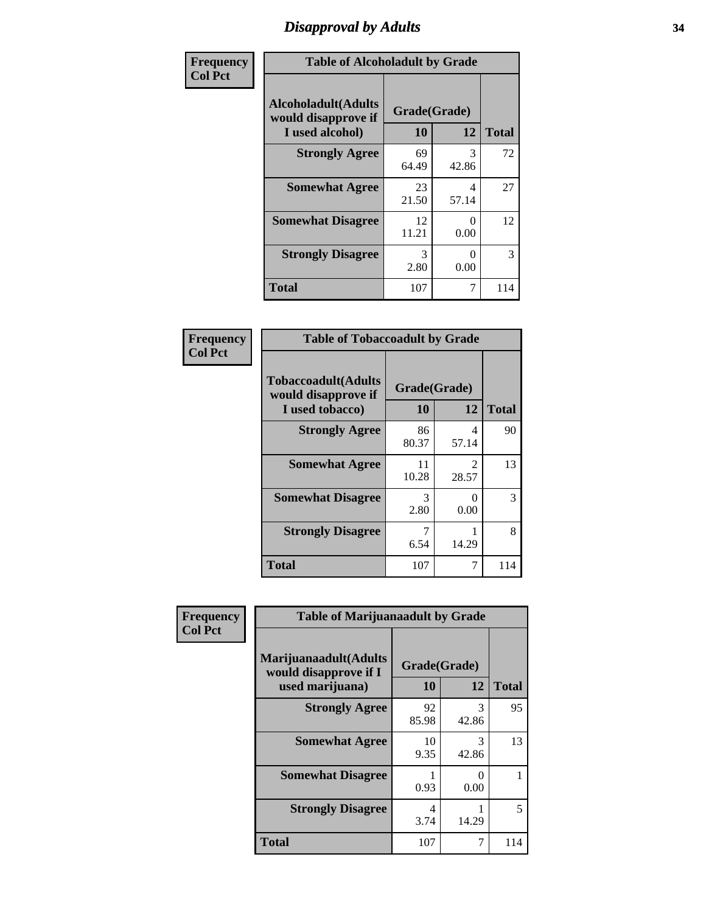# Disapproval by Adults

| Frequency Col Pct | Table of Alcoholadult by Grade | | |
|---|---|---|---|
| Alcoholadult(Adults would disapprove if I used alcohol) | Grade(Grade) | | |
| | 10 | 12 | Total |
| Strongly Agree | 69<br>64.49 | 3<br>42.86 | 72 |
| Somewhat Agree | 23<br>21.50 | 4<br>57.14 | 27 |
| Somewhat Disagree | 12<br>11.21 | 0<br>0.00 | 12 |
| Strongly Disagree | 3<br>2.80 | 0<br>0.00 | 3 |
| Total | 107 | 7 | 114 |

| Frequency Col Pct | Table of Tobaccoadult by Grade | | |
|---|---|---|---|
| Tobaccoadult(Adults would disapprove if I used tobacco) | Grade(Grade) | | |
| | 10 | 12 | Total |
| Strongly Agree | 86<br>80.37 | 4<br>57.14 | 90 |
| Somewhat Agree | 11<br>10.28 | 2<br>28.57 | 13 |
| Somewhat Disagree | 3<br>2.80 | 0<br>0.00 | 3 |
| Strongly Disagree | 7<br>6.54 | 1<br>14.29 | 8 |
| Total | 107 | 7 | 114 |

| Frequency Col Pct | Table of Marijuanaadult by Grade | | |
|---|---|---|---|
| Marijuanaadult(Adults would disapprove if I used marijuana) | Grade(Grade) | | |
| | 10 | 12 | Total |
| Strongly Agree | 92<br>85.98 | 3<br>42.86 | 95 |
| Somewhat Agree | 10<br>9.35 | 3<br>42.86 | 13 |
| Somewhat Disagree | 1<br>0.93 | 0<br>0.00 | 1 |
| Strongly Disagree | 4<br>3.74 | 1<br>14.29 | 5 |
| Total | 107 | 7 | 114 |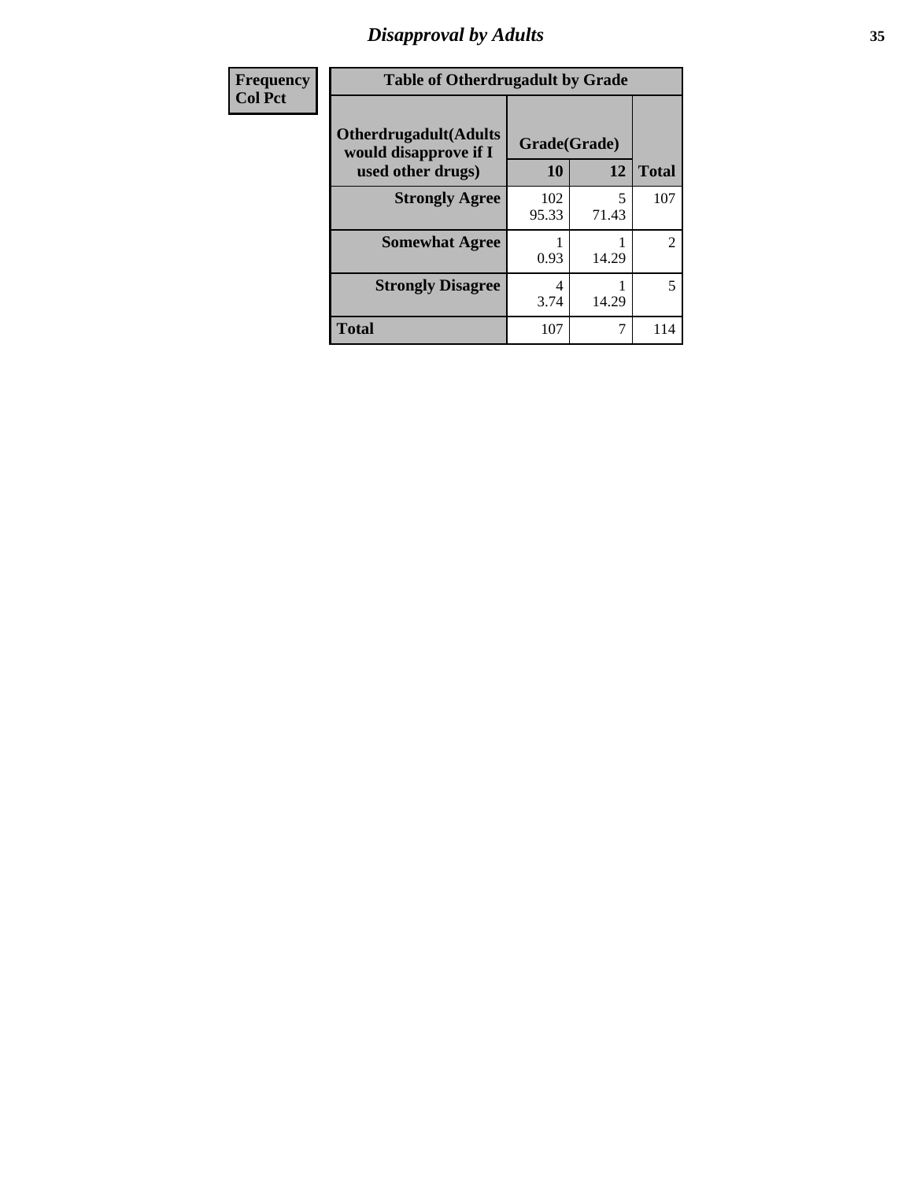# Disapproval by Adults

| Frequency<br>Col Pct | Table of Otherdrugadult by Grade | | |
|---|---|---|---|
| Otherdrugadult(Adults would disapprove if I used other drugs) | Grade(Grade) | | |
| | 10 | 12 | Total |
| Strongly Agree | 102<br>95.33 | 5<br>71.43 | 107 |
| Somewhat Agree | 1<br>0.93 | 1<br>14.29 | 2 |
| Strongly Disagree | 4<br>3.74 | 1<br>14.29 | 5 |
| Total | 107 | 7 | 114 |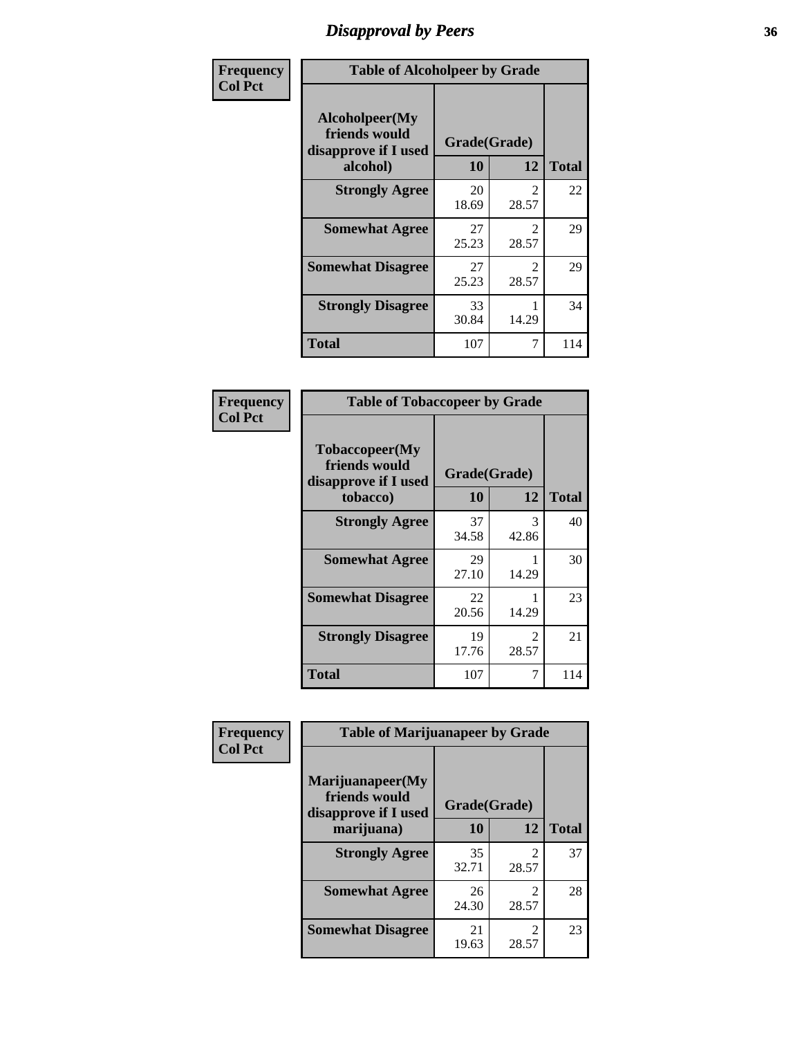# Disapproval by Peers

| Frequency<br>Col Pct | Table of Alcoholpeer by Grade | | |
|---|---|---|---|
| Alcoholpeer(My friends would disapprove if I used alcohol) | Grade(Grade) | | |
| | 10 | 12 | Total |
| Strongly Agree | 20<br>18.69 | 2<br>28.57 | 22 |
| Somewhat Agree | 27<br>25.23 | 2<br>28.57 | 29 |
| Somewhat Disagree | 27<br>25.23 | 2<br>28.57 | 29 |
| Strongly Disagree | 33<br>30.84 | 1<br>14.29 | 34 |
| Total | 107 | 7 | 114 |

| Frequency<br>Col Pct | Table of Tobaccopeer by Grade | | |
|---|---|---|---|
| Tobaccopeer(My friends would disapprove if I used tobacco) | Grade(Grade) | | |
| | 10 | 12 | Total |
| Strongly Agree | 37<br>34.58 | 3<br>42.86 | 40 |
| Somewhat Agree | 29<br>27.10 | 1<br>14.29 | 30 |
| Somewhat Disagree | 22<br>20.56 | 1<br>14.29 | 23 |
| Strongly Disagree | 19<br>17.76 | 2<br>28.57 | 21 |
| Total | 107 | 7 | 114 |

| Frequency<br>Col Pct | Table of Marijuanapeer by Grade | | |
|---|---|---|---|
| Marijuanapeer(My friends would disapprove if I used marijuana) | Grade(Grade) | | |
| | 10 | 12 | Total |
| Strongly Agree | 35<br>32.71 | 2<br>28.57 | 37 |
| Somewhat Agree | 26<br>24.30 | 2<br>28.57 | 28 |
| Somewhat Disagree | 21<br>19.63 | 2<br>28.57 | 23 |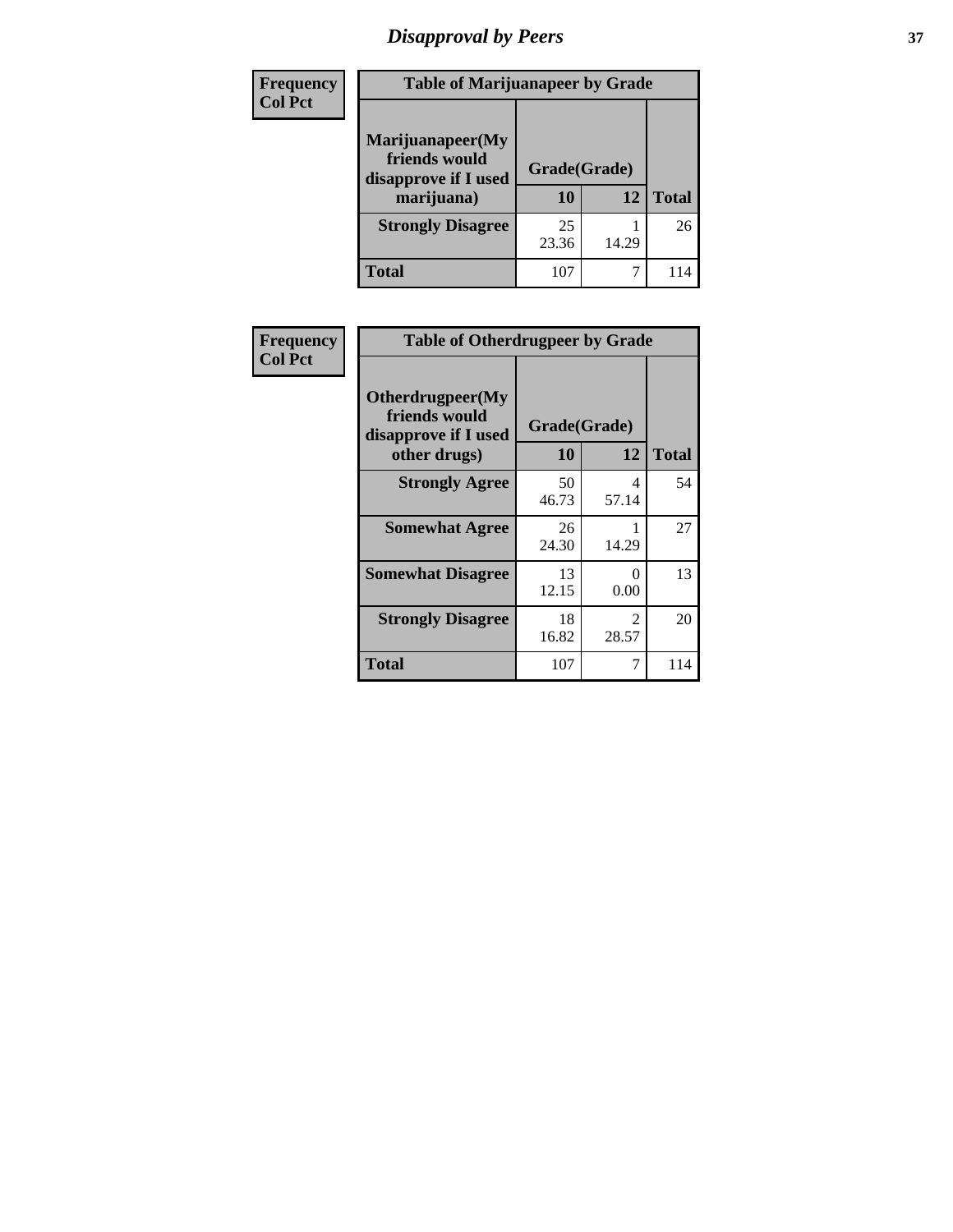# *Disapproval by Peers*

| Frequency<br>Col Pct | Table of Marijuanapeer by Grade | | |
|---|---|---|---|
| Marijuanapeer(My friends would disapprove if I used marijuana) | Grade(Grade) | | |
| | 10 | 12 | Total |
| Strongly Disagree | 25<br>23.36 | 1<br>14.29 | 26 |
| Total | 107 | 7 | 114 |

| Frequency<br>Col Pct | Table of Otherdrugpeer by Grade | | |
|---|---|---|---|
| Otherdrugpeer(My friends would disapprove if I used other drugs) | Grade(Grade) | | |
| | 10 | 12 | Total |
| Strongly Agree | 50<br>46.73 | 4<br>57.14 | 54 |
| Somewhat Agree | 26<br>24.30 | 1<br>14.29 | 27 |
| Somewhat Disagree | 13<br>12.15 | 0<br>0.00 | 13 |
| Strongly Disagree | 18<br>16.82 | 2<br>28.57 | 20 |
| Total | 107 | 7 | 114 |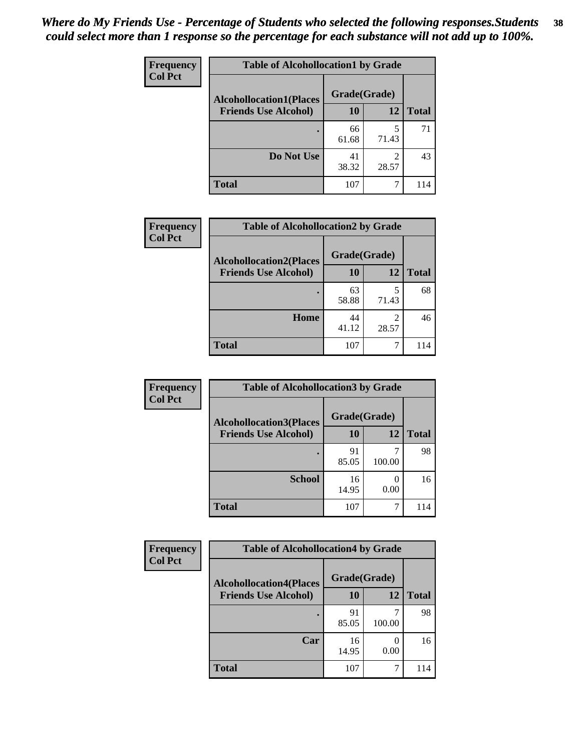*Where do My Friends Use - Percentage of Students who selected the following responses.Students could select more than 1 response so the percentage for each substance will not add up to 100%.*

**Frequency**
**Col Pct**

| Table of Alcohollocation1 by Grade | | | |
|---|---|---|---|
| Alcohollocation1(Places Friends Use Alcohol) | Grade(Grade) | | Total |
| | 10 | 12 | |
| . | 66<br>61.68 | 5<br>71.43 | 71 |
| Do Not Use | 41<br>38.32 | 2<br>28.57 | 43 |
| Total | 107 | 7 | 114 |

**Frequency**
**Col Pct**

| Table of Alcohollocation2 by Grade | | | |
|---|---|---|---|
| Alcohollocation2(Places Friends Use Alcohol) | Grade(Grade) | | Total |
| | 10 | 12 | |
| . | 63<br>58.88 | 5<br>71.43 | 68 |
| Home | 44<br>41.12 | 2<br>28.57 | 46 |
| Total | 107 | 7 | 114 |

**Frequency**
**Col Pct**

| Table of Alcohollocation3 by Grade | | | |
|---|---|---|---|
| Alcohollocation3(Places Friends Use Alcohol) | Grade(Grade) | | Total |
| | 10 | 12 | |
| . | 91<br>85.05 | 7<br>100.00 | 98 |
| School | 16<br>14.95 | 0<br>0.00 | 16 |
| Total | 107 | 7 | 114 |

**Frequency**
**Col Pct**

| Table of Alcohollocation4 by Grade | | | |
|---|---|---|---|
| Alcohollocation4(Places Friends Use Alcohol) | Grade(Grade) | | Total |
| | 10 | 12 | |
| . | 91<br>85.05 | 7<br>100.00 | 98 |
| Car | 16<br>14.95 | 0<br>0.00 | 16 |
| Total | 107 | 7 | 114 |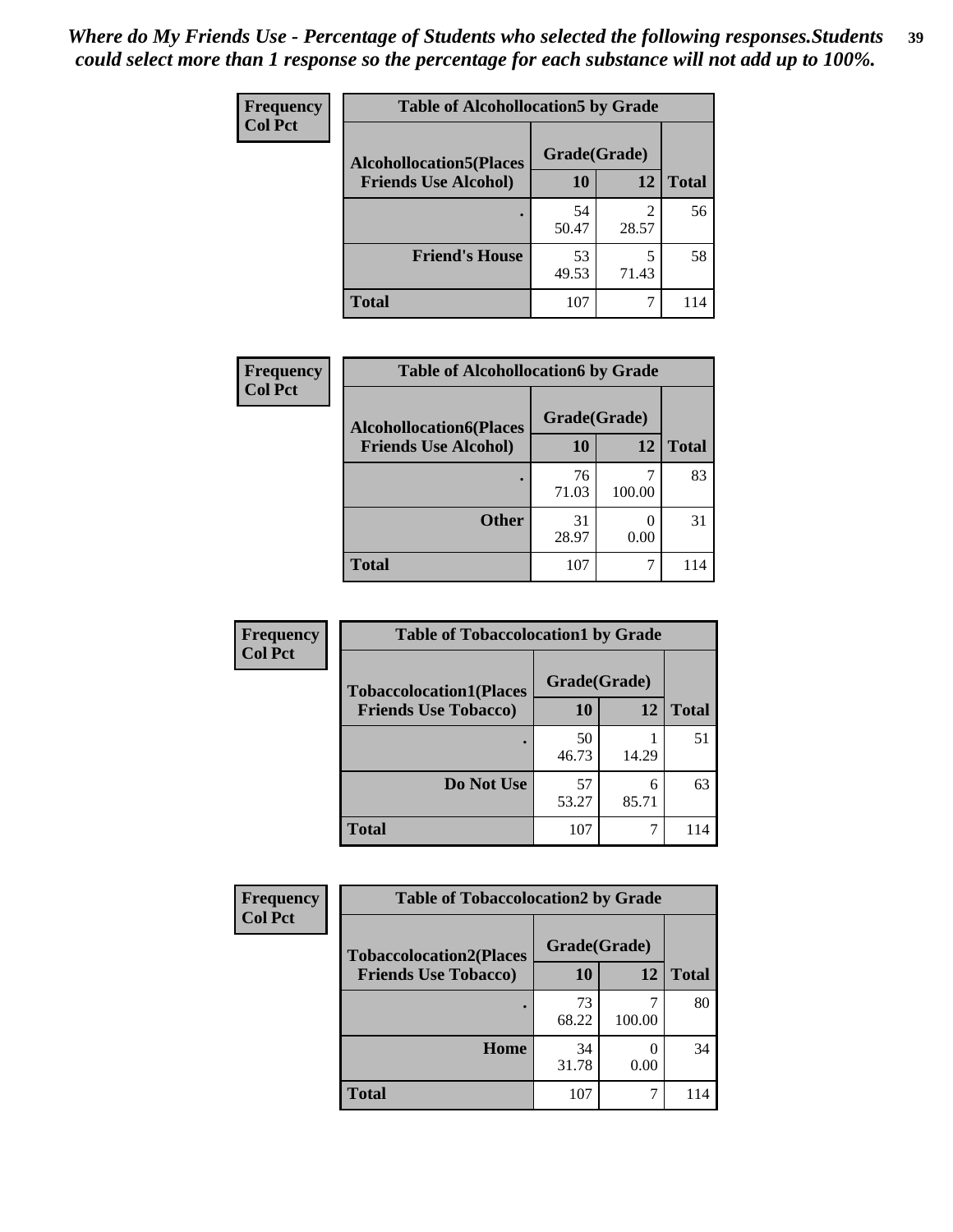*Where do My Friends Use - Percentage of Students who selected the following responses.Students could select more than 1 response so the percentage for each substance will not add up to 100%.*

**Frequency**
**Col Pct**

| Table of Alcohollocation5 by Grade | | | |
|---|---|---|---|
| **Alcohollocation5(Places Friends Use Alcohol)** | **Grade(Grade)** | | **Total** |
| | **10** | **12** | |
| **.** | 54<br>50.47 | 2<br>28.57 | 56 |
| **Friend's House** | 53<br>49.53 | 5<br>71.43 | 58 |
| **Total** | 107 | 7 | 114 |

**Frequency**
**Col Pct**

| Table of Alcohollocation6 by Grade | | | |
|---|---|---|---|
| **Alcohollocation6(Places Friends Use Alcohol)** | **Grade(Grade)** | | **Total** |
| | **10** | **12** | |
| **.** | 76<br>71.03 | 7<br>100.00 | 83 |
| **Other** | 31<br>28.97 | 0<br>0.00 | 31 |
| **Total** | 107 | 7 | 114 |

**Frequency**
**Col Pct**

| Table of Tobaccolocation1 by Grade | | | |
|---|---|---|---|
| **Tobaccolocation1(Places Friends Use Tobacco)** | **Grade(Grade)** | | **Total** |
| | **10** | **12** | |
| **.** | 50<br>46.73 | 1<br>14.29 | 51 |
| **Do Not Use** | 57<br>53.27 | 6<br>85.71 | 63 |
| **Total** | 107 | 7 | 114 |

**Frequency**
**Col Pct**

| Table of Tobaccolocation2 by Grade | | | |
|---|---|---|---|
| **Tobaccolocation2(Places Friends Use Tobacco)** | **Grade(Grade)** | | **Total** |
| | **10** | **12** | |
| **.** | 73<br>68.22 | 7<br>100.00 | 80 |
| **Home** | 34<br>31.78 | 0<br>0.00 | 34 |
| **Total** | 107 | 7 | 114 |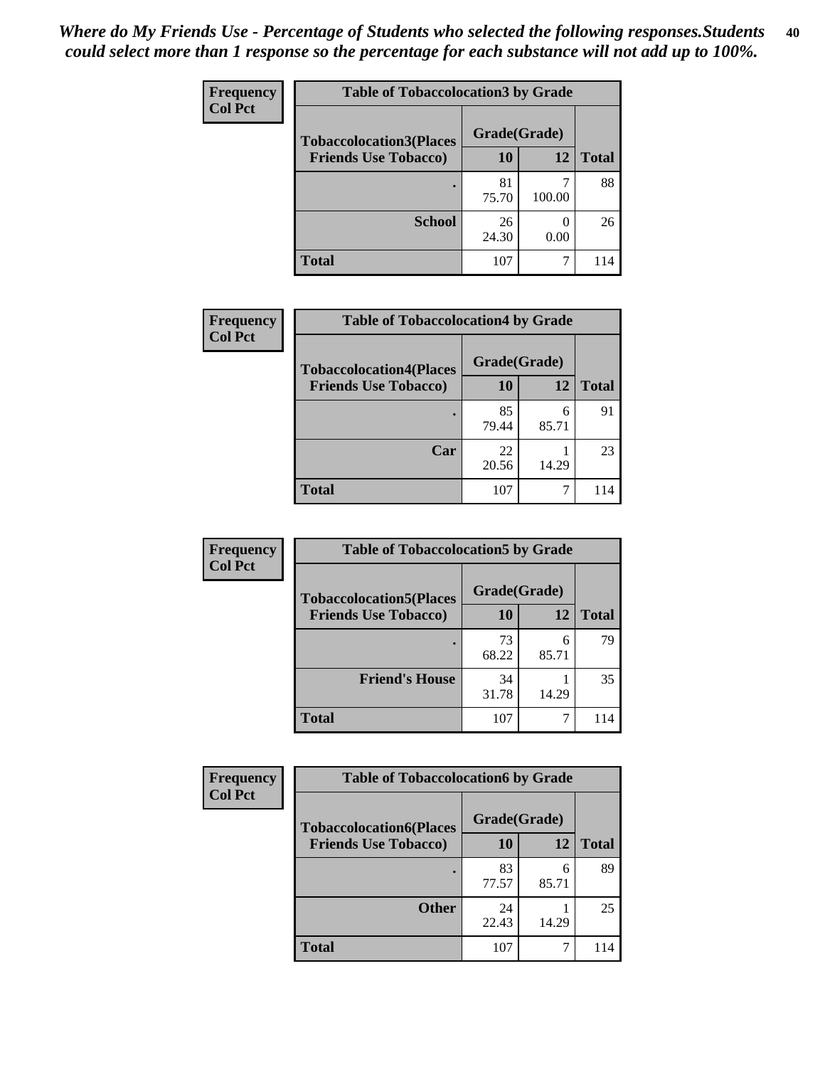*Where do My Friends Use - Percentage of Students who selected the following responses.Students could select more than 1 response so the percentage for each substance will not add up to 100%.*

**Frequency**
**Col Pct**

| Table of Tobaccolocation3 by Grade | | | |
|---|---|---|---|
| **Tobaccolocation3(Places Friends Use Tobacco)** | **Grade(Grade)** | | **Total** |
| | **10** | **12** | |
| **.** | 81<br>75.70 | 7<br>100.00 | 88 |
| **School** | 26<br>24.30 | 0<br>0.00 | 26 |
| **Total** | 107 | 7 | 114 |

**Frequency**
**Col Pct**

| Table of Tobaccolocation4 by Grade | | | |
|---|---|---|---|
| **Tobaccolocation4(Places Friends Use Tobacco)** | **Grade(Grade)** | | **Total** |
| | **10** | **12** | |
| **.** | 85<br>79.44 | 6<br>85.71 | 91 |
| **Car** | 22<br>20.56 | 1<br>14.29 | 23 |
| **Total** | 107 | 7 | 114 |

**Frequency**
**Col Pct**

| Table of Tobaccolocation5 by Grade | | | |
|---|---|---|---|
| **Tobaccolocation5(Places Friends Use Tobacco)** | **Grade(Grade)** | | **Total** |
| | **10** | **12** | |
| **.** | 73<br>68.22 | 6<br>85.71 | 79 |
| **Friend's House** | 34<br>31.78 | 1<br>14.29 | 35 |
| **Total** | 107 | 7 | 114 |

**Frequency**
**Col Pct**

| Table of Tobaccolocation6 by Grade | | | |
|---|---|---|---|
| **Tobaccolocation6(Places Friends Use Tobacco)** | **Grade(Grade)** | | **Total** |
| | **10** | **12** | |
| **.** | 83<br>77.57 | 6<br>85.71 | 89 |
| **Other** | 24<br>22.43 | 1<br>14.29 | 25 |
| **Total** | 107 | 7 | 114 |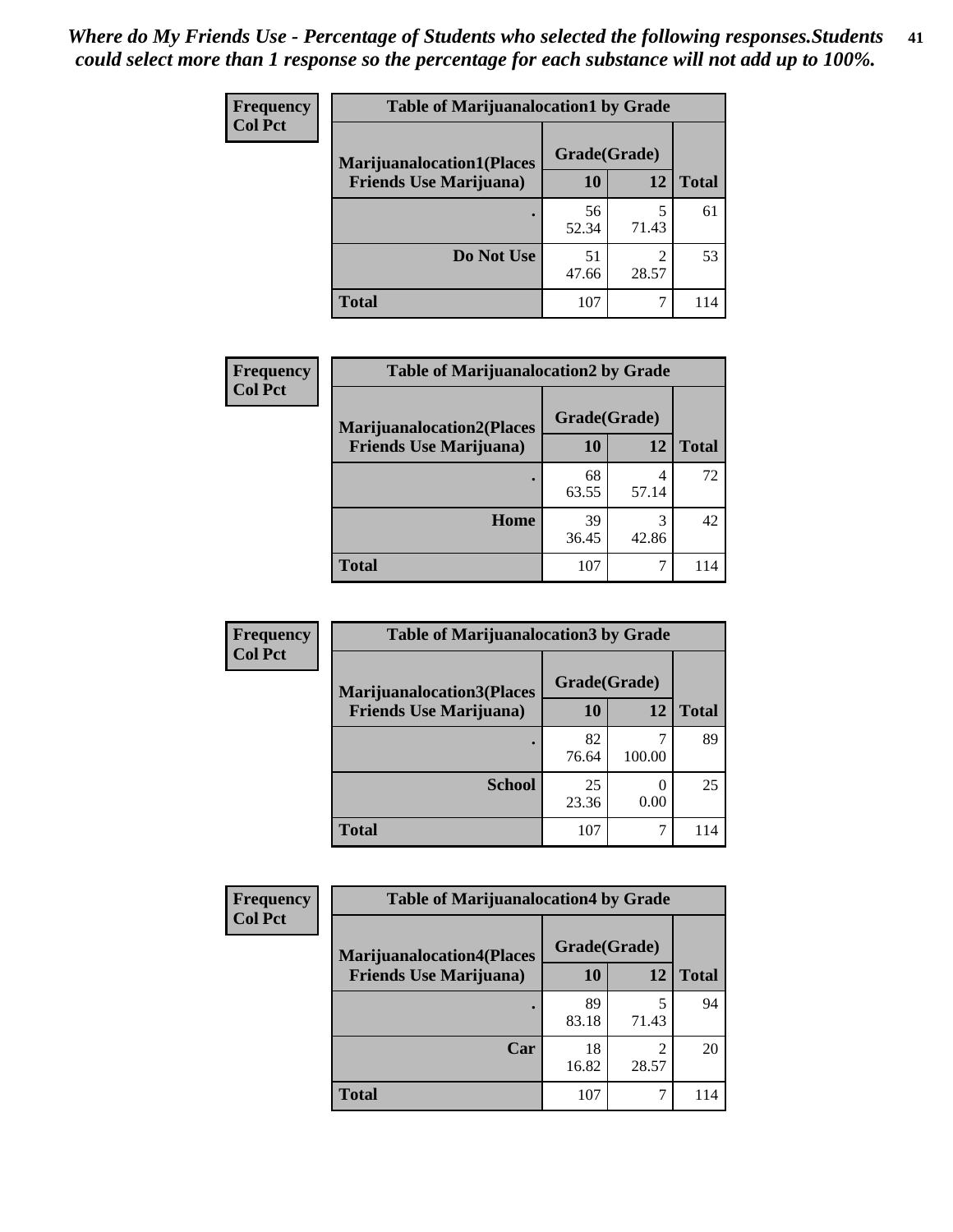*Where do My Friends Use - Percentage of Students who selected the following responses.Students could select more than 1 response so the percentage for each substance will not add up to 100%.*

**Frequency**
**Col Pct**

| Table of Marijuanalocation1 by Grade | | | |
|---|---|---|---|
| **Marijuanalocation1(Places Friends Use Marijuana)** | **Grade(Grade)** | | **Total** |
| | **10** | **12** | |
| . | 56<br>52.34 | 5<br>71.43 | 61 |
| **Do Not Use** | 51<br>47.66 | 2<br>28.57 | 53 |
| **Total** | 107 | 7 | 114 |

**Frequency**
**Col Pct**

| Table of Marijuanalocation2 by Grade | | | |
|---|---|---|---|
| **Marijuanalocation2(Places Friends Use Marijuana)** | **Grade(Grade)** | | **Total** |
| | **10** | **12** | |
| . | 68<br>63.55 | 4<br>57.14 | 72 |
| **Home** | 39<br>36.45 | 3<br>42.86 | 42 |
| **Total** | 107 | 7 | 114 |

**Frequency**
**Col Pct**

| Table of Marijuanalocation3 by Grade | | | |
|---|---|---|---|
| **Marijuanalocation3(Places Friends Use Marijuana)** | **Grade(Grade)** | | **Total** |
| | **10** | **12** | |
| . | 82<br>76.64 | 7<br>100.00 | 89 |
| **School** | 25<br>23.36 | 0<br>0.00 | 25 |
| **Total** | 107 | 7 | 114 |

**Frequency**
**Col Pct**

| Table of Marijuanalocation4 by Grade | | | |
|---|---|---|---|
| **Marijuanalocation4(Places Friends Use Marijuana)** | **Grade(Grade)** | | **Total** |
| | **10** | **12** | |
| . | 89<br>83.18 | 5<br>71.43 | 94 |
| **Car** | 18<br>16.82 | 2<br>28.57 | 20 |
| **Total** | 107 | 7 | 114 |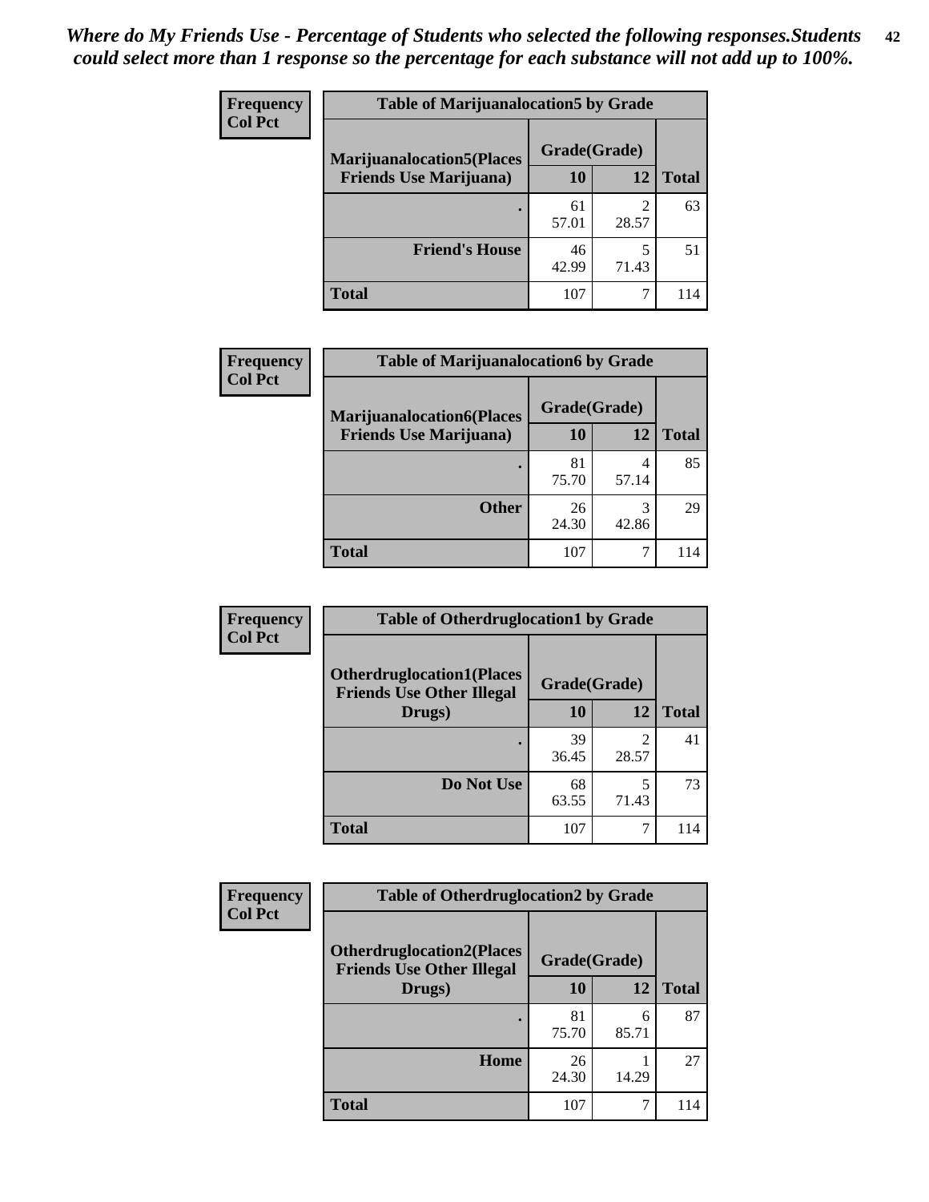*Where do My Friends Use - Percentage of Students who selected the following responses.Students could select more than 1 response so the percentage for each substance will not add up to 100%.*

| Frequency Col Pct | Table of Marijuanalocation5 by Grade | | |
|---|---|---|---|
| Marijuanalocation5(Places Friends Use Marijuana) | Grade(Grade) | | |
| | 10 | 12 | Total |
| . | 61<br>57.01 | 2<br>28.57 | 63 |
| Friend's House | 46<br>42.99 | 5<br>71.43 | 51 |
| Total | 107 | 7 | 114 |

| Frequency Col Pct | Table of Marijuanalocation6 by Grade | | |
|---|---|---|---|
| Marijuanalocation6(Places Friends Use Marijuana) | Grade(Grade) | | |
| | 10 | 12 | Total |
| . | 81<br>75.70 | 4<br>57.14 | 85 |
| Other | 26<br>24.30 | 3<br>42.86 | 29 |
| Total | 107 | 7 | 114 |

| Frequency Col Pct | Table of Otherdruglocation1 by Grade | | |
|---|---|---|---|
| Otherdruglocation1(Places Friends Use Other Illegal Drugs) | Grade(Grade) | | |
| | 10 | 12 | Total |
| . | 39<br>36.45 | 2<br>28.57 | 41 |
| Do Not Use | 68<br>63.55 | 5<br>71.43 | 73 |
| Total | 107 | 7 | 114 |

| Frequency Col Pct | Table of Otherdruglocation2 by Grade | | |
|---|---|---|---|
| Otherdruglocation2(Places Friends Use Other Illegal Drugs) | Grade(Grade) | | |
| | 10 | 12 | Total |
| . | 81<br>75.70 | 6<br>85.71 | 87 |
| Home | 26<br>24.30 | 1<br>14.29 | 27 |
| Total | 107 | 7 | 114 |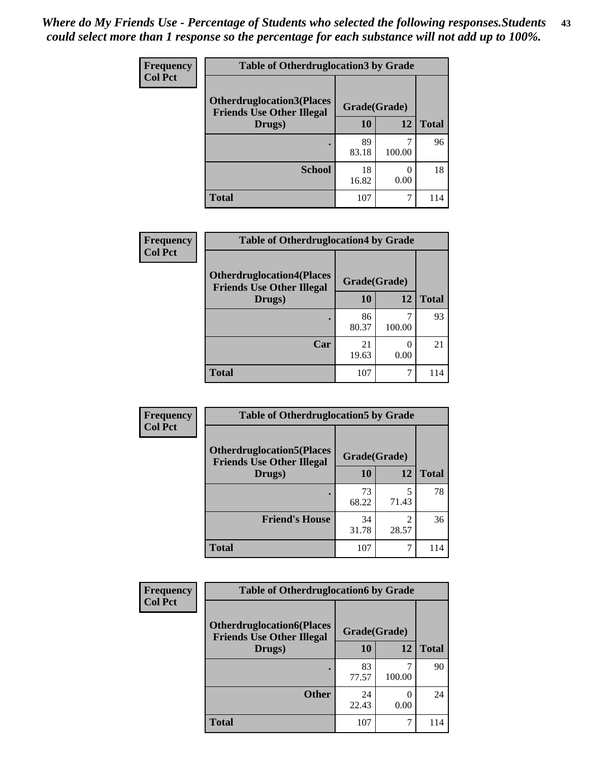*Where do My Friends Use - Percentage of Students who selected the following responses.Students could select more than 1 response so the percentage for each substance will not add up to 100%.*

| Frequency<br>Col Pct | Table of Otherdruglocation3 by Grade | | |
|---|---|---|---|
| Otherdruglocation3(Places Friends Use Other Illegal Drugs) | Grade(Grade) | | |
| | 10 | 12 | Total |
| . | 89<br>83.18 | 7<br>100.00 | 96 |
| School | 18<br>16.82 | 0<br>0.00 | 18 |
| Total | 107 | 7 | 114 |

| Frequency<br>Col Pct | Table of Otherdruglocation4 by Grade | | |
|---|---|---|---|
| Otherdruglocation4(Places Friends Use Other Illegal Drugs) | Grade(Grade) | | |
| | 10 | 12 | Total |
| . | 86<br>80.37 | 7<br>100.00 | 93 |
| Car | 21<br>19.63 | 0<br>0.00 | 21 |
| Total | 107 | 7 | 114 |

| Frequency<br>Col Pct | Table of Otherdruglocation5 by Grade | | |
|---|---|---|---|
| Otherdruglocation5(Places Friends Use Other Illegal Drugs) | Grade(Grade) | | |
| | 10 | 12 | Total |
| . | 73<br>68.22 | 5<br>71.43 | 78 |
| Friend's House | 34<br>31.78 | 2<br>28.57 | 36 |
| Total | 107 | 7 | 114 |

| Frequency<br>Col Pct | Table of Otherdruglocation6 by Grade | | |
|---|---|---|---|
| Otherdruglocation6(Places Friends Use Other Illegal Drugs) | Grade(Grade) | | |
| | 10 | 12 | Total |
| . | 83<br>77.57 | 7<br>100.00 | 90 |
| Other | 24<br>22.43 | 0<br>0.00 | 24 |
| Total | 107 | 7 | 114 |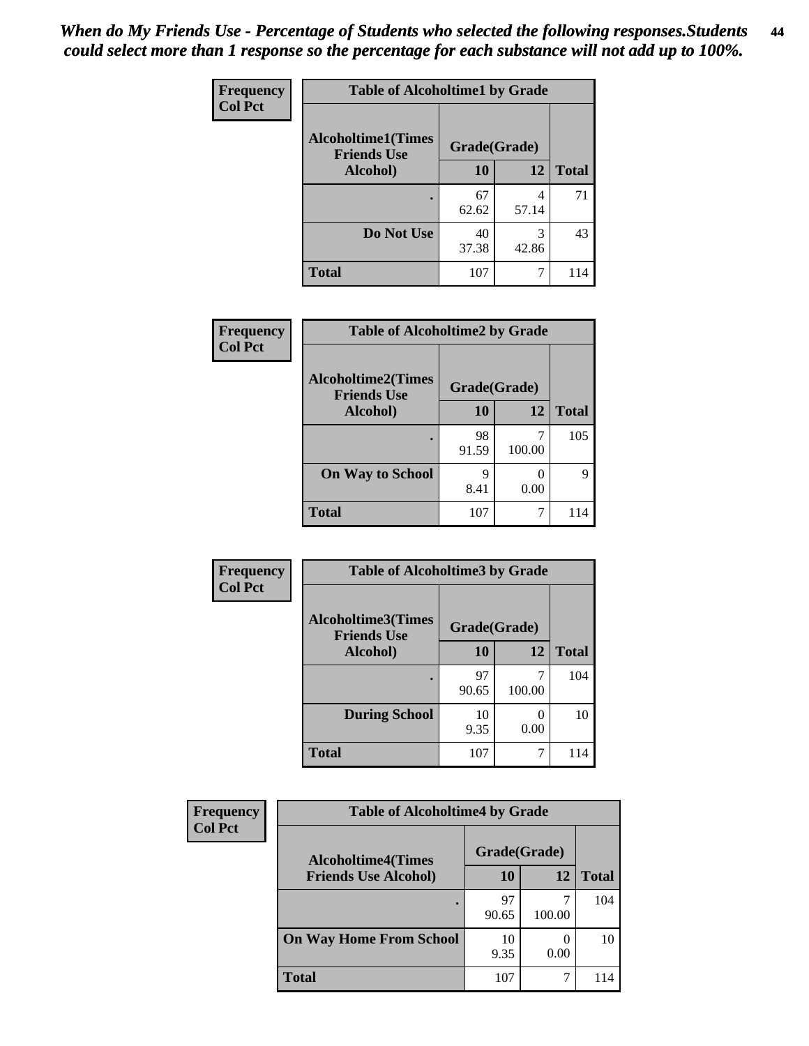*When do My Friends Use - Percentage of Students who selected the following responses.Students could select more than 1 response so the percentage for each substance will not add up to 100%.*

**Frequency / Col Pct**

**Table of Alcoholtime1 by Grade**

| Alcoholtime1(Times Friends Use Alcohol) | Grade(Grade) 10 | 12 | Total |
|---|---|---|---|
| . | 67<br>62.62 | 4<br>57.14 | 71 |
| Do Not Use | 40<br>37.38 | 3<br>42.86 | 43 |
| Total | 107 | 7 | 114 |

**Frequency / Col Pct**

**Table of Alcoholtime2 by Grade**

| Alcoholtime2(Times Friends Use Alcohol) | Grade(Grade) 10 | 12 | Total |
|---|---|---|---|
| . | 98<br>91.59 | 7<br>100.00 | 105 |
| On Way to School | 9<br>8.41 | 0<br>0.00 | 9 |
| Total | 107 | 7 | 114 |

**Frequency / Col Pct**

**Table of Alcoholtime3 by Grade**

| Alcoholtime3(Times Friends Use Alcohol) | Grade(Grade) 10 | 12 | Total |
|---|---|---|---|
| . | 97<br>90.65 | 7<br>100.00 | 104 |
| During School | 10<br>9.35 | 0<br>0.00 | 10 |
| Total | 107 | 7 | 114 |

**Frequency / Col Pct**

**Table of Alcoholtime4 by Grade**

| Alcoholtime4(Times Friends Use Alcohol) | Grade(Grade) 10 | 12 | Total |
|---|---|---|---|
| . | 97<br>90.65 | 7<br>100.00 | 104 |
| On Way Home From School | 10<br>9.35 | 0<br>0.00 | 10 |
| Total | 107 | 7 | 114 |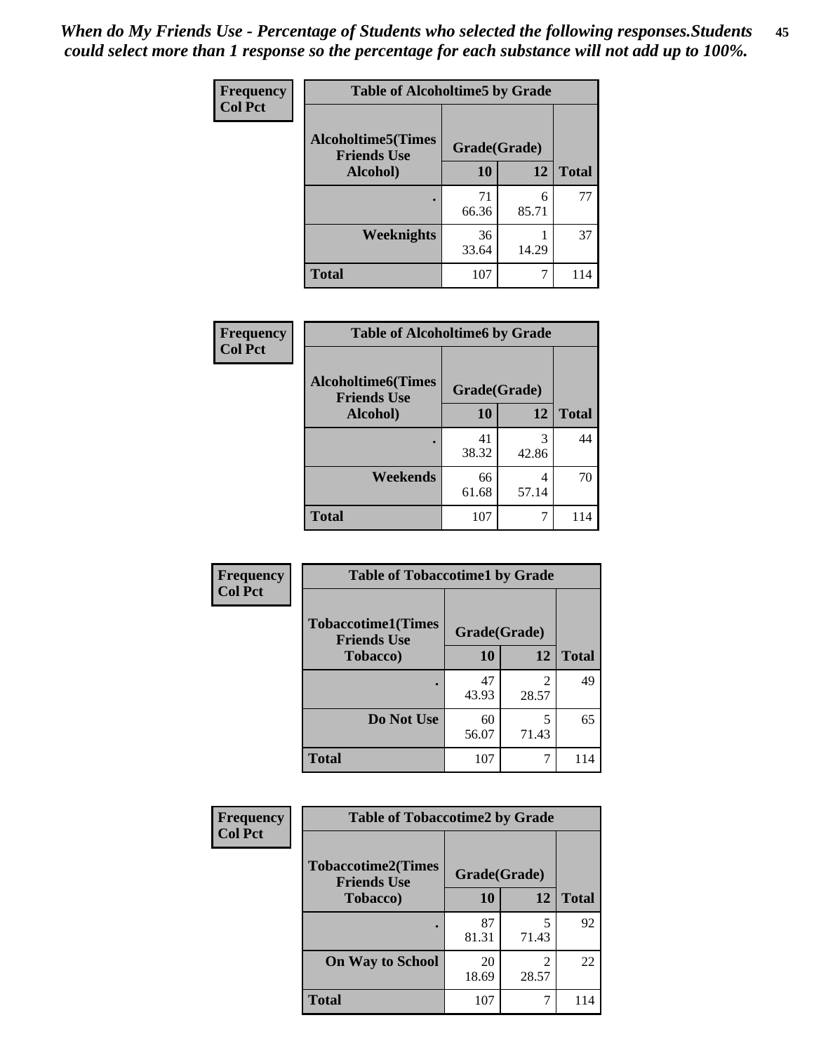*When do My Friends Use - Percentage of Students who selected the following responses.Students could select more than 1 response so the percentage for each substance will not add up to 100%.*

**Frequency**
**Col Pct**

**Table of Alcoholtime5 by Grade**

| Alcoholtime5(Times Friends Use Alcohol) | Grade(Grade) | | Total |
|---|---|---|---|
| | 10 | 12 | |
| . | 71<br>66.36 | 6<br>85.71 | 77 |
| Weeknights | 36<br>33.64 | 1<br>14.29 | 37 |
| Total | 107 | 7 | 114 |

**Frequency**
**Col Pct**

**Table of Alcoholtime6 by Grade**

| Alcoholtime6(Times Friends Use Alcohol) | Grade(Grade) | | Total |
|---|---|---|---|
| | 10 | 12 | |
| . | 41<br>38.32 | 3<br>42.86 | 44 |
| Weekends | 66<br>61.68 | 4<br>57.14 | 70 |
| Total | 107 | 7 | 114 |

**Frequency**
**Col Pct**

**Table of Tobaccotime1 by Grade**

| Tobaccotime1(Times Friends Use Tobacco) | Grade(Grade) | | Total |
|---|---|---|---|
| | 10 | 12 | |
| . | 47<br>43.93 | 2<br>28.57 | 49 |
| Do Not Use | 60<br>56.07 | 5<br>71.43 | 65 |
| Total | 107 | 7 | 114 |

**Frequency**
**Col Pct**

**Table of Tobaccotime2 by Grade**

| Tobaccotime2(Times Friends Use Tobacco) | Grade(Grade) | | Total |
|---|---|---|---|
| | 10 | 12 | |
| . | 87<br>81.31 | 5<br>71.43 | 92 |
| On Way to School | 20<br>18.69 | 2<br>28.57 | 22 |
| Total | 107 | 7 | 114 |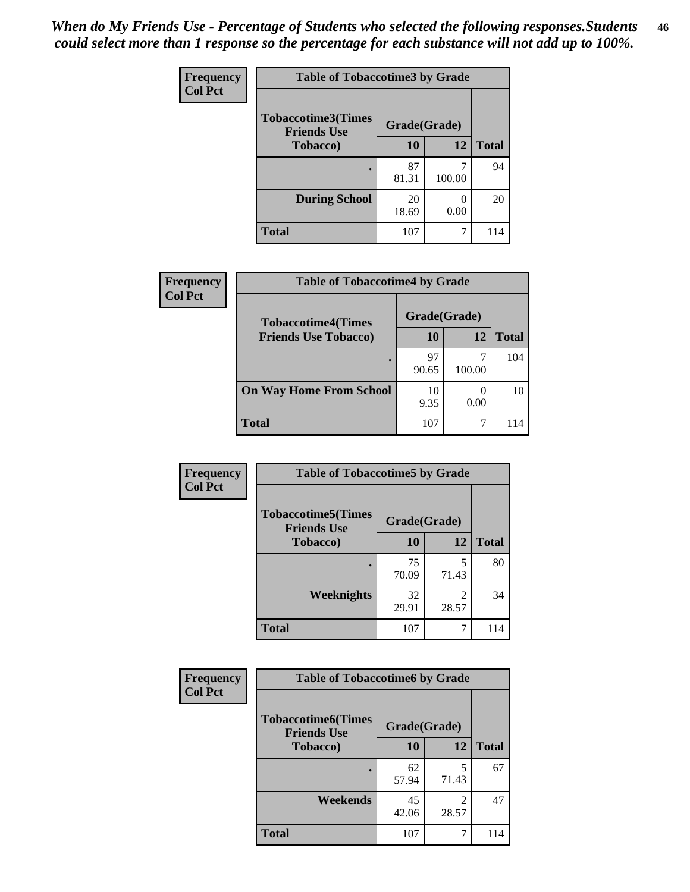*When do My Friends Use - Percentage of Students who selected the following responses.Students could select more than 1 response so the percentage for each substance will not add up to 100%.*

**Frequency**
**Col Pct**

| Table of Tobaccotime3 by Grade | | | |
|---|---|---|---|
| **Tobaccotime3(Times Friends Use Tobacco)** | **Grade(Grade)** | | **Total** |
| | **10** | **12** | |
| **.** | 87<br>81.31 | 7<br>100.00 | 94 |
| **During School** | 20<br>18.69 | 0<br>0.00 | 20 |
| **Total** | 107 | 7 | 114 |

**Frequency**
**Col Pct**

| Table of Tobaccotime4 by Grade | | | |
|---|---|---|---|
| **Tobaccotime4(Times Friends Use Tobacco)** | **Grade(Grade)** | | **Total** |
| | **10** | **12** | |
| **.** | 97<br>90.65 | 7<br>100.00 | 104 |
| **On Way Home From School** | 10<br>9.35 | 0<br>0.00 | 10 |
| **Total** | 107 | 7 | 114 |

**Frequency**
**Col Pct**

| Table of Tobaccotime5 by Grade | | | |
|---|---|---|---|
| **Tobaccotime5(Times Friends Use Tobacco)** | **Grade(Grade)** | | **Total** |
| | **10** | **12** | |
| **.** | 75<br>70.09 | 5<br>71.43 | 80 |
| **Weeknights** | 32<br>29.91 | 2<br>28.57 | 34 |
| **Total** | 107 | 7 | 114 |

**Frequency**
**Col Pct**

| Table of Tobaccotime6 by Grade | | | |
|---|---|---|---|
| **Tobaccotime6(Times Friends Use Tobacco)** | **Grade(Grade)** | | **Total** |
| | **10** | **12** | |
| **.** | 62<br>57.94 | 5<br>71.43 | 67 |
| **Weekends** | 45<br>42.06 | 2<br>28.57 | 47 |
| **Total** | 107 | 7 | 114 |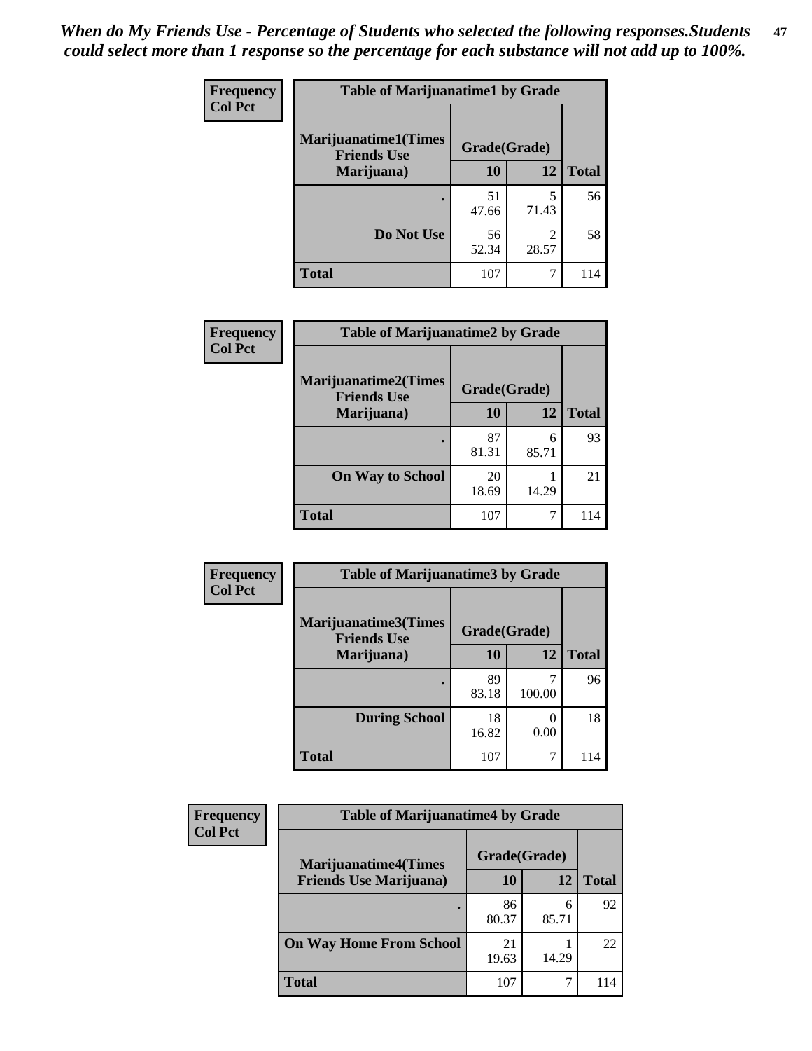*When do My Friends Use - Percentage of Students who selected the following responses.Students could select more than 1 response so the percentage for each substance will not add up to 100%.*

**Frequency**
**Col Pct**

**Table of Marijuanatime1 by Grade**

| Marijuanatime1(Times Friends Use Marijuana) | Grade(Grade) | | |
|---|---|---|---|
| | **10** | **12** | **Total** |
| **.** | 51<br>47.66 | 5<br>71.43 | 56 |
| **Do Not Use** | 56<br>52.34 | 2<br>28.57 | 58 |
| **Total** | 107 | 7 | 114 |

**Frequency**
**Col Pct**

**Table of Marijuanatime2 by Grade**

| Marijuanatime2(Times Friends Use Marijuana) | Grade(Grade) | | |
|---|---|---|---|
| | **10** | **12** | **Total** |
| **.** | 87<br>81.31 | 6<br>85.71 | 93 |
| **On Way to School** | 20<br>18.69 | 1<br>14.29 | 21 |
| **Total** | 107 | 7 | 114 |

**Frequency**
**Col Pct**

**Table of Marijuanatime3 by Grade**

| Marijuanatime3(Times Friends Use Marijuana) | Grade(Grade) | | |
|---|---|---|---|
| | **10** | **12** | **Total** |
| **.** | 89<br>83.18 | 7<br>100.00 | 96 |
| **During School** | 18<br>16.82 | 0<br>0.00 | 18 |
| **Total** | 107 | 7 | 114 |

**Frequency**
**Col Pct**

**Table of Marijuanatime4 by Grade**

| Marijuanatime4(Times Friends Use Marijuana) | Grade(Grade) | | |
|---|---|---|---|
| | **10** | **12** | **Total** |
| **.** | 86<br>80.37 | 6<br>85.71 | 92 |
| **On Way Home From School** | 21<br>19.63 | 1<br>14.29 | 22 |
| **Total** | 107 | 7 | 114 |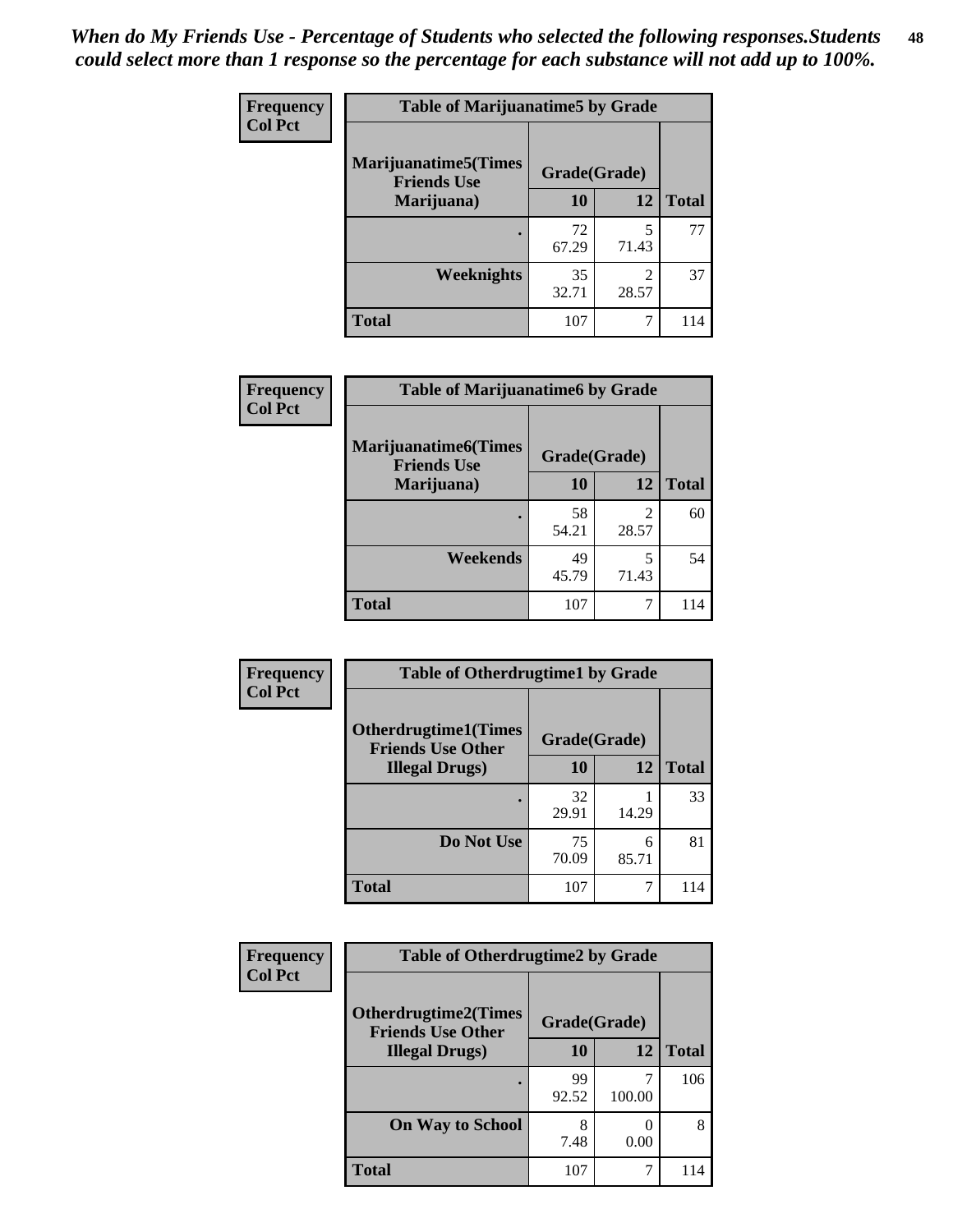*When do My Friends Use - Percentage of Students who selected the following responses.Students could select more than 1 response so the percentage for each substance will not add up to 100%.*

**Frequency**
**Col Pct**

**Table of Marijuanatime5 by Grade**

| Marijuanatime5(Times Friends Use Marijuana) | Grade(Grade) | | Total |
|---|---|---|---|
| | 10 | 12 | |
| . | 72<br>67.29 | 5<br>71.43 | 77 |
| Weeknights | 35<br>32.71 | 2<br>28.57 | 37 |
| Total | 107 | 7 | 114 |

**Frequency**
**Col Pct**

**Table of Marijuanatime6 by Grade**

| Marijuanatime6(Times Friends Use Marijuana) | Grade(Grade) | | Total |
|---|---|---|---|
| | 10 | 12 | |
| . | 58<br>54.21 | 2<br>28.57 | 60 |
| Weekends | 49<br>45.79 | 5<br>71.43 | 54 |
| Total | 107 | 7 | 114 |

**Frequency**
**Col Pct**

**Table of Otherdrugtime1 by Grade**

| Otherdrugtime1(Times Friends Use Other Illegal Drugs) | Grade(Grade) | | Total |
|---|---|---|---|
| | 10 | 12 | |
| . | 32<br>29.91 | 1<br>14.29 | 33 |
| Do Not Use | 75<br>70.09 | 6<br>85.71 | 81 |
| Total | 107 | 7 | 114 |

**Frequency**
**Col Pct**

**Table of Otherdrugtime2 by Grade**

| Otherdrugtime2(Times Friends Use Other Illegal Drugs) | Grade(Grade) | | Total |
|---|---|---|---|
| | 10 | 12 | |
| . | 99<br>92.52 | 7<br>100.00 | 106 |
| On Way to School | 8<br>7.48 | 0<br>0.00 | 8 |
| Total | 107 | 7 | 114 |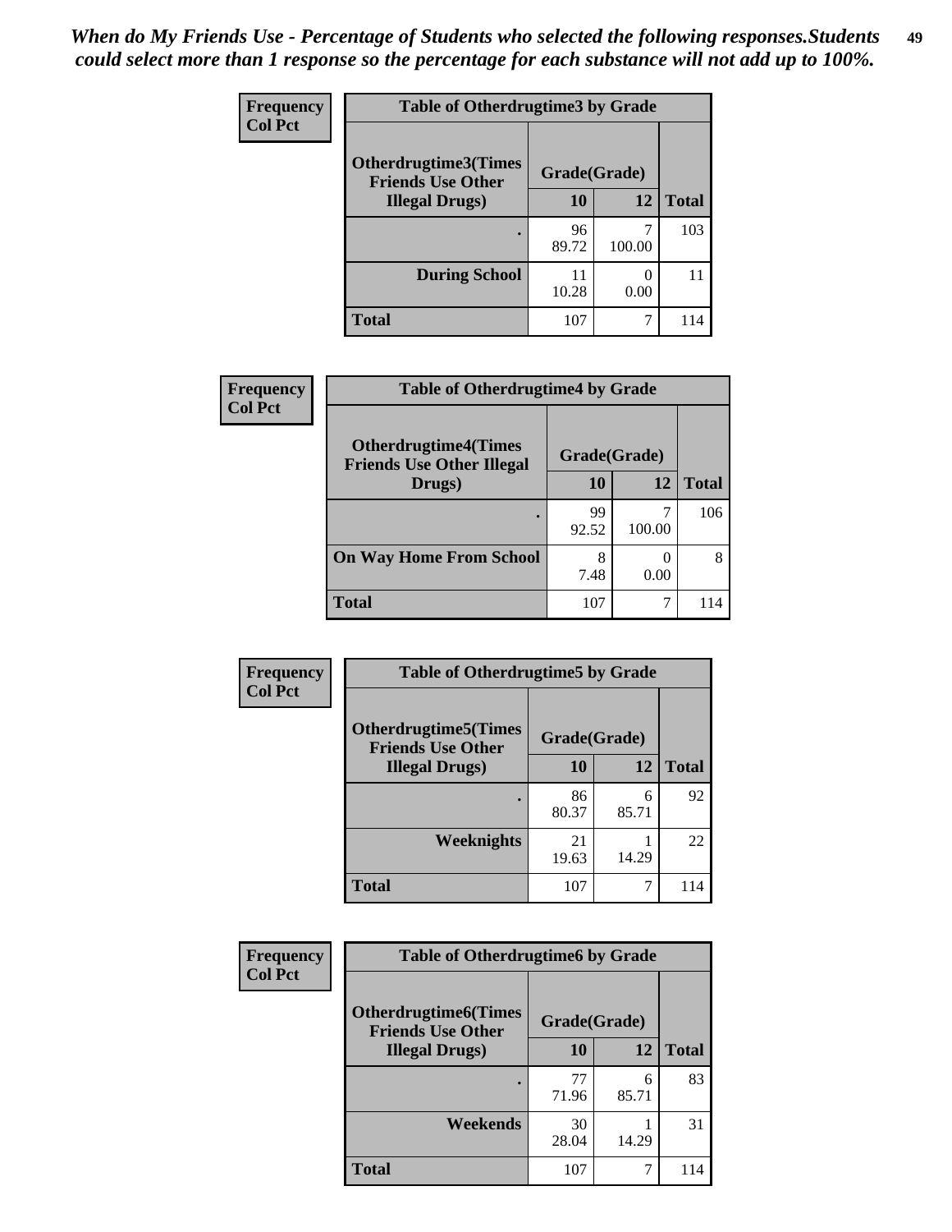*When do My Friends Use - Percentage of Students who selected the following responses.Students could select more than 1 response so the percentage for each substance will not add up to 100%.*

**Frequency**
**Col Pct**

| Table of Otherdrugtime3 by Grade | | | |
|---|---|---|---|
| **Otherdrugtime3(Times Friends Use Other Illegal Drugs)** | **Grade(Grade)** | | **Total** |
| | **10** | **12** | |
| **.** | 96<br>89.72 | 7<br>100.00 | 103 |
| **During School** | 11<br>10.28 | 0<br>0.00 | 11 |
| **Total** | 107 | 7 | 114 |

**Frequency**
**Col Pct**

| Table of Otherdrugtime4 by Grade | | | |
|---|---|---|---|
| **Otherdrugtime4(Times Friends Use Other Illegal Drugs)** | **Grade(Grade)** | | **Total** |
| | **10** | **12** | |
| **.** | 99<br>92.52 | 7<br>100.00 | 106 |
| **On Way Home From School** | 8<br>7.48 | 0<br>0.00 | 8 |
| **Total** | 107 | 7 | 114 |

**Frequency**
**Col Pct**

| Table of Otherdrugtime5 by Grade | | | |
|---|---|---|---|
| **Otherdrugtime5(Times Friends Use Other Illegal Drugs)** | **Grade(Grade)** | | **Total** |
| | **10** | **12** | |
| **.** | 86<br>80.37 | 6<br>85.71 | 92 |
| **Weeknights** | 21<br>19.63 | 1<br>14.29 | 22 |
| **Total** | 107 | 7 | 114 |

**Frequency**
**Col Pct**

| Table of Otherdrugtime6 by Grade | | | |
|---|---|---|---|
| **Otherdrugtime6(Times Friends Use Other Illegal Drugs)** | **Grade(Grade)** | | **Total** |
| | **10** | **12** | |
| **.** | 77<br>71.96 | 6<br>85.71 | 83 |
| **Weekends** | 30<br>28.04 | 1<br>14.29 | 31 |
| **Total** | 107 | 7 | 114 |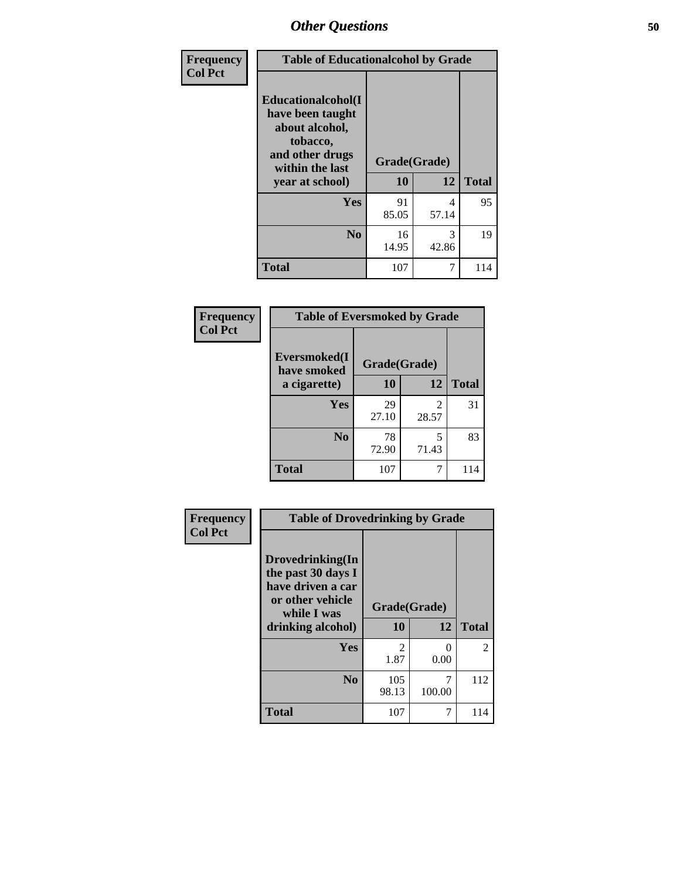## Other Questions

| Frequency Col Pct | Table of Educationalalcohol by Grade | | |
|---|---|---|---|
| Educationalalcohol(I have been taught about alcohol, tobacco, and other drugs within the last year at school) | Grade(Grade) | | |
| | 10 | 12 | Total |
| Yes | 91<br>85.05 | 4<br>57.14 | 95 |
| No | 16<br>14.95 | 3<br>42.86 | 19 |
| Total | 107 | 7 | 114 |

| Frequency Col Pct | Table of Eversmoked by Grade | | |
|---|---|---|---|
| Eversmoked(I have smoked a cigarette) | Grade(Grade) | | |
| | 10 | 12 | Total |
| Yes | 29<br>27.10 | 2<br>28.57 | 31 |
| No | 78<br>72.90 | 5<br>71.43 | 83 |
| Total | 107 | 7 | 114 |

| Frequency Col Pct | Table of Drovedrinking by Grade | | |
|---|---|---|---|
| Drovedrinking(In the past 30 days I have driven a car or other vehicle while I was drinking alcohol) | Grade(Grade) | | |
| | 10 | 12 | Total |
| Yes | 2<br>1.87 | 0<br>0.00 | 2 |
| No | 105<br>98.13 | 7<br>100.00 | 112 |
| Total | 107 | 7 | 114 |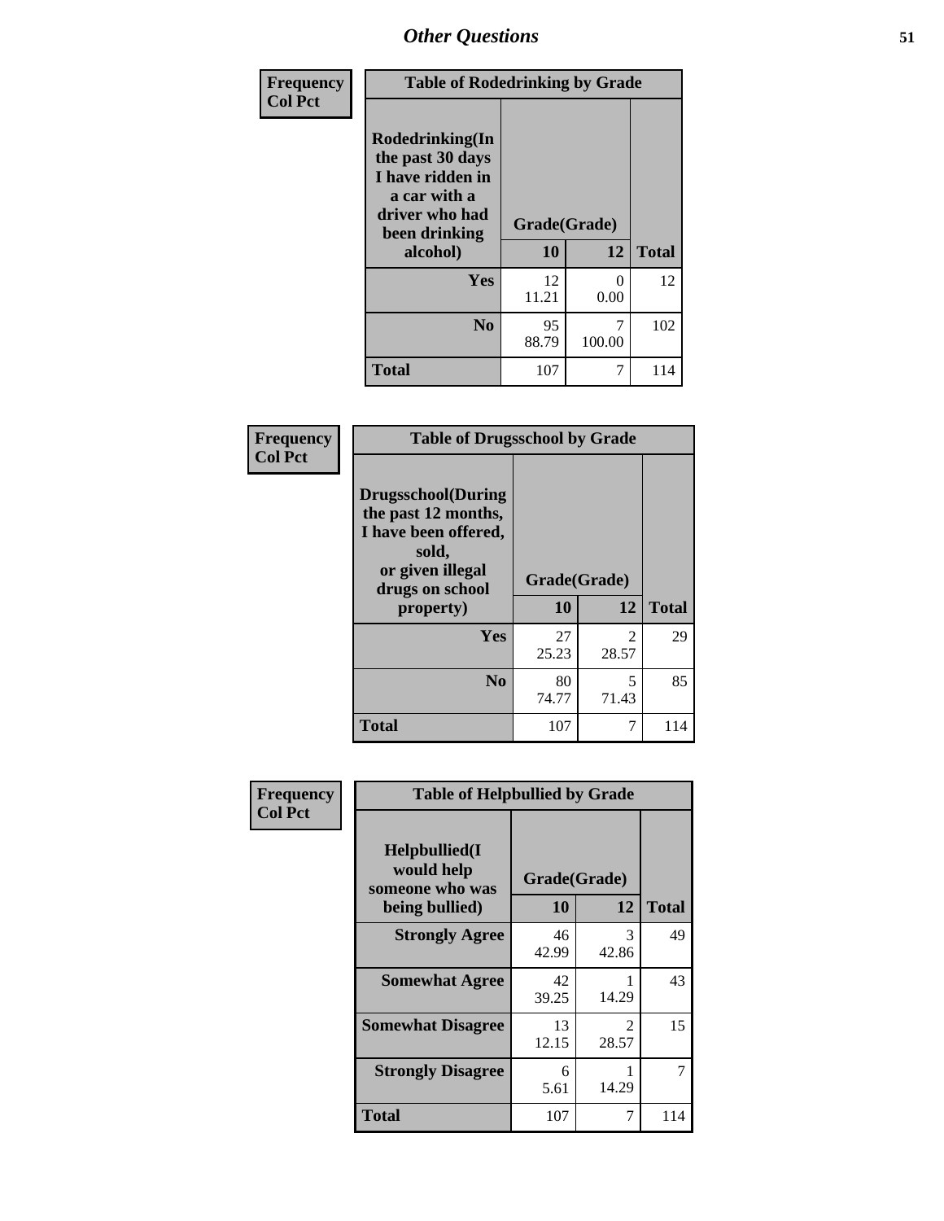| Frequency<br>Col Pct | Table of Rodedrinking by Grade | | |
|---|---|---|---|
| Rodedrinking(In the past 30 days I have ridden in a car with a driver who had been drinking alcohol) | Grade(Grade) | | |
| | 10 | 12 | Total |
| Yes | 12<br>11.21 | 0<br>0.00 | 12 |
| No | 95<br>88.79 | 7<br>100.00 | 102 |
| Total | 107 | 7 | 114 |

| Frequency<br>Col Pct | Table of Drugsschool by Grade | | |
|---|---|---|---|
| Drugsschool(During the past 12 months, I have been offered, sold, or given illegal drugs on school property) | Grade(Grade) | | |
| | 10 | 12 | Total |
| Yes | 27<br>25.23 | 2<br>28.57 | 29 |
| No | 80<br>74.77 | 5<br>71.43 | 85 |
| Total | 107 | 7 | 114 |

| Frequency<br>Col Pct | Table of Helpbullied by Grade | | |
|---|---|---|---|
| Helpbullied(I would help someone who was being bullied) | Grade(Grade) | | |
| | 10 | 12 | Total |
| Strongly Agree | 46<br>42.99 | 3<br>42.86 | 49 |
| Somewhat Agree | 42<br>39.25 | 1<br>14.29 | 43 |
| Somewhat Disagree | 13<br>12.15 | 2<br>28.57 | 15 |
| Strongly Disagree | 6<br>5.61 | 1<br>14.29 | 7 |
| Total | 107 | 7 | 114 |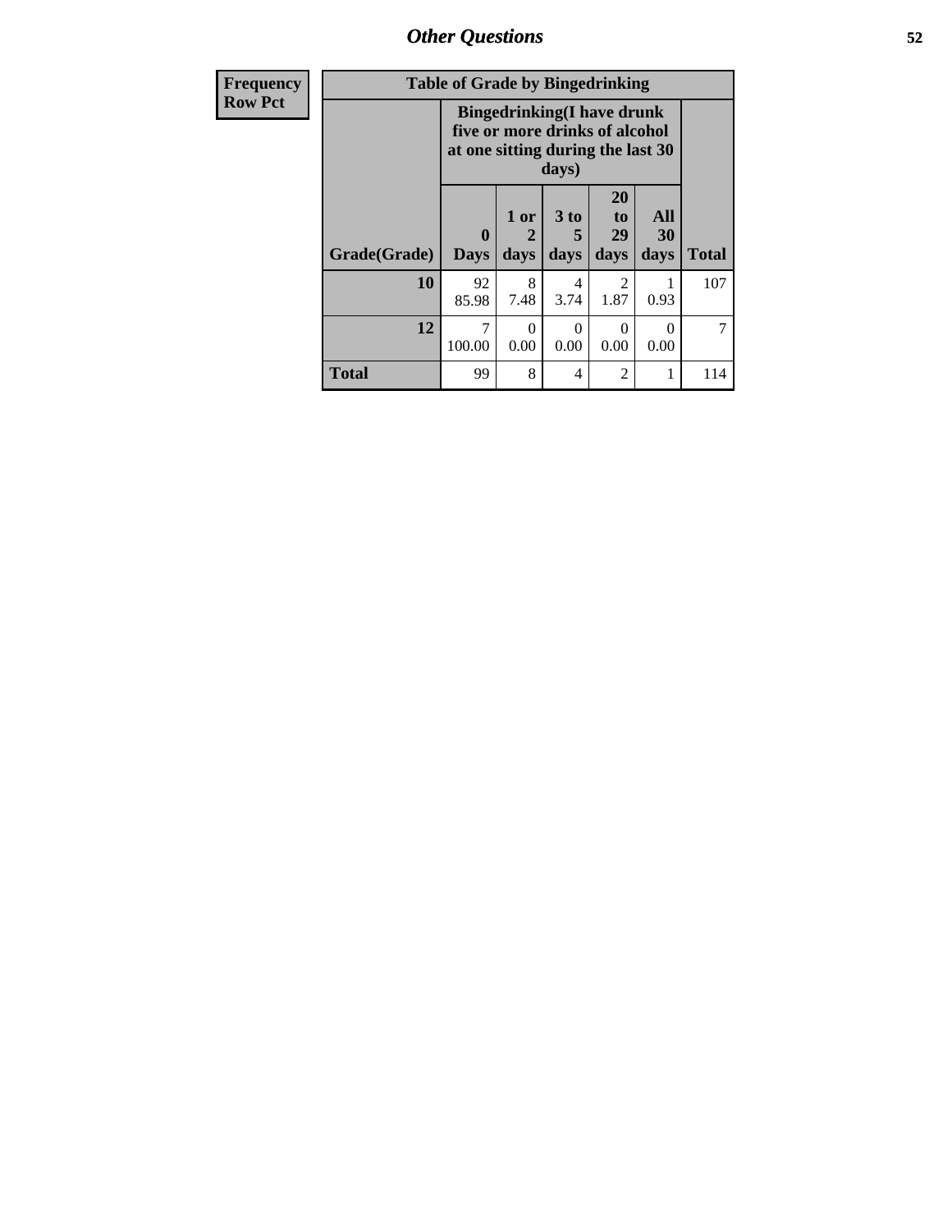| Frequency Row Pct | Table of Grade by Bingedrinking | | | | | |
|---|---|---|---|---|---|---|
| | Bingedrinking(I have drunk five or more drinks of alcohol at one sitting during the last 30 days) | | | | | |
| Grade(Grade) | 0 Days | 1 or 2 days | 3 to 5 days | 20 to 29 days | All 30 days | Total |
| 10 | 92 85.98 | 8 7.48 | 4 3.74 | 2 1.87 | 1 0.93 | 107 |
| 12 | 7 100.00 | 0 0.00 | 0 0.00 | 0 0.00 | 0 0.00 | 7 |
| Total | 99 | 8 | 4 | 2 | 1 | 114 |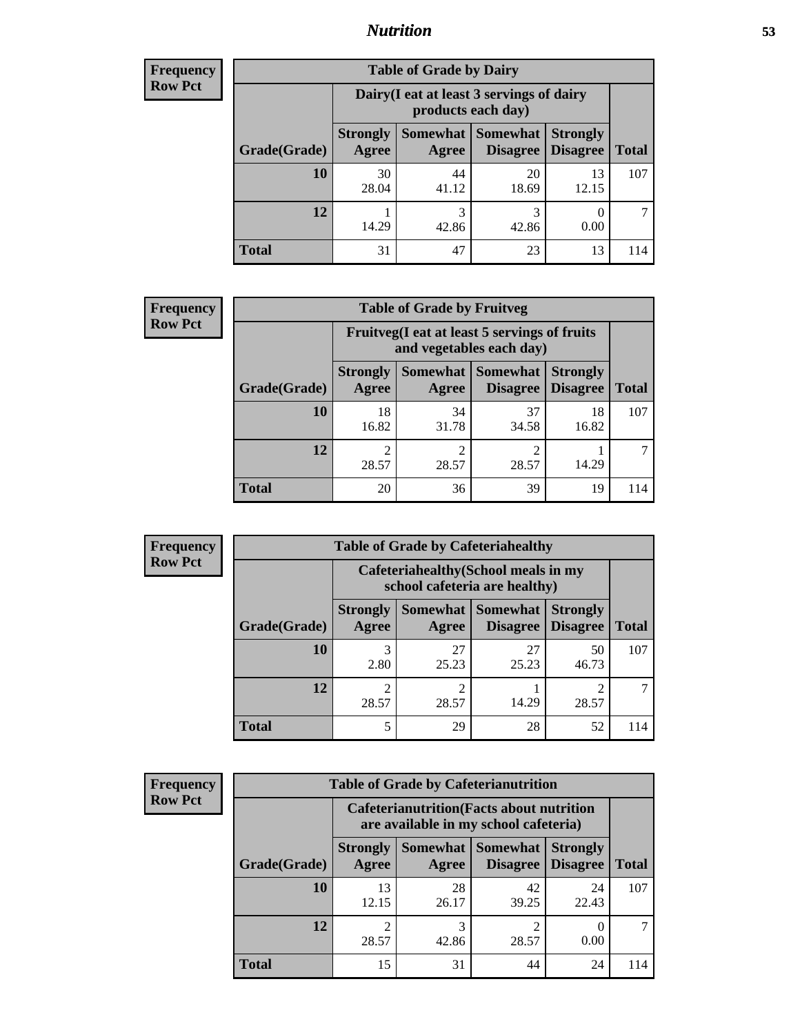## Nutrition

**Frequency**
**Row Pct**

| Table of Grade by Dairy | | | | | |
|---|---|---|---|---|---|
| | Dairy(I eat at least 3 servings of dairy products each day) | | | | |
| Grade(Grade) | Strongly Agree | Somewhat Agree | Somewhat Disagree | Strongly Disagree | Total |
| 10 | 30<br>28.04 | 44<br>41.12 | 20<br>18.69 | 13<br>12.15 | 107 |
| 12 | 1<br>14.29 | 3<br>42.86 | 3<br>42.86 | 0<br>0.00 | 7 |
| Total | 31 | 47 | 23 | 13 | 114 |

**Frequency**
**Row Pct**

| Table of Grade by Fruitveg | | | | | |
|---|---|---|---|---|---|
| | Fruitveg(I eat at least 5 servings of fruits and vegetables each day) | | | | |
| Grade(Grade) | Strongly Agree | Somewhat Agree | Somewhat Disagree | Strongly Disagree | Total |
| 10 | 18<br>16.82 | 34<br>31.78 | 37<br>34.58 | 18<br>16.82 | 107 |
| 12 | 2<br>28.57 | 2<br>28.57 | 2<br>28.57 | 1<br>14.29 | 7 |
| Total | 20 | 36 | 39 | 19 | 114 |

**Frequency**
**Row Pct**

| Table of Grade by Cafeteriahealthy | | | | | |
|---|---|---|---|---|---|
| | Cafeteriahealthy(School meals in my school cafeteria are healthy) | | | | |
| Grade(Grade) | Strongly Agree | Somewhat Agree | Somewhat Disagree | Strongly Disagree | Total |
| 10 | 3<br>2.80 | 27<br>25.23 | 27<br>25.23 | 50<br>46.73 | 107 |
| 12 | 2<br>28.57 | 2<br>28.57 | 1<br>14.29 | 2<br>28.57 | 7 |
| Total | 5 | 29 | 28 | 52 | 114 |

**Frequency**
**Row Pct**

| Table of Grade by Cafeterianutrition | | | | | |
|---|---|---|---|---|---|
| | Cafeterianutrition(Facts about nutrition are available in my school cafeteria) | | | | |
| Grade(Grade) | Strongly Agree | Somewhat Agree | Somewhat Disagree | Strongly Disagree | Total |
| 10 | 13<br>12.15 | 28<br>26.17 | 42<br>39.25 | 24<br>22.43 | 107 |
| 12 | 2<br>28.57 | 3<br>42.86 | 2<br>28.57 | 0<br>0.00 | 7 |
| Total | 15 | 31 | 44 | 24 | 114 |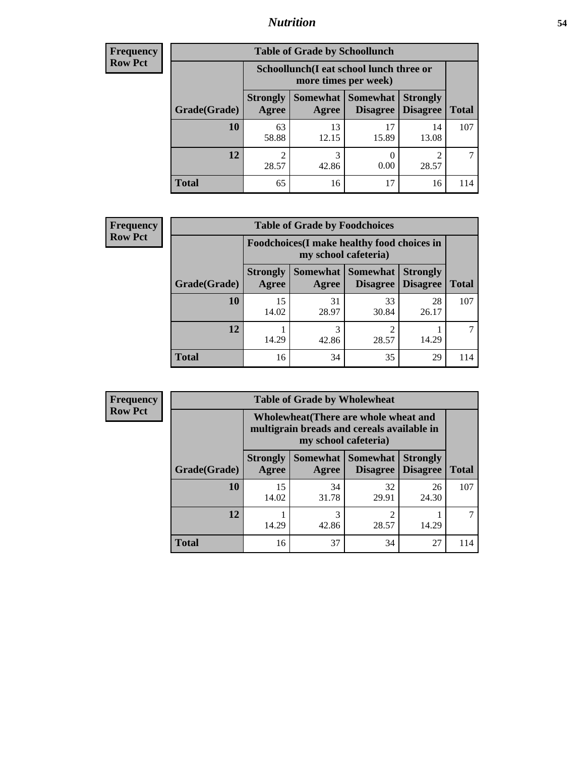| Frequency |
|---|
| Row Pct |

| Table of Grade by Schoollunch | | | | | |
|---|---|---|---|---|---|
| | Schoollunch(I eat school lunch three or more times per week) | | | | |
| Grade(Grade) | Strongly Agree | Somewhat Agree | Somewhat Disagree | Strongly Disagree | Total |
| 10 | 63<br>58.88 | 13<br>12.15 | 17<br>15.89 | 14<br>13.08 | 107 |
| 12 | 2<br>28.57 | 3<br>42.86 | 0<br>0.00 | 2<br>28.57 | 7 |
| Total | 65 | 16 | 17 | 16 | 114 |

| Frequency |
|---|
| Row Pct |

| Table of Grade by Foodchoices | | | | | |
|---|---|---|---|---|---|
| | Foodchoices(I make healthy food choices in my school cafeteria) | | | | |
| Grade(Grade) | Strongly Agree | Somewhat Agree | Somewhat Disagree | Strongly Disagree | Total |
| 10 | 15<br>14.02 | 31<br>28.97 | 33<br>30.84 | 28<br>26.17 | 107 |
| 12 | 1<br>14.29 | 3<br>42.86 | 2<br>28.57 | 1<br>14.29 | 7 |
| Total | 16 | 34 | 35 | 29 | 114 |

| Frequency |
|---|
| Row Pct |

| Table of Grade by Wholewheat | | | | | |
|---|---|---|---|---|---|
| | Wholewheat(There are whole wheat and multigrain breads and cereals available in my school cafeteria) | | | | |
| Grade(Grade) | Strongly Agree | Somewhat Agree | Somewhat Disagree | Strongly Disagree | Total |
| 10 | 15<br>14.02 | 34<br>31.78 | 32<br>29.91 | 26<br>24.30 | 107 |
| 12 | 1<br>14.29 | 3<br>42.86 | 2<br>28.57 | 1<br>14.29 | 7 |
| Total | 16 | 37 | 34 | 27 | 114 |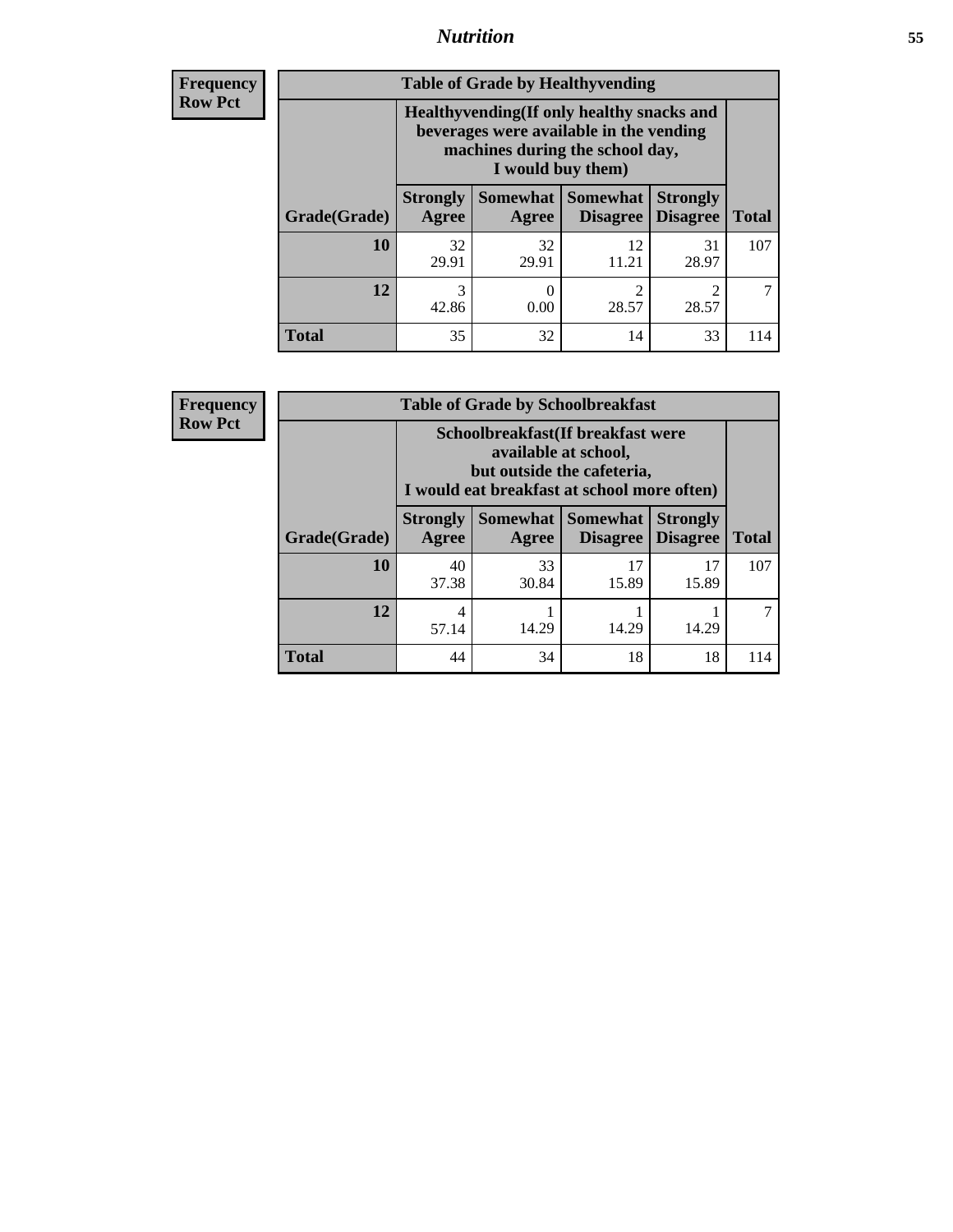**Frequency**
**Row Pct**

| Table of Grade by Healthyvending | | | | | |
|---|---|---|---|---|---|
| | Healthyvending(If only healthy snacks and beverages were available in the vending machines during the school day, I would buy them) | | | | |
| Grade(Grade) | Strongly Agree | Somewhat Agree | Somewhat Disagree | Strongly Disagree | Total |
| **10** | 32<br>29.91 | 32<br>29.91 | 12<br>11.21 | 31<br>28.97 | 107 |
| **12** | 3<br>42.86 | 0<br>0.00 | 2<br>28.57 | 2<br>28.57 | 7 |
| **Total** | 35 | 32 | 14 | 33 | 114 |

**Frequency**
**Row Pct**

| Table of Grade by Schoolbreakfast | | | | | |
|---|---|---|---|---|---|
| | Schoolbreakfast(If breakfast were available at school, but outside the cafeteria, I would eat breakfast at school more often) | | | | |
| Grade(Grade) | Strongly Agree | Somewhat Agree | Somewhat Disagree | Strongly Disagree | Total |
| **10** | 40<br>37.38 | 33<br>30.84 | 17<br>15.89 | 17<br>15.89 | 107 |
| **12** | 4<br>57.14 | 1<br>14.29 | 1<br>14.29 | 1<br>14.29 | 7 |
| **Total** | 44 | 34 | 18 | 18 | 114 |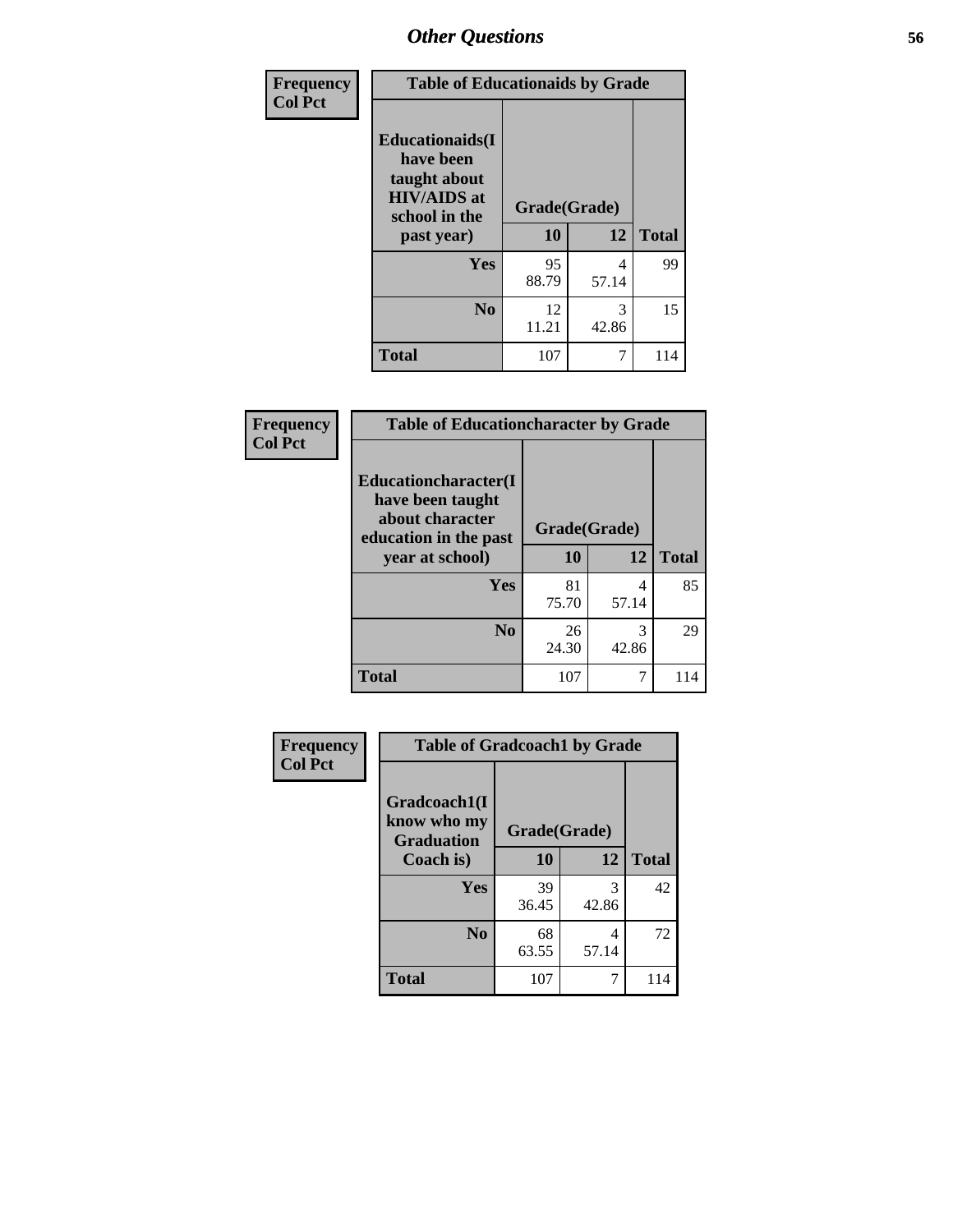## Other Questions

Frequency
Col Pct

**Table of Educationaids by Grade**

| Educationaids(I have been taught about HIV/AIDS at school in the past year) | Grade(Grade) | | |
|---|---|---|---|
| | 10 | 12 | Total |
| Yes | 95<br>88.79 | 4<br>57.14 | 99 |
| No | 12<br>11.21 | 3<br>42.86 | 15 |
| Total | 107 | 7 | 114 |

Frequency
Col Pct

**Table of Educationcharacter by Grade**

| Educationcharacter(I have been taught about character education in the past year at school) | Grade(Grade) | | |
|---|---|---|---|
| | 10 | 12 | Total |
| Yes | 81<br>75.70 | 4<br>57.14 | 85 |
| No | 26<br>24.30 | 3<br>42.86 | 29 |
| Total | 107 | 7 | 114 |

Frequency
Col Pct

**Table of Gradcoach1 by Grade**

| Gradcoach1(I know who my Graduation Coach is) | Grade(Grade) | | |
|---|---|---|---|
| | 10 | 12 | Total |
| Yes | 39<br>36.45 | 3<br>42.86 | 42 |
| No | 68<br>63.55 | 4<br>57.14 | 72 |
| Total | 107 | 7 | 114 |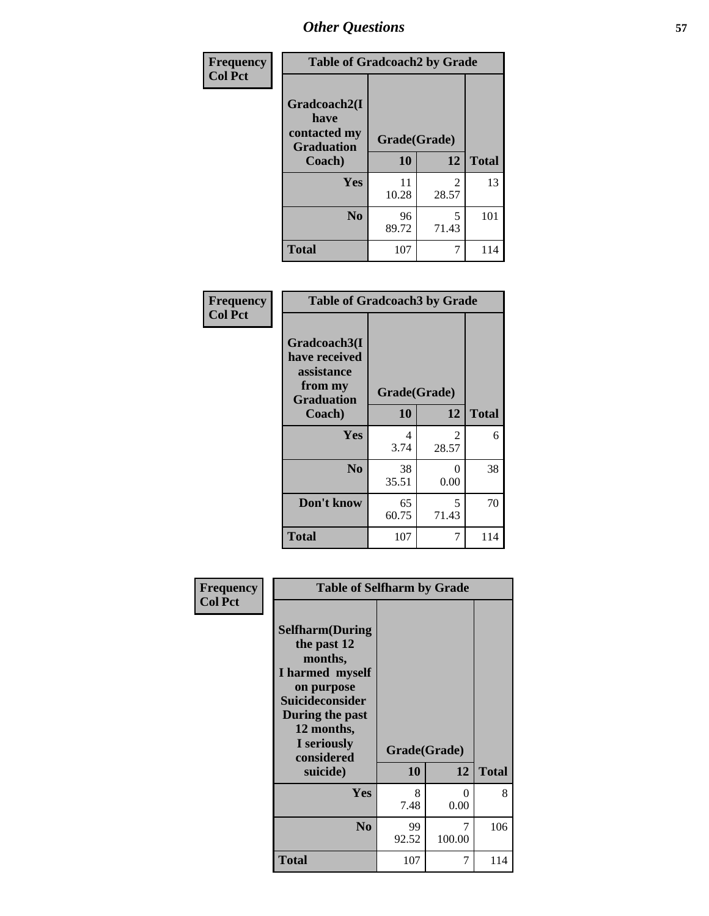# Other Questions

**Frequency**
**Col Pct**

| Table of Gradcoach2 by Grade | | | |
|---|---|---|---|
| **Gradcoach2(I have contacted my Graduation Coach)** | **Grade(Grade)** | | |
| | **10** | **12** | **Total** |
| **Yes** | 11<br>10.28 | 2<br>28.57 | 13 |
| **No** | 96<br>89.72 | 5<br>71.43 | 101 |
| **Total** | 107 | 7 | 114 |

**Frequency**
**Col Pct**

| Table of Gradcoach3 by Grade | | | |
|---|---|---|---|
| **Gradcoach3(I have received assistance from my Graduation Coach)** | **Grade(Grade)** | | |
| | **10** | **12** | **Total** |
| **Yes** | 4<br>3.74 | 2<br>28.57 | 6 |
| **No** | 38<br>35.51 | 0<br>0.00 | 38 |
| **Don't know** | 65<br>60.75 | 5<br>71.43 | 70 |
| **Total** | 107 | 7 | 114 |

**Frequency**
**Col Pct**

| Table of Selfharm by Grade | | | |
|---|---|---|---|
| **Selfharm(During the past 12 months, I harmed myself on purpose Suicideconsider During the past 12 months, I seriously considered suicide)** | **Grade(Grade)** | | |
| | **10** | **12** | **Total** |
| **Yes** | 8<br>7.48 | 0<br>0.00 | 8 |
| **No** | 99<br>92.52 | 7<br>100.00 | 106 |
| **Total** | 107 | 7 | 114 |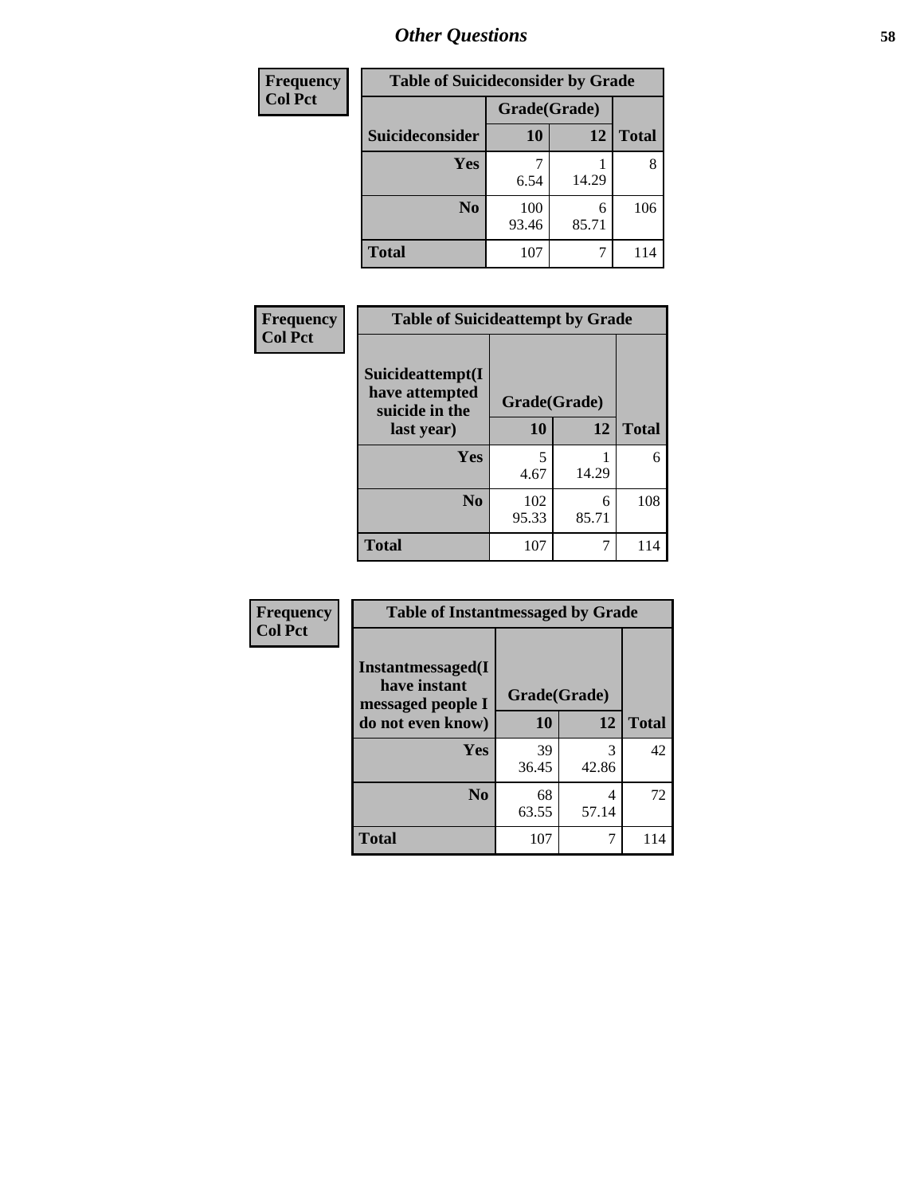| Frequency<br>Col Pct |
|---|

**Table of Suicideconsider by Grade**

| Suicideconsider | Grade(Grade) 10 | 12 | Total |
|---|---|---|---|
| Yes | 7<br>6.54 | 1<br>14.29 | 8 |
| No | 100<br>93.46 | 6<br>85.71 | 106 |
| Total | 107 | 7 | 114 |

| Frequency<br>Col Pct |
|---|

**Table of Suicideattempt by Grade**

| Suicideattempt(I have attempted suicide in the last year) | Grade(Grade) 10 | 12 | Total |
|---|---|---|---|
| Yes | 5<br>4.67 | 1<br>14.29 | 6 |
| No | 102<br>95.33 | 6<br>85.71 | 108 |
| Total | 107 | 7 | 114 |

| Frequency<br>Col Pct |
|---|

**Table of Instantmessaged by Grade**

| Instantmessaged(I have instant messaged people I do not even know) | Grade(Grade) 10 | 12 | Total |
|---|---|---|---|
| Yes | 39<br>36.45 | 3<br>42.86 | 42 |
| No | 68<br>63.55 | 4<br>57.14 | 72 |
| Total | 107 | 7 | 114 |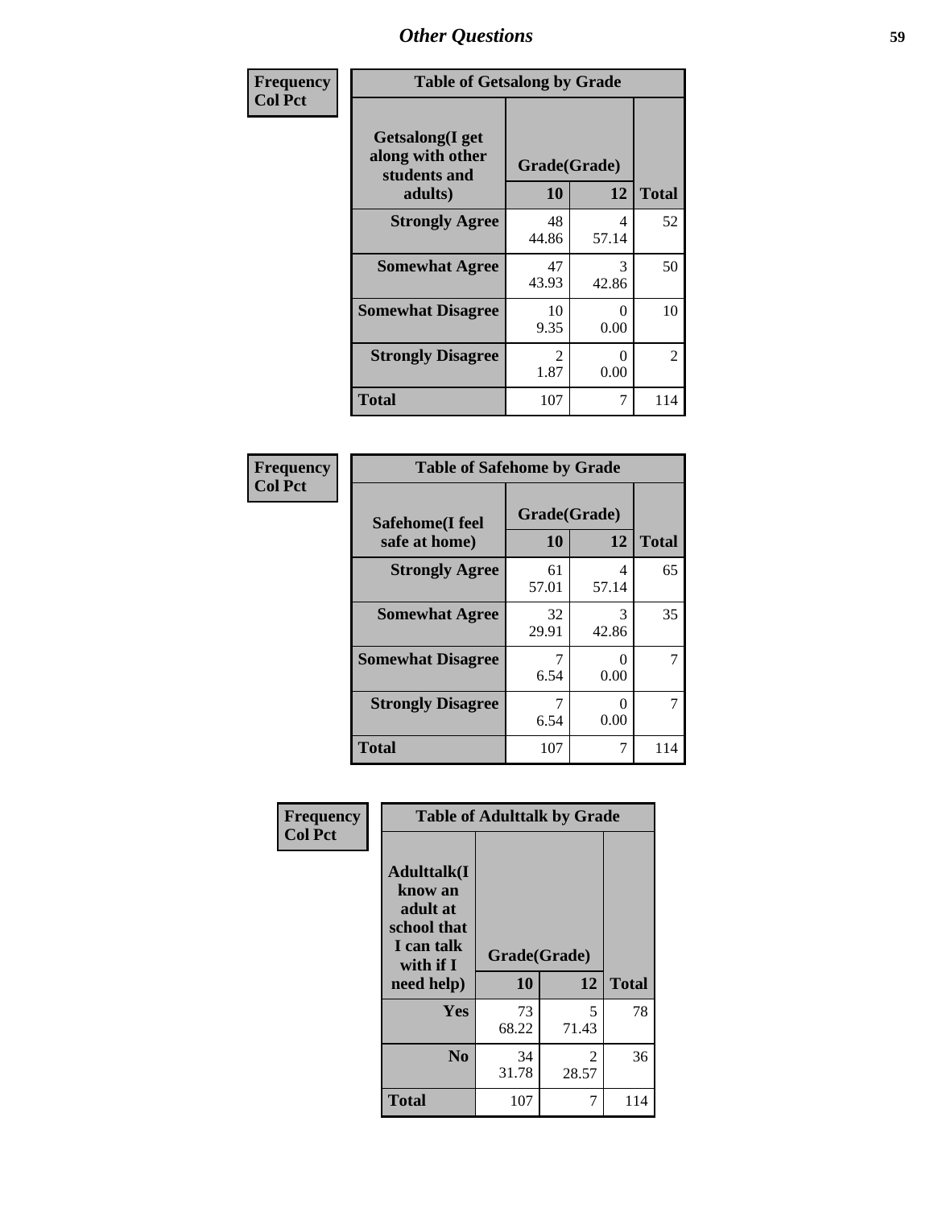# Other Questions

**Frequency**
**Col Pct**

| Table of Getsalong by Grade | | | |
|---|---|---|---|
| **Getsalong(I get along with other students and adults)** | **Grade(Grade)** | | |
| | **10** | **12** | **Total** |
| **Strongly Agree** | 48<br>44.86 | 4<br>57.14 | 52 |
| **Somewhat Agree** | 47<br>43.93 | 3<br>42.86 | 50 |
| **Somewhat Disagree** | 10<br>9.35 | 0<br>0.00 | 10 |
| **Strongly Disagree** | 2<br>1.87 | 0<br>0.00 | 2 |
| **Total** | 107 | 7 | 114 |

**Frequency**
**Col Pct**

| Table of Safehome by Grade | | | |
|---|---|---|---|
| **Safehome(I feel safe at home)** | **Grade(Grade)** | | |
| | **10** | **12** | **Total** |
| **Strongly Agree** | 61<br>57.01 | 4<br>57.14 | 65 |
| **Somewhat Agree** | 32<br>29.91 | 3<br>42.86 | 35 |
| **Somewhat Disagree** | 7<br>6.54 | 0<br>0.00 | 7 |
| **Strongly Disagree** | 7<br>6.54 | 0<br>0.00 | 7 |
| **Total** | 107 | 7 | 114 |

**Frequency**
**Col Pct**

| Table of Adulttalk by Grade | | | |
|---|---|---|---|
| **Adulttalk(I know an adult at school that I can talk with if I need help)** | **Grade(Grade)** | | |
| | **10** | **12** | **Total** |
| **Yes** | 73<br>68.22 | 5<br>71.43 | 78 |
| **No** | 34<br>31.78 | 2<br>28.57 | 36 |
| **Total** | 107 | 7 | 114 |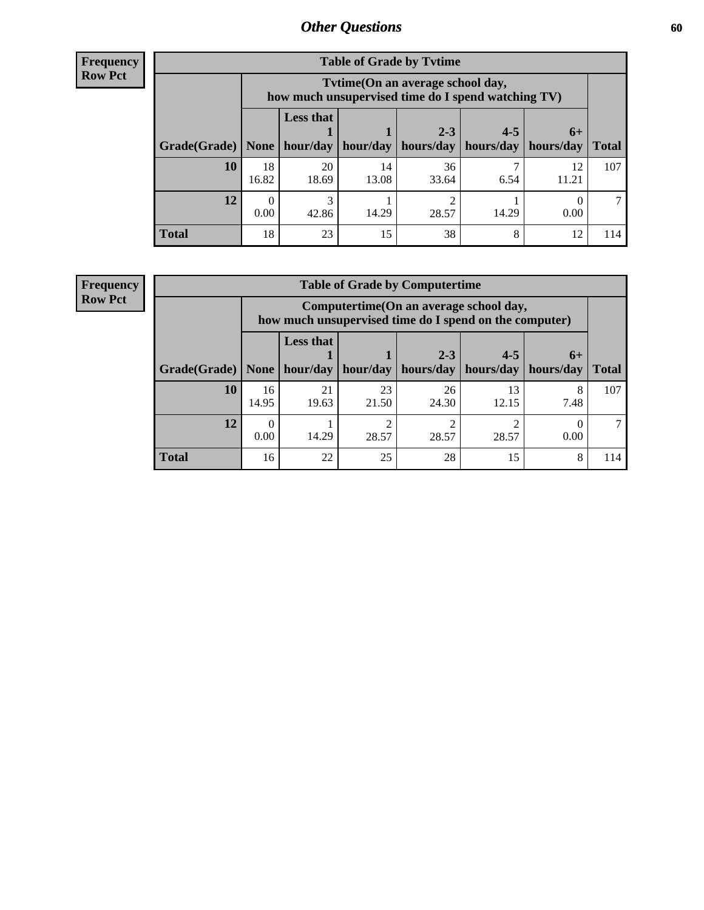## Other Questions

**Frequency**
**Row Pct**

| Table of Grade by Tvtime | | | | | | | |
|---|---|---|---|---|---|---|---|
| | Tvtime(On an average school day, how much unsupervised time do I spend watching TV) | | | | | | |
| Grade(Grade) | None | Less that 1 hour/day | 1 hour/day | 2-3 hours/day | 4-5 hours/day | 6+ hours/day | Total |
| **10** | 18<br>16.82 | 20<br>18.69 | 14<br>13.08 | 36<br>33.64 | 7<br>6.54 | 12<br>11.21 | 107 |
| **12** | 0<br>0.00 | 3<br>42.86 | 1<br>14.29 | 2<br>28.57 | 1<br>14.29 | 0<br>0.00 | 7 |
| **Total** | 18 | 23 | 15 | 38 | 8 | 12 | 114 |

**Frequency**
**Row Pct**

| Table of Grade by Computertime | | | | | | | |
|---|---|---|---|---|---|---|---|
| | Computertime(On an average school day, how much unsupervised time do I spend on the computer) | | | | | | |
| Grade(Grade) | None | Less that 1 hour/day | 1 hour/day | 2-3 hours/day | 4-5 hours/day | 6+ hours/day | Total |
| **10** | 16<br>14.95 | 21<br>19.63 | 23<br>21.50 | 26<br>24.30 | 13<br>12.15 | 8<br>7.48 | 107 |
| **12** | 0<br>0.00 | 1<br>14.29 | 2<br>28.57 | 2<br>28.57 | 2<br>28.57 | 0<br>0.00 | 7 |
| **Total** | 16 | 22 | 25 | 28 | 15 | 8 | 114 |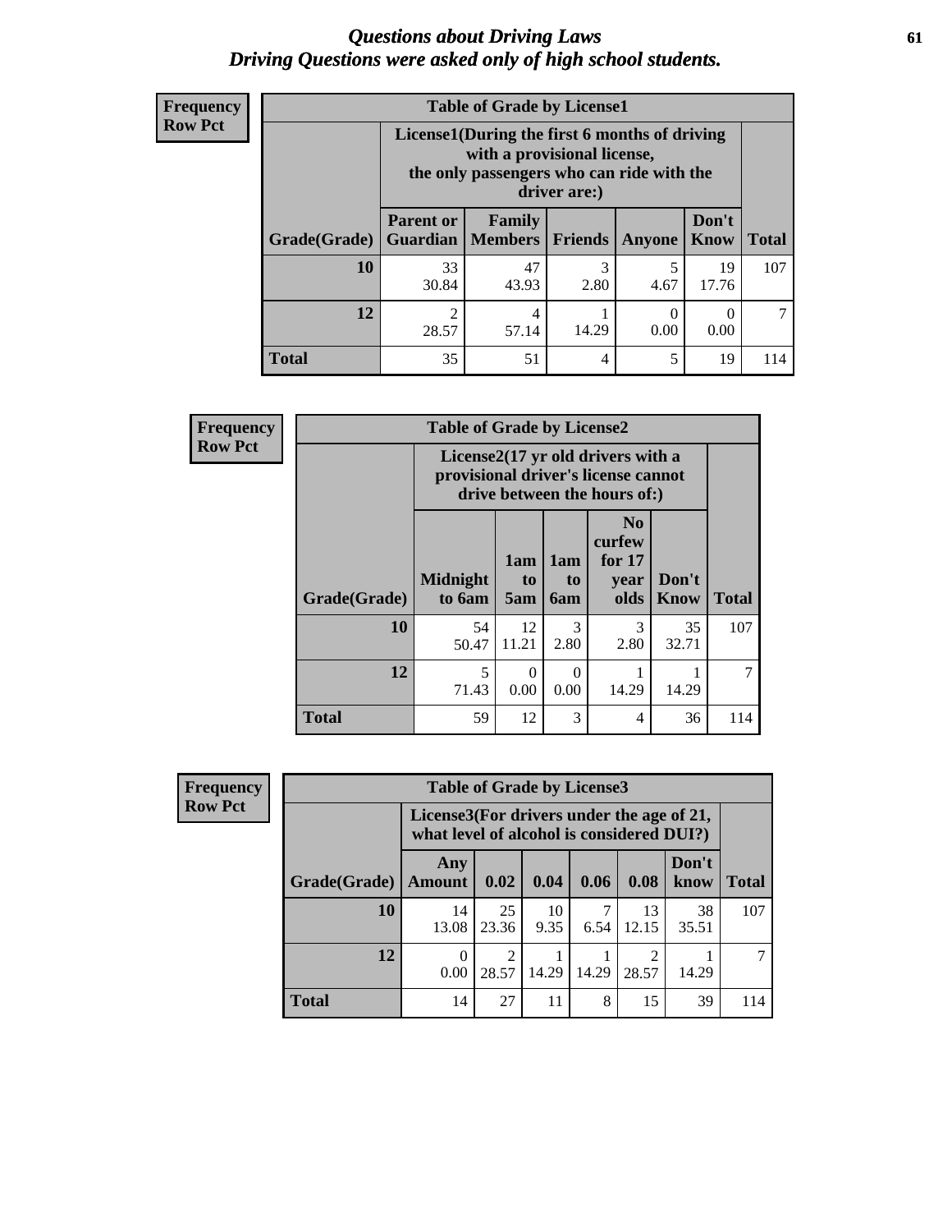# *Questions about Driving Laws*
## *Driving Questions were asked only of high school students.*

**Frequency**
**Row Pct**

**Table of Grade by License1**

| Grade(Grade) | License1(During the first 6 months of driving with a provisional license, the only passengers who can ride with the driver are:) | | | | | Total |
|---|---|---|---|---|---|---|
| | Parent or Guardian | Family Members | Friends | Anyone | Don't Know | |
| **10** | 33<br>30.84 | 47<br>43.93 | 3<br>2.80 | 5<br>4.67 | 19<br>17.76 | 107 |
| **12** | 2<br>28.57 | 4<br>57.14 | 1<br>14.29 | 0<br>0.00 | 0<br>0.00 | 7 |
| **Total** | 35 | 51 | 4 | 5 | 19 | 114 |

**Frequency**
**Row Pct**

**Table of Grade by License2**

| Grade(Grade) | License2(17 yr old drivers with a provisional driver's license cannot drive between the hours of:) | | | | | Total |
|---|---|---|---|---|---|---|
| | Midnight to 6am | 1am to 5am | 1am to 6am | No curfew for 17 year olds | Don't Know | |
| **10** | 54<br>50.47 | 12<br>11.21 | 3<br>2.80 | 3<br>2.80 | 35<br>32.71 | 107 |
| **12** | 5<br>71.43 | 0<br>0.00 | 0<br>0.00 | 1<br>14.29 | 1<br>14.29 | 7 |
| **Total** | 59 | 12 | 3 | 4 | 36 | 114 |

**Frequency**
**Row Pct**

**Table of Grade by License3**

| Grade(Grade) | License3(For drivers under the age of 21, what level of alcohol is considered DUI?) | | | | | | Total |
|---|---|---|---|---|---|---|---|
| | Any Amount | 0.02 | 0.04 | 0.06 | 0.08 | Don't know | |
| **10** | 14<br>13.08 | 25<br>23.36 | 10<br>9.35 | 7<br>6.54 | 13<br>12.15 | 38<br>35.51 | 107 |
| **12** | 0<br>0.00 | 2<br>28.57 | 1<br>14.29 | 1<br>14.29 | 2<br>28.57 | 1<br>14.29 | 7 |
| **Total** | 14 | 27 | 11 | 8 | 15 | 39 | 114 |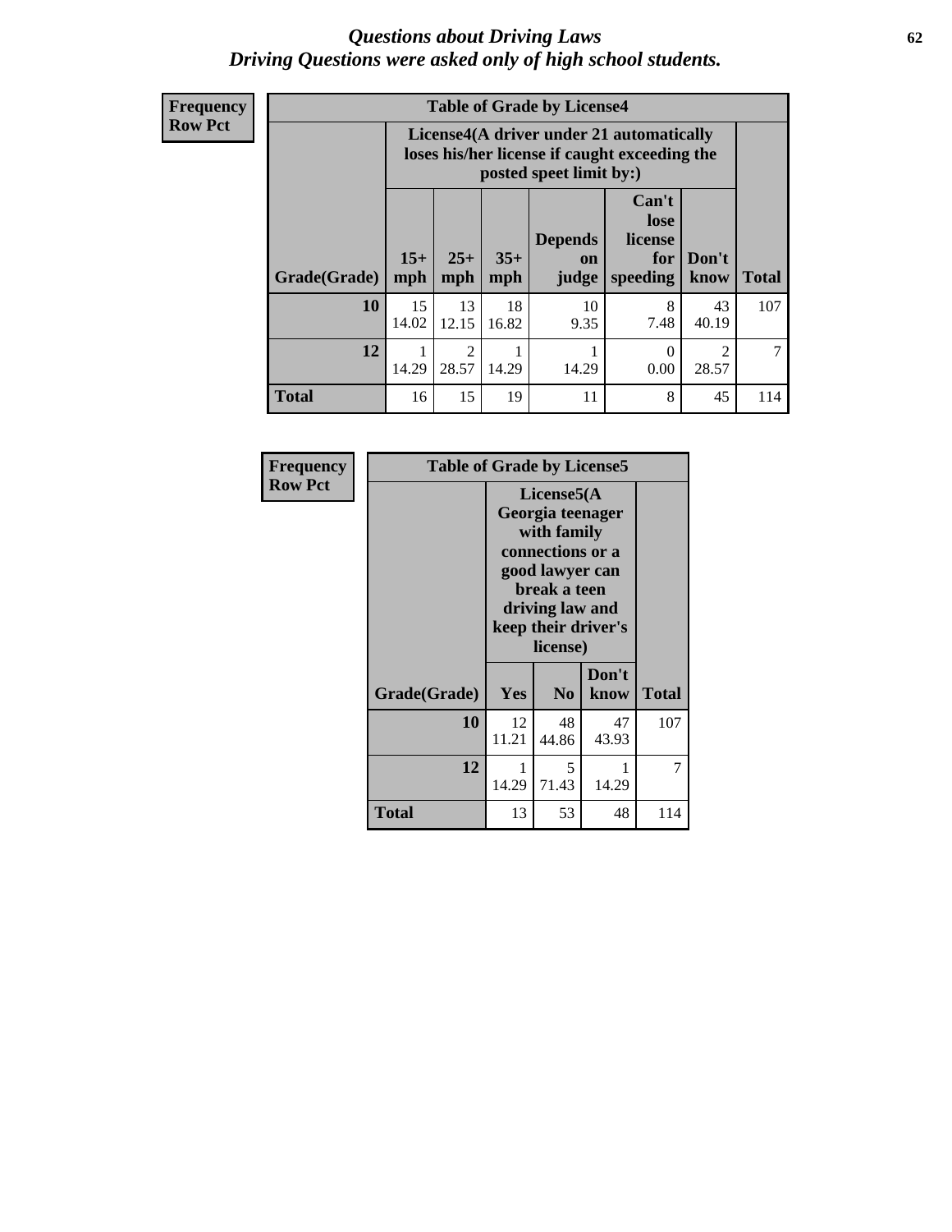# *Questions about Driving Laws*
## *Driving Questions were asked only of high school students.*

**Frequency**
**Row Pct**

**Table of Grade by License4**

| | License4(A driver under 21 automatically loses his/her license if caught exceeding the posted speet limit by:) | | | | | | |
|---|---|---|---|---|---|---|---|
| **Grade(Grade)** | **15+ mph** | **25+ mph** | **35+ mph** | **Depends on judge** | **Can't lose license for speeding** | **Don't know** | **Total** |
| **10** | 15<br>14.02 | 13<br>12.15 | 18<br>16.82 | 10<br>9.35 | 8<br>7.48 | 43<br>40.19 | 107 |
| **12** | 1<br>14.29 | 2<br>28.57 | 1<br>14.29 | 1<br>14.29 | 0<br>0.00 | 2<br>28.57 | 7 |
| **Total** | 16 | 15 | 19 | 11 | 8 | 45 | 114 |

**Frequency**
**Row Pct**

**Table of Grade by License5**

| | License5(A Georgia teenager with family connections or a good lawyer can break a teen driving law and keep their driver's license) | | | |
|---|---|---|---|---|
| **Grade(Grade)** | **Yes** | **No** | **Don't know** | **Total** |
| **10** | 12<br>11.21 | 48<br>44.86 | 47<br>43.93 | 107 |
| **12** | 1<br>14.29 | 5<br>71.43 | 1<br>14.29 | 7 |
| **Total** | 13 | 53 | 48 | 114 |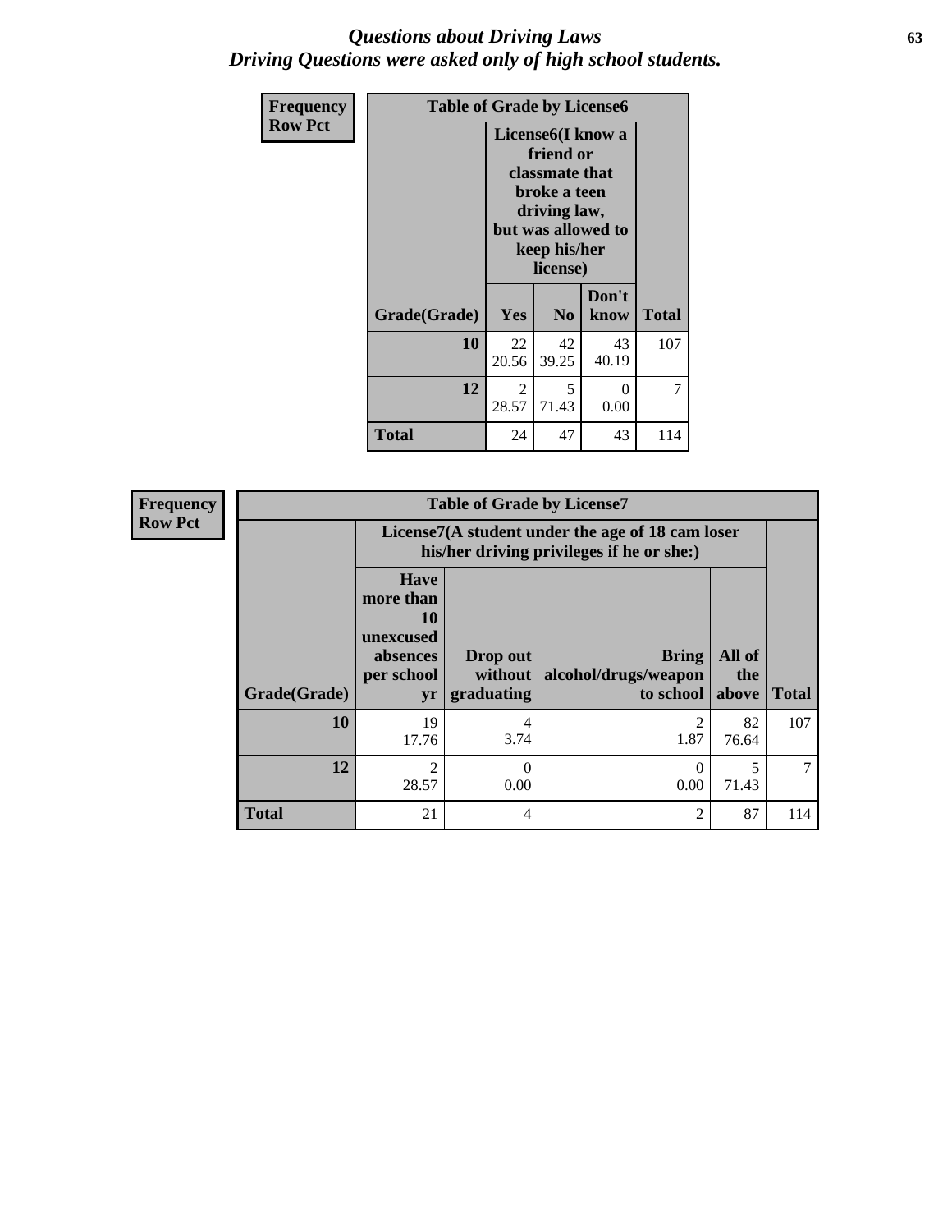# Questions about Driving Laws
## Driving Questions were asked only of high school students.

| Frequency<br>Row Pct | Table of Grade by License6 | | | |
|---|---|---|---|---|
| | License6(I know a friend or classmate that broke a teen driving law, but was allowed to keep his/her license) | | | |
| Grade(Grade) | Yes | No | Don't know | Total |
| 10 | 22<br>20.56 | 42<br>39.25 | 43<br>40.19 | 107 |
| 12 | 2<br>28.57 | 5<br>71.43 | 0<br>0.00 | 7 |
| Total | 24 | 47 | 43 | 114 |

| Frequency<br>Row Pct | Table of Grade by License7 | | | | |
|---|---|---|---|---|---|
| | License7(A student under the age of 18 cam loser his/her driving privileges if he or she:) | | | | |
| Grade(Grade) | Have more than 10 unexcused absences per school yr | Drop out without graduating | Bring alcohol/drugs/weapon to school | All of the above | Total |
| 10 | 19<br>17.76 | 4<br>3.74 | 2<br>1.87 | 82<br>76.64 | 107 |
| 12 | 2<br>28.57 | 0<br>0.00 | 0<br>0.00 | 5<br>71.43 | 7 |
| Total | 21 | 4 | 2 | 87 | 114 |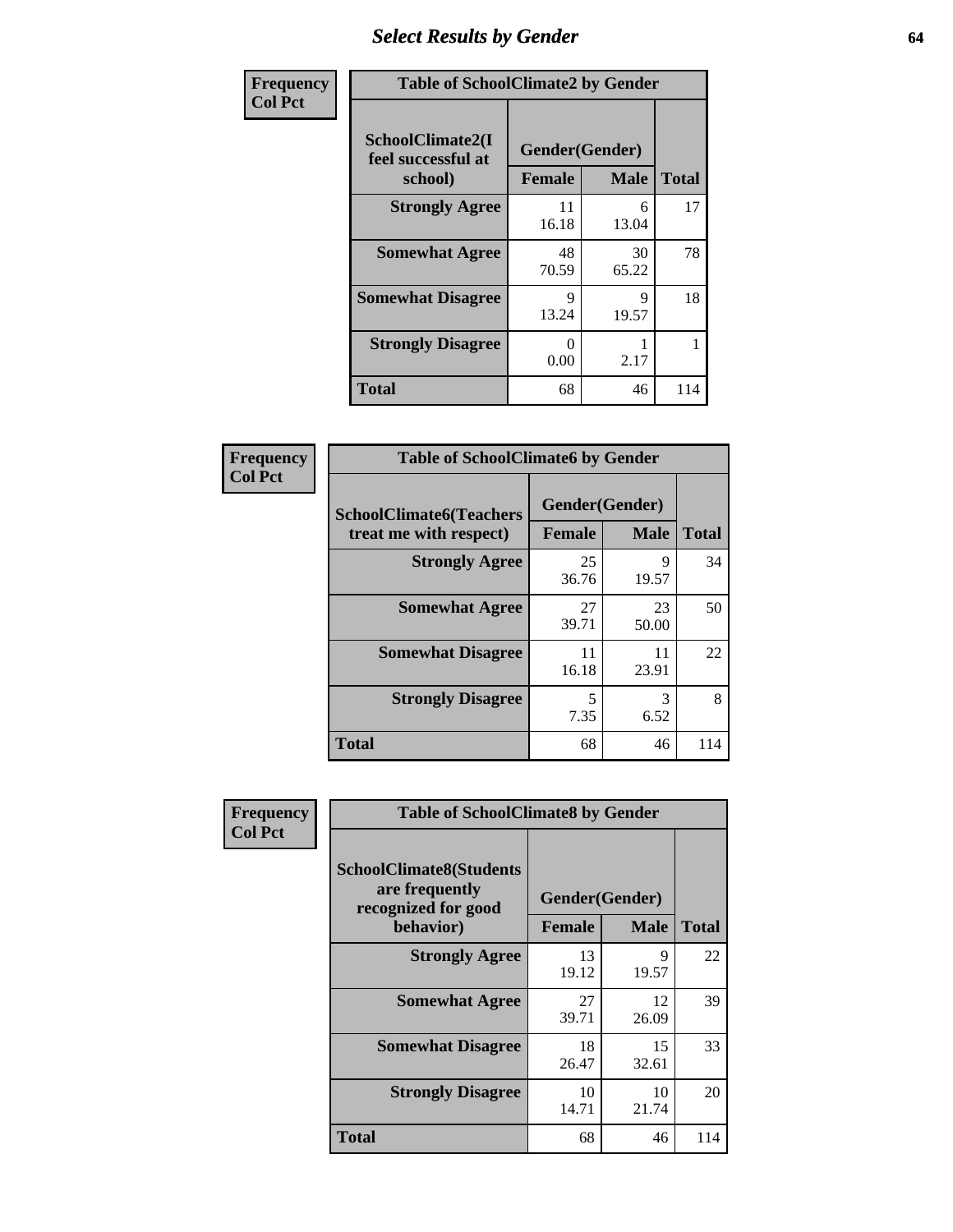# Select Results by Gender

| Frequency<br>Col Pct | | | |
|---|---|---|---|

**Table of SchoolClimate2 by Gender**

| SchoolClimate2(I feel successful at school) | Gender(Gender) | | |
|---|---|---|---|
| | Female | Male | Total |
| Strongly Agree | 11<br>16.18 | 6<br>13.04 | 17 |
| Somewhat Agree | 48<br>70.59 | 30<br>65.22 | 78 |
| Somewhat Disagree | 9<br>13.24 | 9<br>19.57 | 18 |
| Strongly Disagree | 0<br>0.00 | 1<br>2.17 | 1 |
| Total | 68 | 46 | 114 |

**Table of SchoolClimate6 by Gender**

| SchoolClimate6(Teachers treat me with respect) | Gender(Gender) | | |
|---|---|---|---|
| | Female | Male | Total |
| Strongly Agree | 25<br>36.76 | 9<br>19.57 | 34 |
| Somewhat Agree | 27<br>39.71 | 23<br>50.00 | 50 |
| Somewhat Disagree | 11<br>16.18 | 11<br>23.91 | 22 |
| Strongly Disagree | 5<br>7.35 | 3<br>6.52 | 8 |
| Total | 68 | 46 | 114 |

**Table of SchoolClimate8 by Gender**

| SchoolClimate8(Students are frequently recognized for good behavior) | Gender(Gender) | | |
|---|---|---|---|
| | Female | Male | Total |
| Strongly Agree | 13<br>19.12 | 9<br>19.57 | 22 |
| Somewhat Agree | 27<br>39.71 | 12<br>26.09 | 39 |
| Somewhat Disagree | 18<br>26.47 | 15<br>32.61 | 33 |
| Strongly Disagree | 10<br>14.71 | 10<br>21.74 | 20 |
| Total | 68 | 46 | 114 |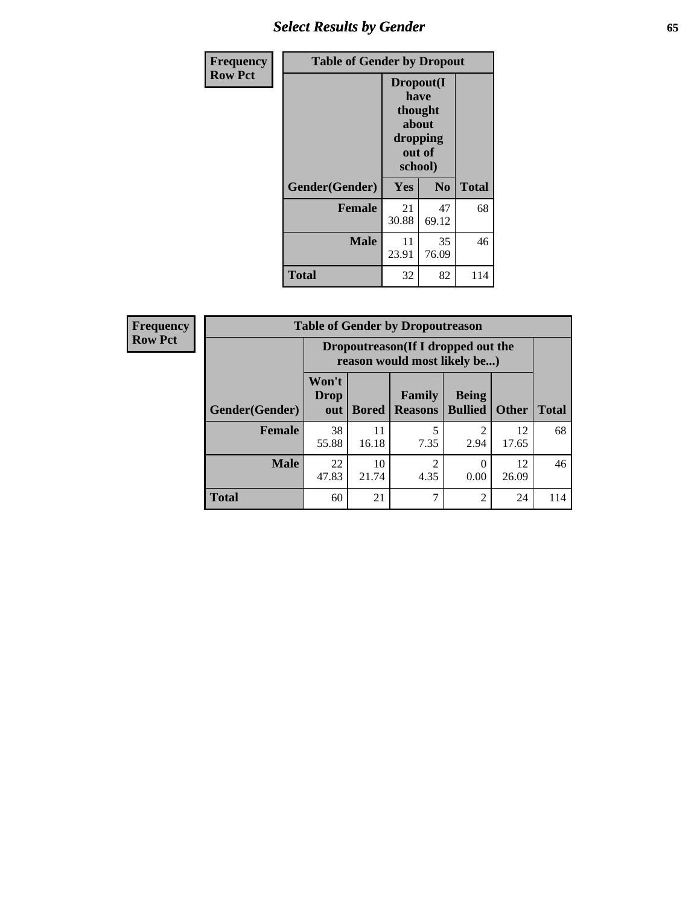| Frequency<br>Row Pct |
|---|

| Table of Gender by Dropout | | | |
|---|---|---|---|
| | Dropout(I have thought about dropping out of school) | | |
| Gender(Gender) | Yes | No | Total |
| Female | 21<br>30.88 | 47<br>69.12 | 68 |
| Male | 11<br>23.91 | 35<br>76.09 | 46 |
| Total | 32 | 82 | 114 |

| Frequency<br>Row Pct |
|---|

| Table of Gender by Dropoutreason | | | | | | |
|---|---|---|---|---|---|---|
| | Dropoutreason(If I dropped out the reason would most likely be...) | | | | | |
| Gender(Gender) | Won't Drop out | Bored | Family Reasons | Being Bullied | Other | Total |
| Female | 38<br>55.88 | 11<br>16.18 | 5<br>7.35 | 2<br>2.94 | 12<br>17.65 | 68 |
| Male | 22<br>47.83 | 10<br>21.74 | 2<br>4.35 | 0<br>0.00 | 12<br>26.09 | 46 |
| Total | 60 | 21 | 7 | 2 | 24 | 114 |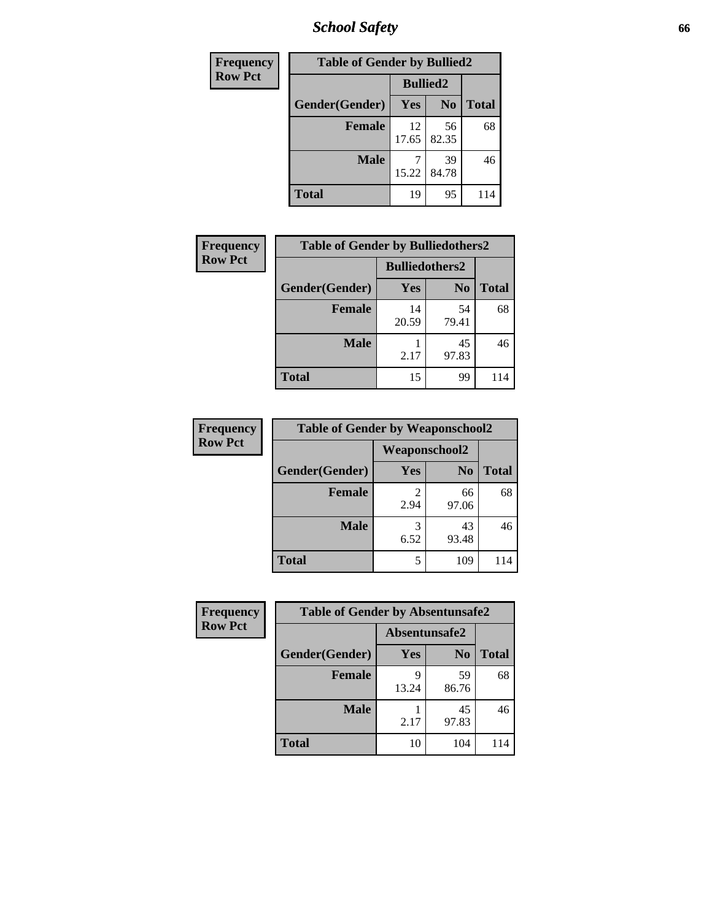| Frequency<br>Row Pct |
|---|

| Table of Gender by Bullied2 | | | |
|---|---|---|---|
| | Bullied2 | | |
| Gender(Gender) | Yes | No | Total |
| Female | 12<br>17.65 | 56<br>82.35 | 68 |
| Male | 7<br>15.22 | 39<br>84.78 | 46 |
| Total | 19 | 95 | 114 |

| Frequency<br>Row Pct |
|---|

| Table of Gender by Bulliedothers2 | | | |
|---|---|---|---|
| | Bulliedothers2 | | |
| Gender(Gender) | Yes | No | Total |
| Female | 14<br>20.59 | 54<br>79.41 | 68 |
| Male | 1<br>2.17 | 45<br>97.83 | 46 |
| Total | 15 | 99 | 114 |

| Frequency<br>Row Pct |
|---|

| Table of Gender by Weaponschool2 | | | |
|---|---|---|---|
| | Weaponschool2 | | |
| Gender(Gender) | Yes | No | Total |
| Female | 2<br>2.94 | 66<br>97.06 | 68 |
| Male | 3<br>6.52 | 43<br>93.48 | 46 |
| Total | 5 | 109 | 114 |

| Frequency<br>Row Pct |
|---|

| Table of Gender by Absentunsafe2 | | | |
|---|---|---|---|
| | Absentunsafe2 | | |
| Gender(Gender) | Yes | No | Total |
| Female | 9<br>13.24 | 59<br>86.76 | 68 |
| Male | 1<br>2.17 | 45<br>97.83 | 46 |
| Total | 10 | 104 | 114 |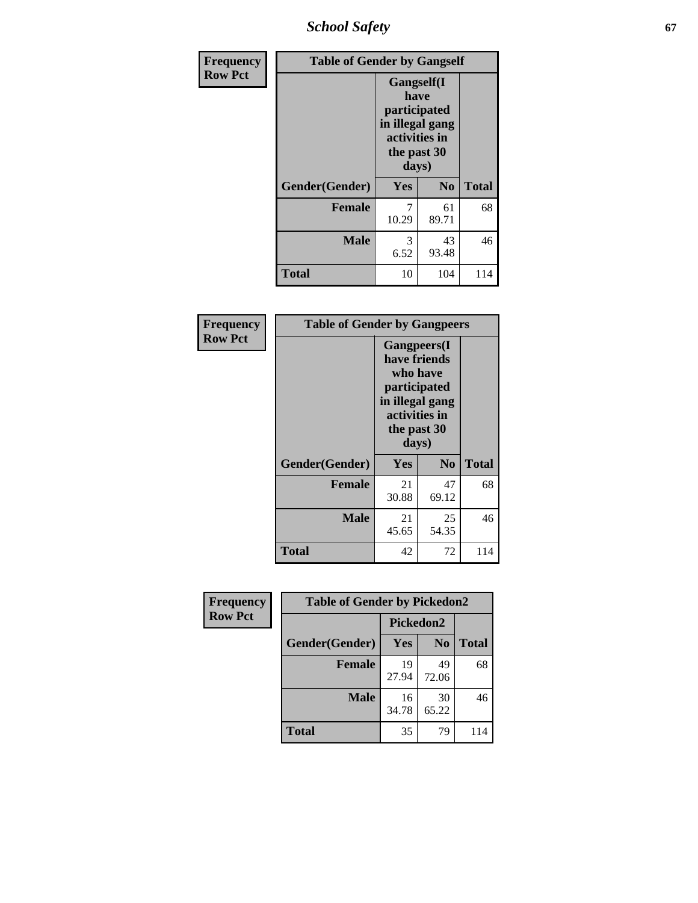| Frequency<br>Row Pct | Table of Gender by Gangself | | |
|---|---|---|---|
| | Gangself(I have participated in illegal gang activities in the past 30 days) | | |
| Gender(Gender) | Yes | No | Total |
| Female | 7<br>10.29 | 61<br>89.71 | 68 |
| Male | 3<br>6.52 | 43<br>93.48 | 46 |
| Total | 10 | 104 | 114 |

| Frequency<br>Row Pct | Table of Gender by Gangpeers | | |
|---|---|---|---|
| | Gangpeers(I have friends who have participated in illegal gang activities in the past 30 days) | | |
| Gender(Gender) | Yes | No | Total |
| Female | 21<br>30.88 | 47<br>69.12 | 68 |
| Male | 21<br>45.65 | 25<br>54.35 | 46 |
| Total | 42 | 72 | 114 |

| Frequency<br>Row Pct | Table of Gender by Pickedon2 | | |
|---|---|---|---|
| | Pickedon2 | | |
| Gender(Gender) | Yes | No | Total |
| Female | 19<br>27.94 | 49<br>72.06 | 68 |
| Male | 16<br>34.78 | 30<br>65.22 | 46 |
| Total | 35 | 79 | 114 |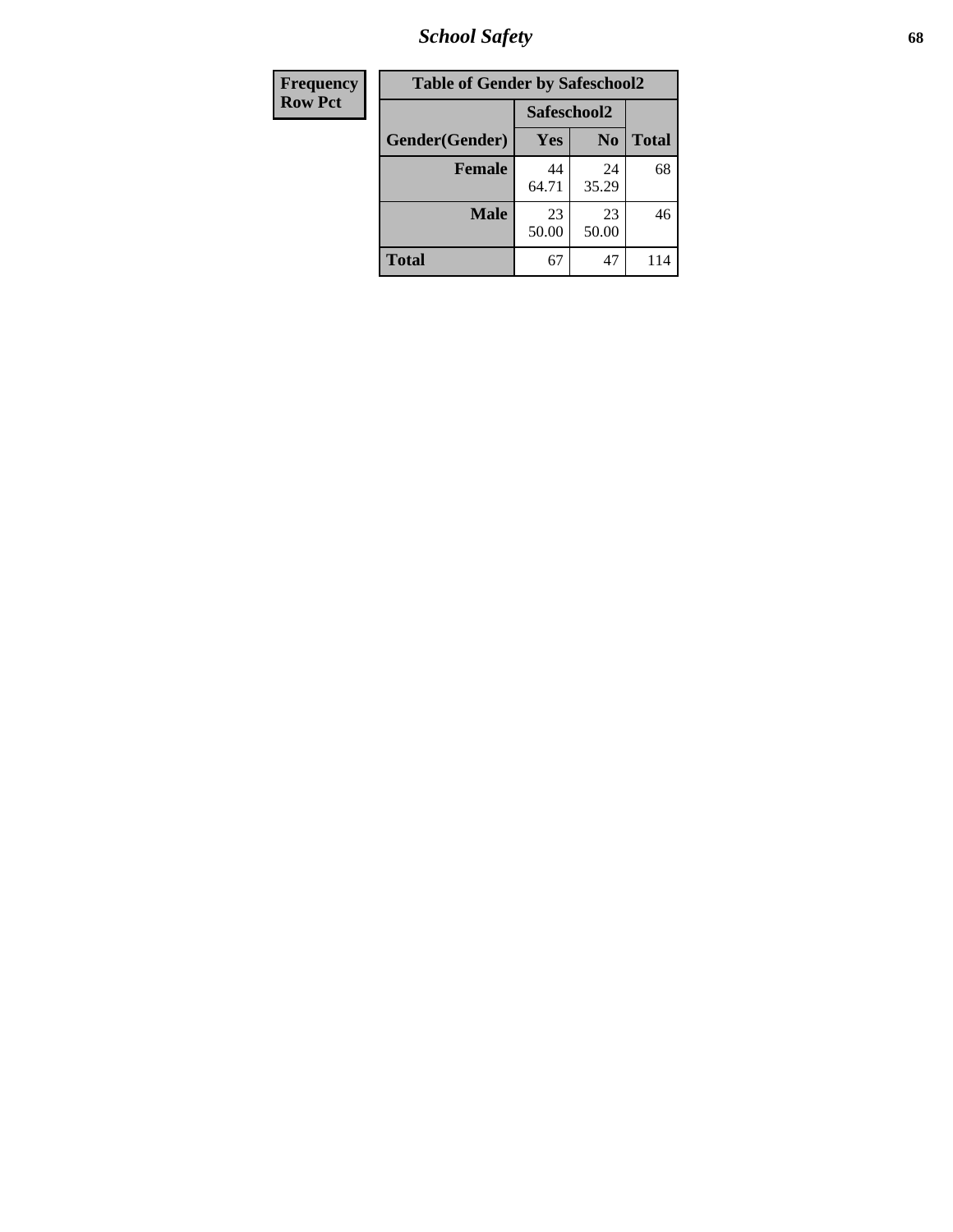| Frequency Row Pct |
|---|

| Table of Gender by Safeschool2 | | | |
|---|---|---|---|
| | Safeschool2 | | |
| Gender(Gender) | Yes | No | Total |
| Female | 44<br>64.71 | 24<br>35.29 | 68 |
| Male | 23<br>50.00 | 23<br>50.00 | 46 |
| Total | 67 | 47 | 114 |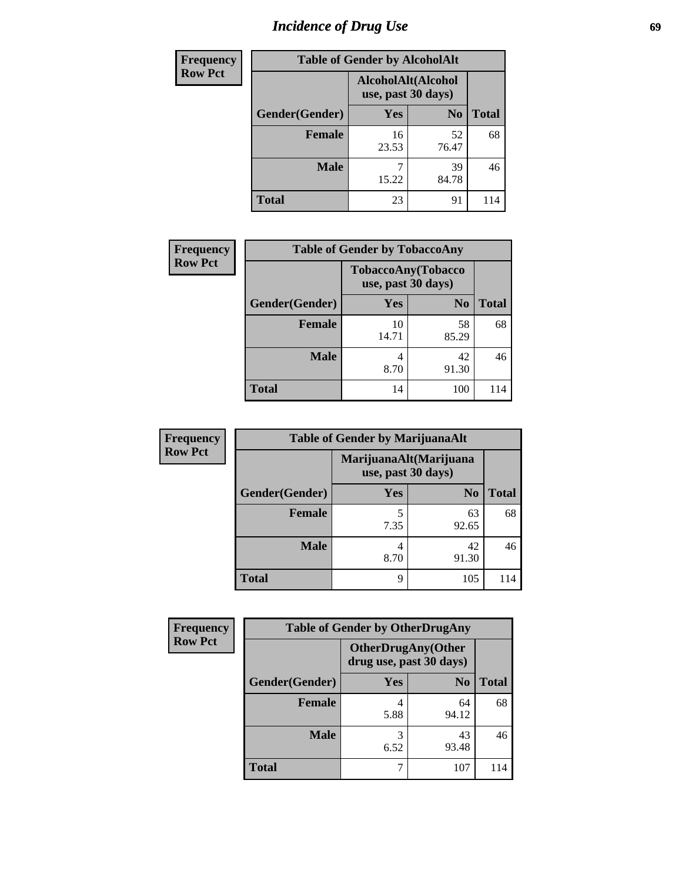# Incidence of Drug Use

**Frequency**
**Row Pct**

| Table of Gender by AlcoholAlt | | | |
|---|---|---|---|
| | AlcoholAlt(Alcohol use, past 30 days) | | |
| Gender(Gender) | Yes | No | Total |
| **Female** | 16<br>23.53 | 52<br>76.47 | 68 |
| **Male** | 7<br>15.22 | 39<br>84.78 | 46 |
| **Total** | 23 | 91 | 114 |

**Frequency**
**Row Pct**

| Table of Gender by TobaccoAny | | | |
|---|---|---|---|
| | TobaccoAny(Tobacco use, past 30 days) | | |
| Gender(Gender) | Yes | No | Total |
| **Female** | 10<br>14.71 | 58<br>85.29 | 68 |
| **Male** | 4<br>8.70 | 42<br>91.30 | 46 |
| **Total** | 14 | 100 | 114 |

**Frequency**
**Row Pct**

| Table of Gender by MarijuanaAlt | | | |
|---|---|---|---|
| | MarijuanaAlt(Marijuana use, past 30 days) | | |
| Gender(Gender) | Yes | No | Total |
| **Female** | 5<br>7.35 | 63<br>92.65 | 68 |
| **Male** | 4<br>8.70 | 42<br>91.30 | 46 |
| **Total** | 9 | 105 | 114 |

**Frequency**
**Row Pct**

| Table of Gender by OtherDrugAny | | | |
|---|---|---|---|
| | OtherDrugAny(Other drug use, past 30 days) | | |
| Gender(Gender) | Yes | No | Total |
| **Female** | 4<br>5.88 | 64<br>94.12 | 68 |
| **Male** | 3<br>6.52 | 43<br>93.48 | 46 |
| **Total** | 7 | 107 | 114 |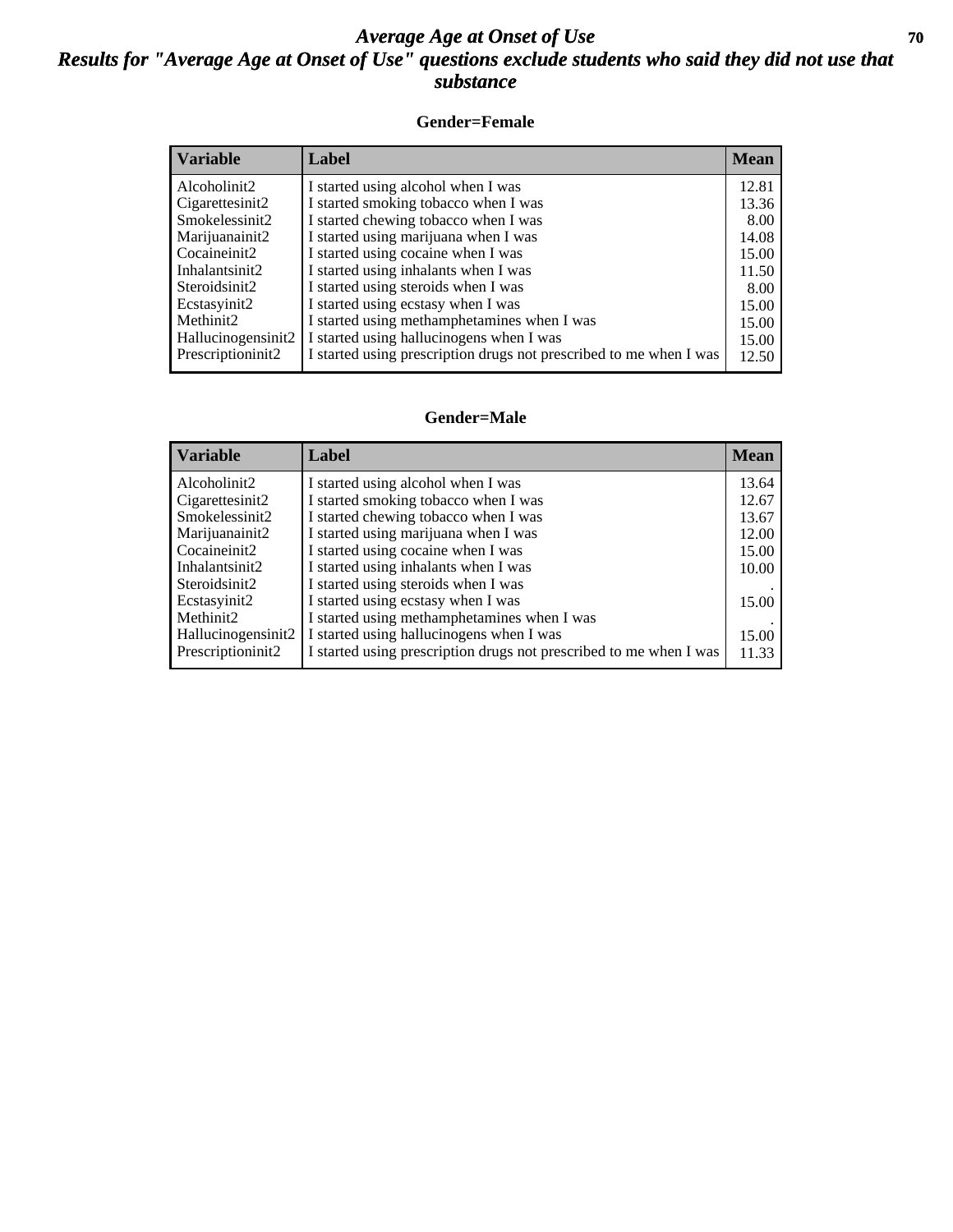# *Average Age at Onset of Use*
## *Results for "Average Age at Onset of Use" questions exclude students who said they did not use that substance*

**Gender=Female**

| Variable | Label | Mean |
|---|---|---|
| Alcoholinit2 | I started using alcohol when I was | 12.81 |
| Cigarettesinit2 | I started smoking tobacco when I was | 13.36 |
| Smokelessinit2 | I started chewing tobacco when I was | 8.00 |
| Marijuanainit2 | I started using marijuana when I was | 14.08 |
| Cocaineinit2 | I started using cocaine when I was | 15.00 |
| Inhalantsinit2 | I started using inhalants when I was | 11.50 |
| Steroidsinit2 | I started using steroids when I was | 8.00 |
| Ecstasyinit2 | I started using ecstasy when I was | 15.00 |
| Methinit2 | I started using methamphetamines when I was | 15.00 |
| Hallucinogensinit2 | I started using hallucinogens when I was | 15.00 |
| Prescriptioninit2 | I started using prescription drugs not prescribed to me when I was | 12.50 |

**Gender=Male**

| Variable | Label | Mean |
|---|---|---|
| Alcoholinit2 | I started using alcohol when I was | 13.64 |
| Cigarettesinit2 | I started smoking tobacco when I was | 12.67 |
| Smokelessinit2 | I started chewing tobacco when I was | 13.67 |
| Marijuanainit2 | I started using marijuana when I was | 12.00 |
| Cocaineinit2 | I started using cocaine when I was | 15.00 |
| Inhalantsinit2 | I started using inhalants when I was | 10.00 |
| Steroidsinit2 | I started using steroids when I was | . |
| Ecstasyinit2 | I started using ecstasy when I was | 15.00 |
| Methinit2 | I started using methamphetamines when I was | . |
| Hallucinogensinit2 | I started using hallucinogens when I was | 15.00 |
| Prescriptioninit2 | I started using prescription drugs not prescribed to me when I was | 11.33 |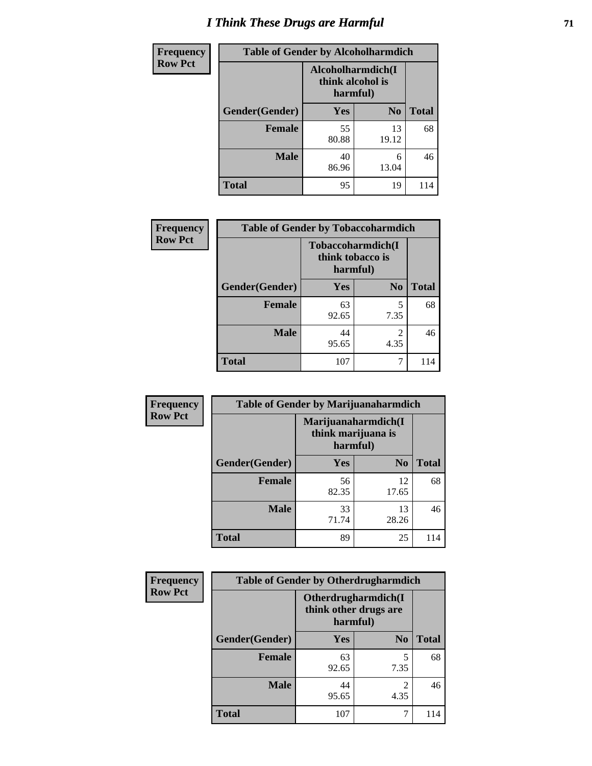# I Think These Drugs are Harmful

| Frequency<br>Row Pct | Table of Gender by Alcoholharmdich | | |
|---|---|---|---|
| | Alcoholharmdich(I think alcohol is harmful) | | |
| Gender(Gender) | Yes | No | Total |
| Female | 55<br>80.88 | 13<br>19.12 | 68 |
| Male | 40<br>86.96 | 6<br>13.04 | 46 |
| Total | 95 | 19 | 114 |

| Frequency<br>Row Pct | Table of Gender by Tobaccoharmdich | | |
|---|---|---|---|
| | Tobaccoharmdich(I think tobacco is harmful) | | |
| Gender(Gender) | Yes | No | Total |
| Female | 63<br>92.65 | 5<br>7.35 | 68 |
| Male | 44<br>95.65 | 2<br>4.35 | 46 |
| Total | 107 | 7 | 114 |

| Frequency<br>Row Pct | Table of Gender by Marijuanaharmdich | | |
|---|---|---|---|
| | Marijuanaharmdich(I think marijuana is harmful) | | |
| Gender(Gender) | Yes | No | Total |
| Female | 56<br>82.35 | 12<br>17.65 | 68 |
| Male | 33<br>71.74 | 13<br>28.26 | 46 |
| Total | 89 | 25 | 114 |

| Frequency<br>Row Pct | Table of Gender by Otherdrugharmdich | | |
|---|---|---|---|
| | Otherdrugharmdich(I think other drugs are harmful) | | |
| Gender(Gender) | Yes | No | Total |
| Female | 63<br>92.65 | 5<br>7.35 | 68 |
| Male | 44<br>95.65 | 2<br>4.35 | 46 |
| Total | 107 | 7 | 114 |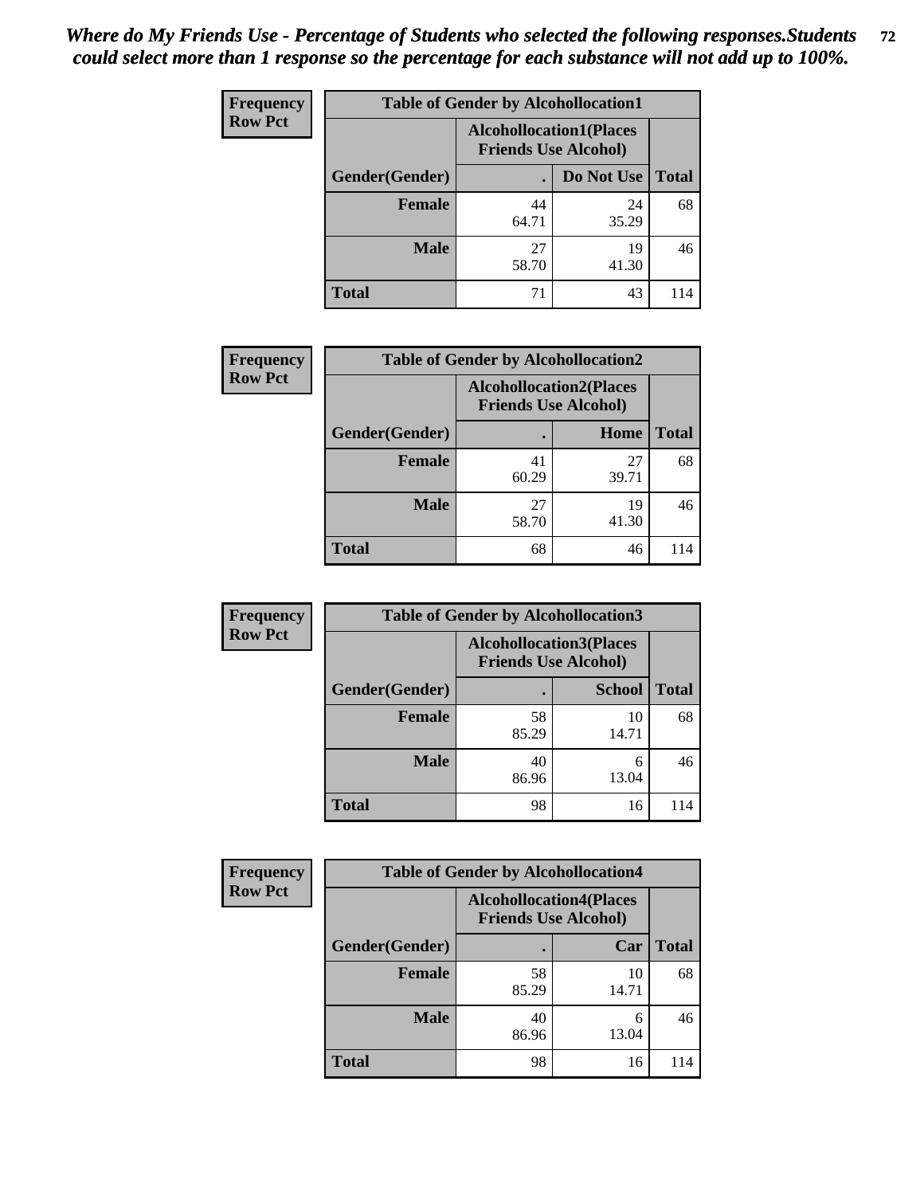*Where do My Friends Use - Percentage of Students who selected the following responses.Students could select more than 1 response so the percentage for each substance will not add up to 100%.*

**Frequency**
**Row Pct**

| Table of Gender by Alcohollocation1 | | | |
|---|---|---|---|
| | Alcohollocation1(Places Friends Use Alcohol) | | |
| Gender(Gender) | . | Do Not Use | Total |
| Female | 44<br>64.71 | 24<br>35.29 | 68 |
| Male | 27<br>58.70 | 19<br>41.30 | 46 |
| Total | 71 | 43 | 114 |

**Frequency**
**Row Pct**

| Table of Gender by Alcohollocation2 | | | |
|---|---|---|---|
| | Alcohollocation2(Places Friends Use Alcohol) | | |
| Gender(Gender) | . | Home | Total |
| Female | 41<br>60.29 | 27<br>39.71 | 68 |
| Male | 27<br>58.70 | 19<br>41.30 | 46 |
| Total | 68 | 46 | 114 |

**Frequency**
**Row Pct**

| Table of Gender by Alcohollocation3 | | | |
|---|---|---|---|
| | Alcohollocation3(Places Friends Use Alcohol) | | |
| Gender(Gender) | . | School | Total |
| Female | 58<br>85.29 | 10<br>14.71 | 68 |
| Male | 40<br>86.96 | 6<br>13.04 | 46 |
| Total | 98 | 16 | 114 |

**Frequency**
**Row Pct**

| Table of Gender by Alcohollocation4 | | | |
|---|---|---|---|
| | Alcohollocation4(Places Friends Use Alcohol) | | |
| Gender(Gender) | . | Car | Total |
| Female | 58<br>85.29 | 10<br>14.71 | 68 |
| Male | 40<br>86.96 | 6<br>13.04 | 46 |
| Total | 98 | 16 | 114 |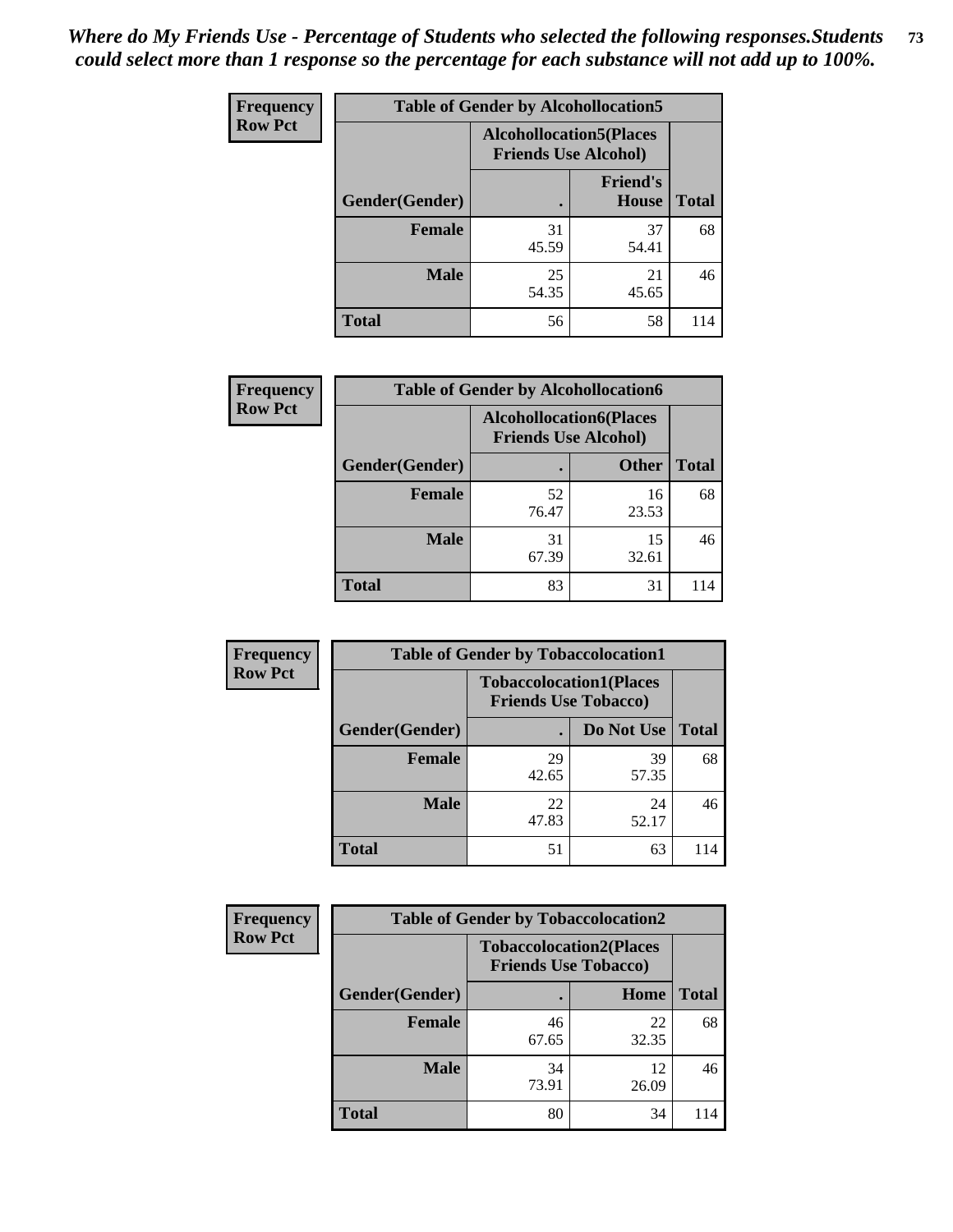*Where do My Friends Use - Percentage of Students who selected the following responses.Students could select more than 1 response so the percentage for each substance will not add up to 100%.*

**Frequency / Row Pct**

| Table of Gender by Alcohollocation5 | | | |
|---|---|---|---|
| | Alcohollocation5(Places Friends Use Alcohol) | | |
| Gender(Gender) | . | Friend's House | Total |
| **Female** | 31<br>45.59 | 37<br>54.41 | 68 |
| **Male** | 25<br>54.35 | 21<br>45.65 | 46 |
| **Total** | 56 | 58 | 114 |

**Frequency / Row Pct**

| Table of Gender by Alcohollocation6 | | | |
|---|---|---|---|
| | Alcohollocation6(Places Friends Use Alcohol) | | |
| Gender(Gender) | . | Other | Total |
| **Female** | 52<br>76.47 | 16<br>23.53 | 68 |
| **Male** | 31<br>67.39 | 15<br>32.61 | 46 |
| **Total** | 83 | 31 | 114 |

**Frequency / Row Pct**

| Table of Gender by Tobaccolocation1 | | | |
|---|---|---|---|
| | Tobaccolocation1(Places Friends Use Tobacco) | | |
| Gender(Gender) | . | Do Not Use | Total |
| **Female** | 29<br>42.65 | 39<br>57.35 | 68 |
| **Male** | 22<br>47.83 | 24<br>52.17 | 46 |
| **Total** | 51 | 63 | 114 |

**Frequency / Row Pct**

| Table of Gender by Tobaccolocation2 | | | |
|---|---|---|---|
| | Tobaccolocation2(Places Friends Use Tobacco) | | |
| Gender(Gender) | . | Home | Total |
| **Female** | 46<br>67.65 | 22<br>32.35 | 68 |
| **Male** | 34<br>73.91 | 12<br>26.09 | 46 |
| **Total** | 80 | 34 | 114 |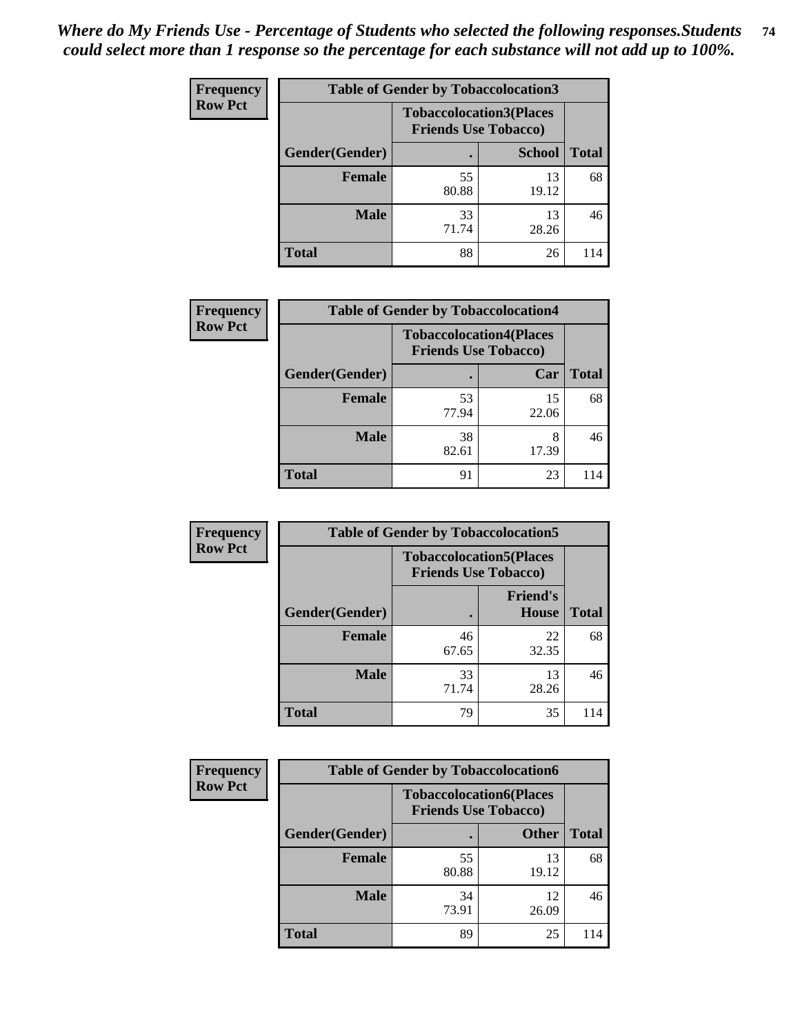*Where do My Friends Use - Percentage of Students who selected the following responses.Students could select more than 1 response so the percentage for each substance will not add up to 100%.*

**Frequency / Row Pct**

| Table of Gender by Tobaccolocation3 | | | |
|---|---|---|---|
| | Tobaccolocation3(Places Friends Use Tobacco) | | |
| Gender(Gender) | . | School | Total |
| **Female** | 55<br>80.88 | 13<br>19.12 | 68 |
| **Male** | 33<br>71.74 | 13<br>28.26 | 46 |
| **Total** | 88 | 26 | 114 |

**Frequency / Row Pct**

| Table of Gender by Tobaccolocation4 | | | |
|---|---|---|---|
| | Tobaccolocation4(Places Friends Use Tobacco) | | |
| Gender(Gender) | . | Car | Total |
| **Female** | 53<br>77.94 | 15<br>22.06 | 68 |
| **Male** | 38<br>82.61 | 8<br>17.39 | 46 |
| **Total** | 91 | 23 | 114 |

**Frequency / Row Pct**

| Table of Gender by Tobaccolocation5 | | | |
|---|---|---|---|
| | Tobaccolocation5(Places Friends Use Tobacco) | | |
| Gender(Gender) | . | Friend's House | Total |
| **Female** | 46<br>67.65 | 22<br>32.35 | 68 |
| **Male** | 33<br>71.74 | 13<br>28.26 | 46 |
| **Total** | 79 | 35 | 114 |

**Frequency / Row Pct**

| Table of Gender by Tobaccolocation6 | | | |
|---|---|---|---|
| | Tobaccolocation6(Places Friends Use Tobacco) | | |
| Gender(Gender) | . | Other | Total |
| **Female** | 55<br>80.88 | 13<br>19.12 | 68 |
| **Male** | 34<br>73.91 | 12<br>26.09 | 46 |
| **Total** | 89 | 25 | 114 |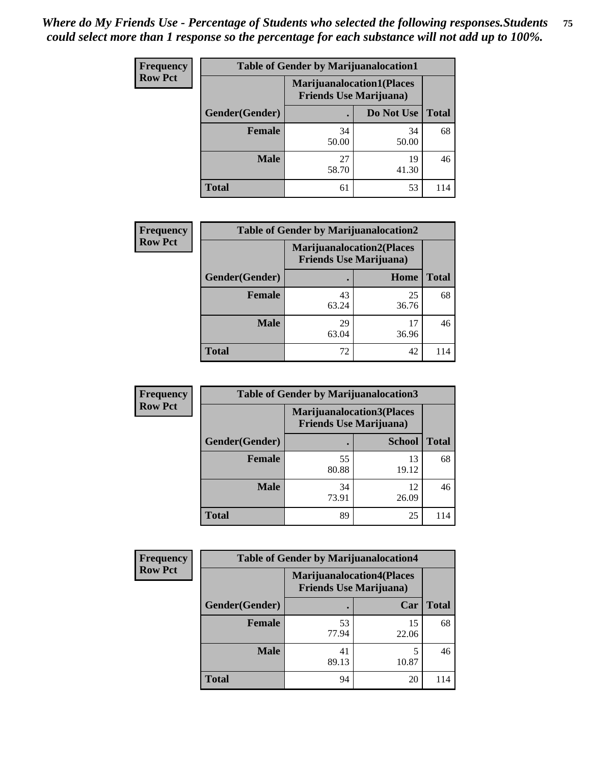*Where do My Friends Use - Percentage of Students who selected the following responses.Students could select more than 1 response so the percentage for each substance will not add up to 100%.*

**Frequency**
**Row Pct**

| Table of Gender by Marijuanalocation1 | | | |
|---|---|---|---|
| | Marijuanalocation1(Places Friends Use Marijuana) | | |
| Gender(Gender) | . | Do Not Use | Total |
| **Female** | 34<br>50.00 | 34<br>50.00 | 68 |
| **Male** | 27<br>58.70 | 19<br>41.30 | 46 |
| **Total** | 61 | 53 | 114 |

**Frequency**
**Row Pct**

| Table of Gender by Marijuanalocation2 | | | |
|---|---|---|---|
| | Marijuanalocation2(Places Friends Use Marijuana) | | |
| Gender(Gender) | . | Home | Total |
| **Female** | 43<br>63.24 | 25<br>36.76 | 68 |
| **Male** | 29<br>63.04 | 17<br>36.96 | 46 |
| **Total** | 72 | 42 | 114 |

**Frequency**
**Row Pct**

| Table of Gender by Marijuanalocation3 | | | |
|---|---|---|---|
| | Marijuanalocation3(Places Friends Use Marijuana) | | |
| Gender(Gender) | . | School | Total |
| **Female** | 55<br>80.88 | 13<br>19.12 | 68 |
| **Male** | 34<br>73.91 | 12<br>26.09 | 46 |
| **Total** | 89 | 25 | 114 |

**Frequency**
**Row Pct**

| Table of Gender by Marijuanalocation4 | | | |
|---|---|---|---|
| | Marijuanalocation4(Places Friends Use Marijuana) | | |
| Gender(Gender) | . | Car | Total |
| **Female** | 53<br>77.94 | 15<br>22.06 | 68 |
| **Male** | 41<br>89.13 | 5<br>10.87 | 46 |
| **Total** | 94 | 20 | 114 |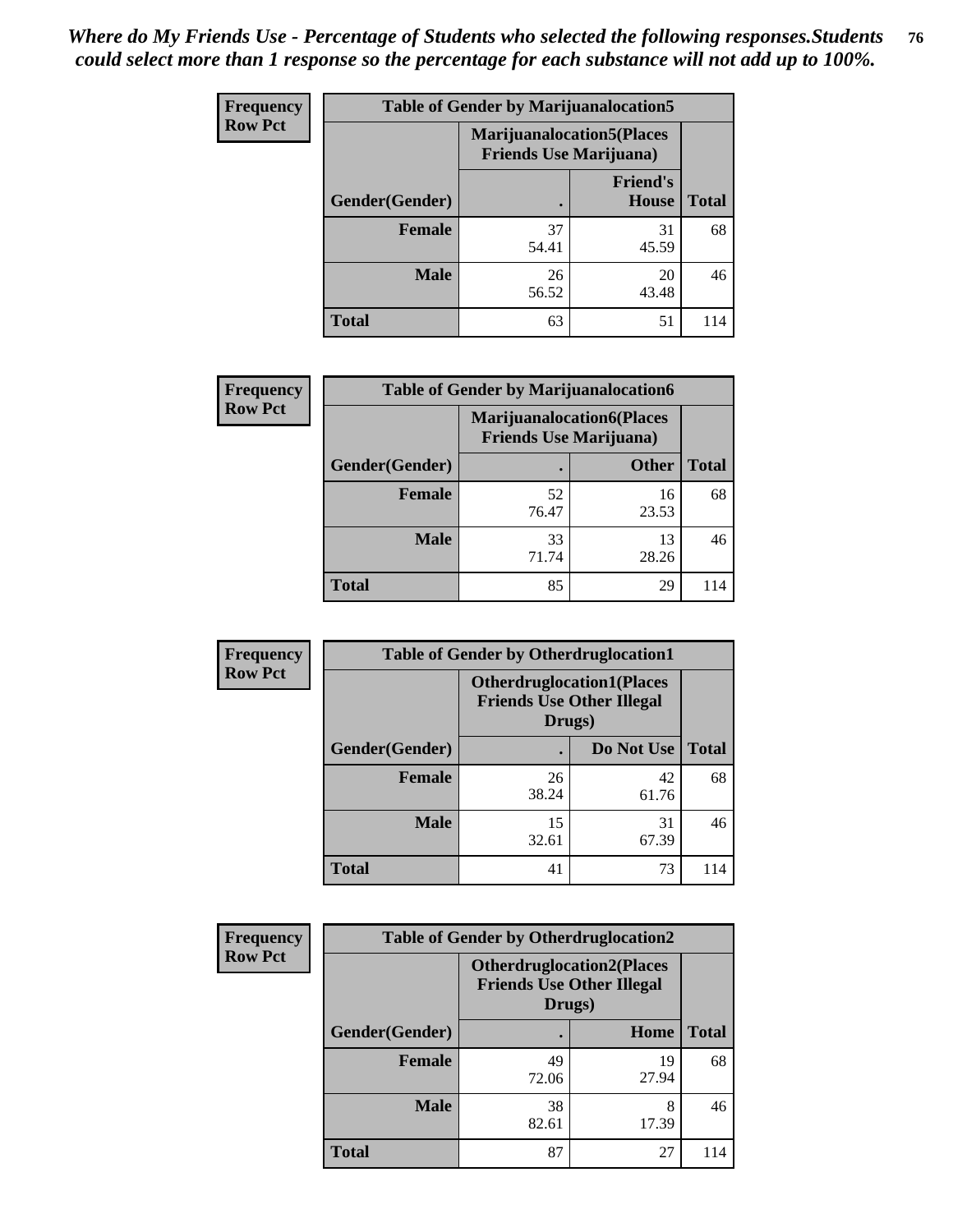*Where do My Friends Use - Percentage of Students who selected the following responses.Students could select more than 1 response so the percentage for each substance will not add up to 100%.*

**Frequency**
**Row Pct**

| Table of Gender by Marijuanalocation5 | | | |
|---|---|---|---|
| | Marijuanalocation5(Places Friends Use Marijuana) | | |
| Gender(Gender) | . | Friend's House | Total |
| **Female** | 37<br>54.41 | 31<br>45.59 | 68 |
| **Male** | 26<br>56.52 | 20<br>43.48 | 46 |
| **Total** | 63 | 51 | 114 |

**Frequency**
**Row Pct**

| Table of Gender by Marijuanalocation6 | | | |
|---|---|---|---|
| | Marijuanalocation6(Places Friends Use Marijuana) | | |
| Gender(Gender) | . | Other | Total |
| **Female** | 52<br>76.47 | 16<br>23.53 | 68 |
| **Male** | 33<br>71.74 | 13<br>28.26 | 46 |
| **Total** | 85 | 29 | 114 |

**Frequency**
**Row Pct**

| Table of Gender by Otherdruglocation1 | | | |
|---|---|---|---|
| | Otherdruglocation1(Places Friends Use Other Illegal Drugs) | | |
| Gender(Gender) | . | Do Not Use | Total |
| **Female** | 26<br>38.24 | 42<br>61.76 | 68 |
| **Male** | 15<br>32.61 | 31<br>67.39 | 46 |
| **Total** | 41 | 73 | 114 |

**Frequency**
**Row Pct**

| Table of Gender by Otherdruglocation2 | | | |
|---|---|---|---|
| | Otherdruglocation2(Places Friends Use Other Illegal Drugs) | | |
| Gender(Gender) | . | Home | Total |
| **Female** | 49<br>72.06 | 19<br>27.94 | 68 |
| **Male** | 38<br>82.61 | 8<br>17.39 | 46 |
| **Total** | 87 | 27 | 114 |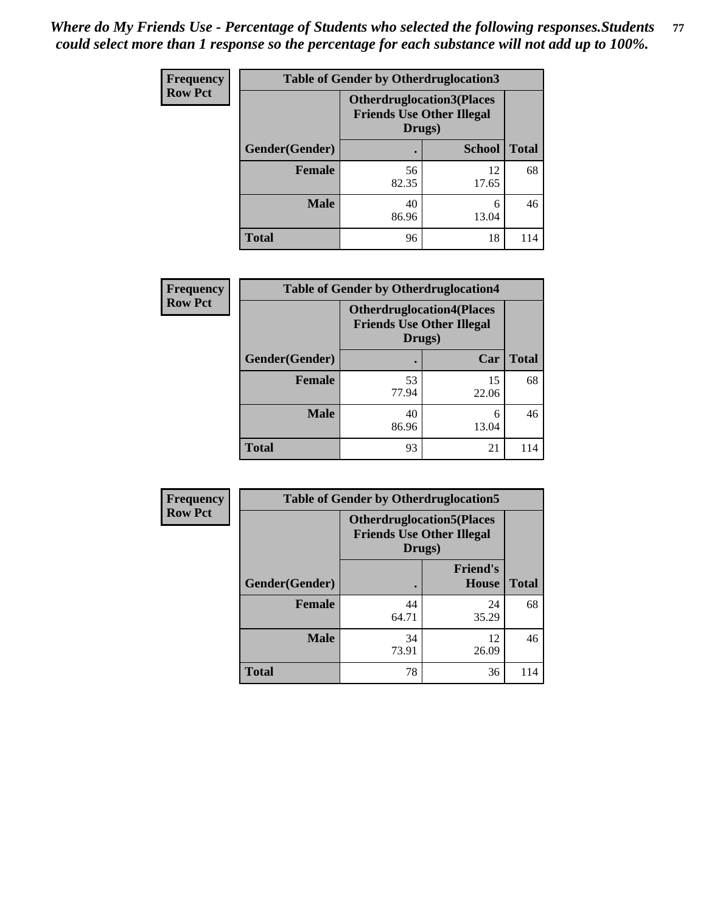*Where do My Friends Use - Percentage of Students who selected the following responses.Students could select more than 1 response so the percentage for each substance will not add up to 100%.*

**Frequency**
**Row Pct**

| Table of Gender by Otherdruglocation3 | | | |
|---|---|---|---|
| | Otherdruglocation3(Places Friends Use Other Illegal Drugs) | | |
| Gender(Gender) | . | School | Total |
| Female | 56<br>82.35 | 12<br>17.65 | 68 |
| Male | 40<br>86.96 | 6<br>13.04 | 46 |
| Total | 96 | 18 | 114 |

**Frequency**
**Row Pct**

| Table of Gender by Otherdruglocation4 | | | |
|---|---|---|---|
| | Otherdruglocation4(Places Friends Use Other Illegal Drugs) | | |
| Gender(Gender) | . | Car | Total |
| Female | 53<br>77.94 | 15<br>22.06 | 68 |
| Male | 40<br>86.96 | 6<br>13.04 | 46 |
| Total | 93 | 21 | 114 |

**Frequency**
**Row Pct**

| Table of Gender by Otherdruglocation5 | | | |
|---|---|---|---|
| | Otherdruglocation5(Places Friends Use Other Illegal Drugs) | | |
| Gender(Gender) | . | Friend's House | Total |
| Female | 44<br>64.71 | 24<br>35.29 | 68 |
| Male | 34<br>73.91 | 12<br>26.09 | 46 |
| Total | 78 | 36 | 114 |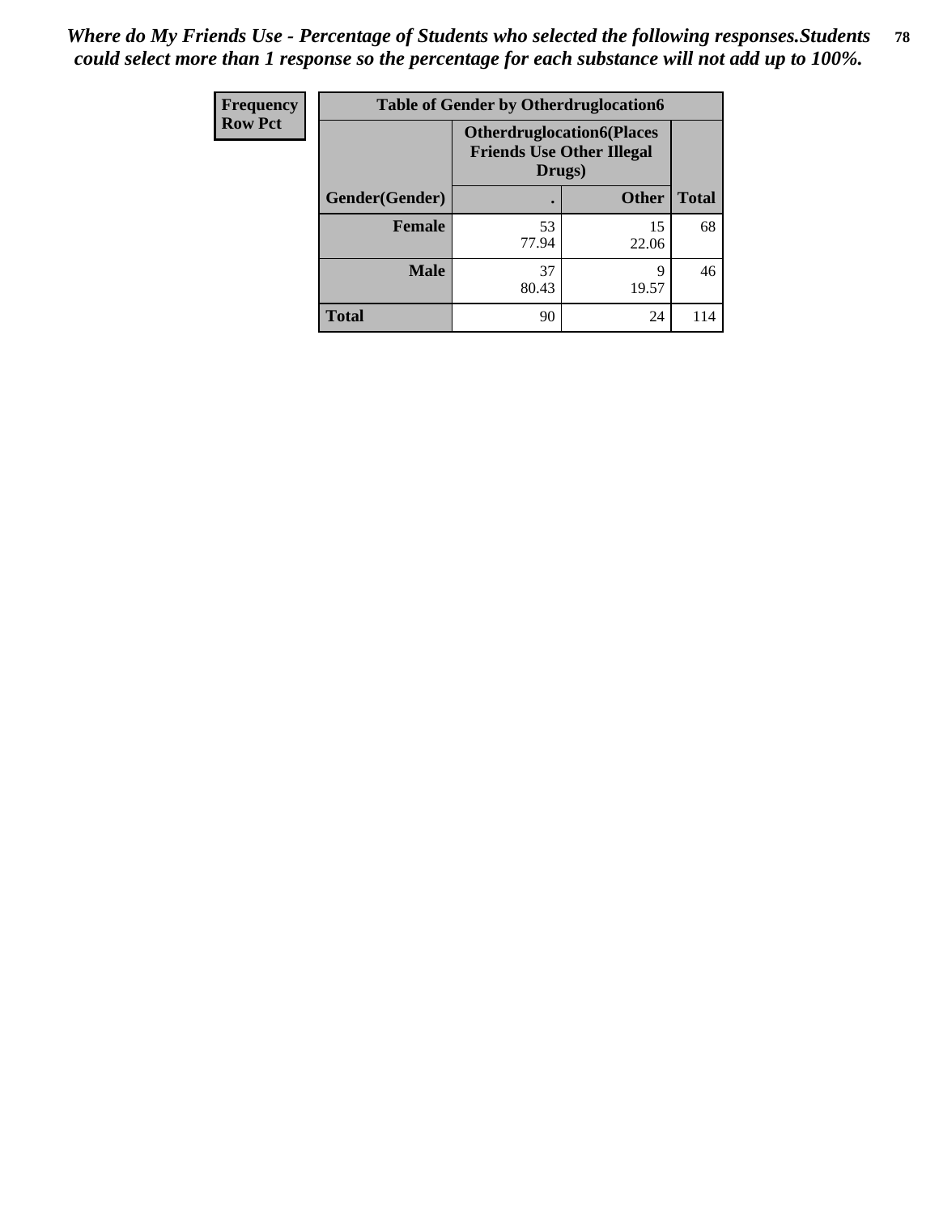*Where do My Friends Use - Percentage of Students who selected the following responses.Students could select more than 1 response so the percentage for each substance will not add up to 100%.*

| Frequency<br>Row Pct | Table of Gender by Otherdruglocation6 | | |
|---|---|---|---|
| | Otherdruglocation6(Places Friends Use Other Illegal Drugs) | | |
| Gender(Gender) | . | Other | Total |
| Female | 53<br>77.94 | 15<br>22.06 | 68 |
| Male | 37<br>80.43 | 9<br>19.57 | 46 |
| Total | 90 | 24 | 114 |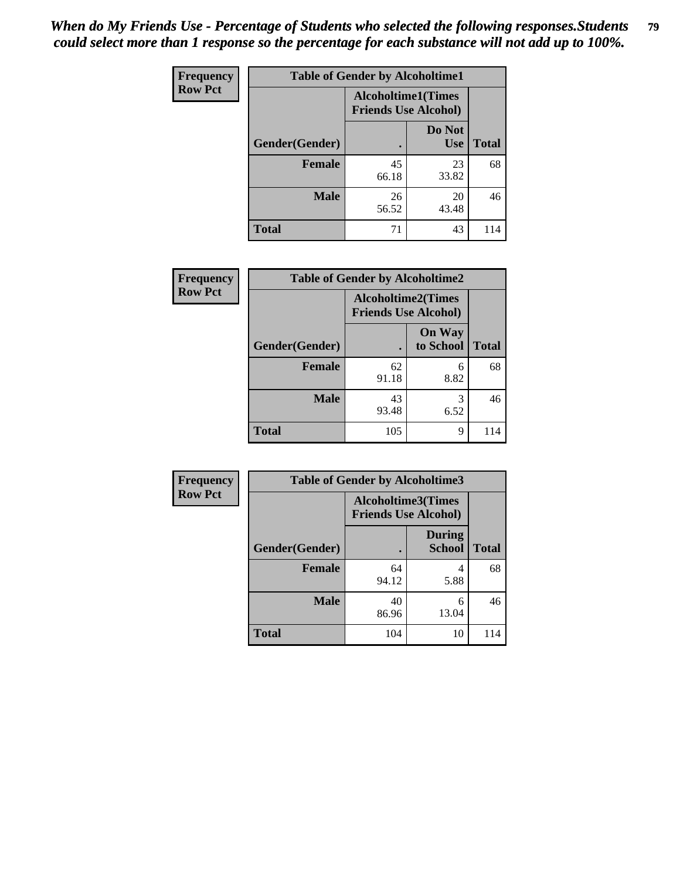*When do My Friends Use - Percentage of Students who selected the following responses.Students could select more than 1 response so the percentage for each substance will not add up to 100%.*

**Frequency**
**Row Pct**

| Table of Gender by Alcoholtime1 | | | |
|---|---|---|---|
| | Alcoholtime1(Times Friends Use Alcohol) | | |
| Gender(Gender) | . | Do Not Use | Total |
| **Female** | 45<br>66.18 | 23<br>33.82 | 68 |
| **Male** | 26<br>56.52 | 20<br>43.48 | 46 |
| **Total** | 71 | 43 | 114 |

**Frequency**
**Row Pct**

| Table of Gender by Alcoholtime2 | | | |
|---|---|---|---|
| | Alcoholtime2(Times Friends Use Alcohol) | | |
| Gender(Gender) | . | On Way to School | Total |
| **Female** | 62<br>91.18 | 6<br>8.82 | 68 |
| **Male** | 43<br>93.48 | 3<br>6.52 | 46 |
| **Total** | 105 | 9 | 114 |

**Frequency**
**Row Pct**

| Table of Gender by Alcoholtime3 | | | |
|---|---|---|---|
| | Alcoholtime3(Times Friends Use Alcohol) | | |
| Gender(Gender) | . | During School | Total |
| **Female** | 64<br>94.12 | 4<br>5.88 | 68 |
| **Male** | 40<br>86.96 | 6<br>13.04 | 46 |
| **Total** | 104 | 10 | 114 |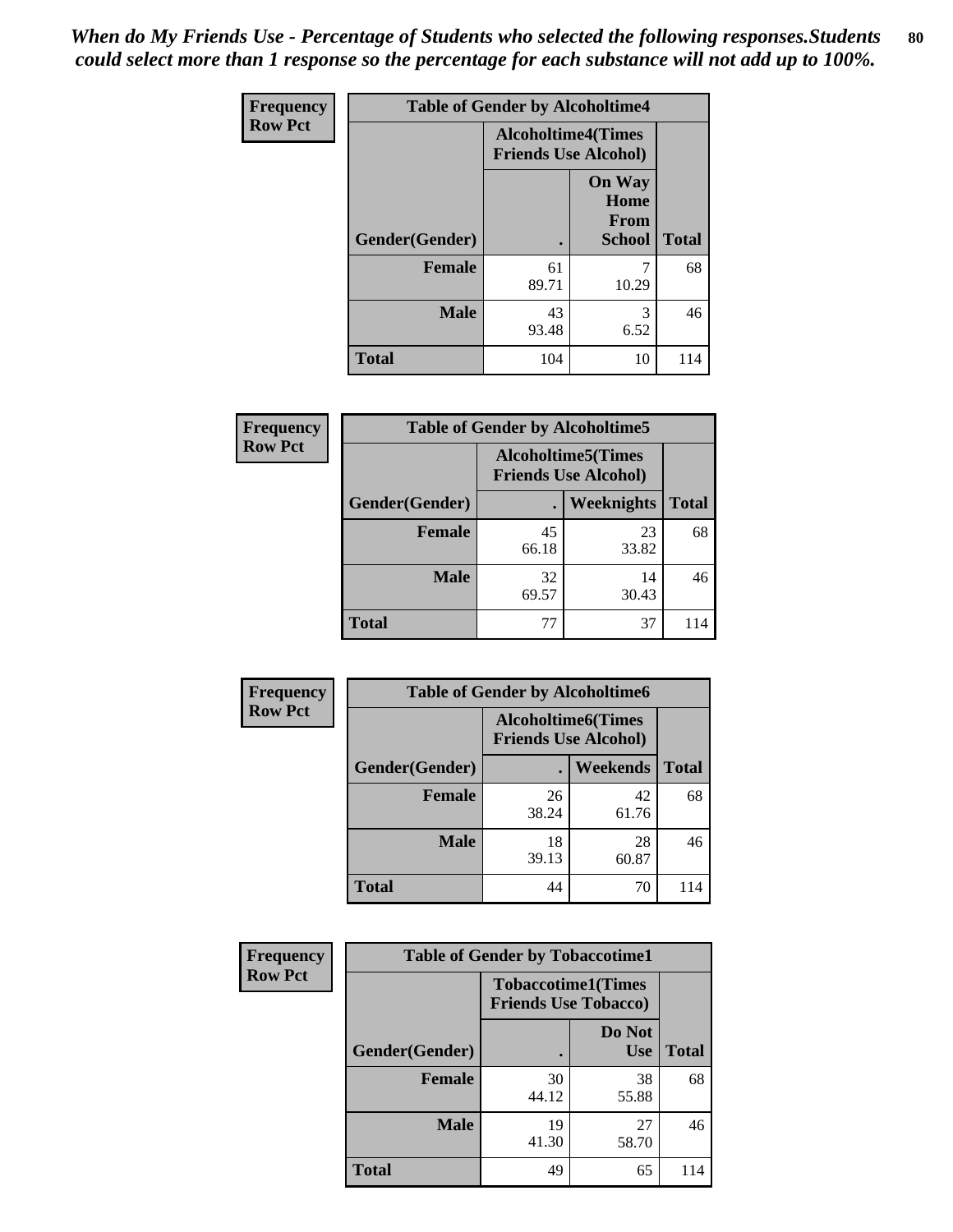*When do My Friends Use - Percentage of Students who selected the following responses.Students could select more than 1 response so the percentage for each substance will not add up to 100%.*

**Frequency**
**Row Pct**

| Table of Gender by Alcoholtime4 | | | |
|---|---|---|---|
| | Alcoholtime4(Times Friends Use Alcohol) | | |
| Gender(Gender) | . | On Way Home From School | Total |
| **Female** | 61<br>89.71 | 7<br>10.29 | 68 |
| **Male** | 43<br>93.48 | 3<br>6.52 | 46 |
| **Total** | 104 | 10 | 114 |

**Frequency**
**Row Pct**

| Table of Gender by Alcoholtime5 | | | |
|---|---|---|---|
| | Alcoholtime5(Times Friends Use Alcohol) | | |
| Gender(Gender) | . | Weeknights | Total |
| **Female** | 45<br>66.18 | 23<br>33.82 | 68 |
| **Male** | 32<br>69.57 | 14<br>30.43 | 46 |
| **Total** | 77 | 37 | 114 |

**Frequency**
**Row Pct**

| Table of Gender by Alcoholtime6 | | | |
|---|---|---|---|
| | Alcoholtime6(Times Friends Use Alcohol) | | |
| Gender(Gender) | . | Weekends | Total |
| **Female** | 26<br>38.24 | 42<br>61.76 | 68 |
| **Male** | 18<br>39.13 | 28<br>60.87 | 46 |
| **Total** | 44 | 70 | 114 |

**Frequency**
**Row Pct**

| Table of Gender by Tobaccotime1 | | | |
|---|---|---|---|
| | Tobaccotime1(Times Friends Use Tobacco) | | |
| Gender(Gender) | . | Do Not Use | Total |
| **Female** | 30<br>44.12 | 38<br>55.88 | 68 |
| **Male** | 19<br>41.30 | 27<br>58.70 | 46 |
| **Total** | 49 | 65 | 114 |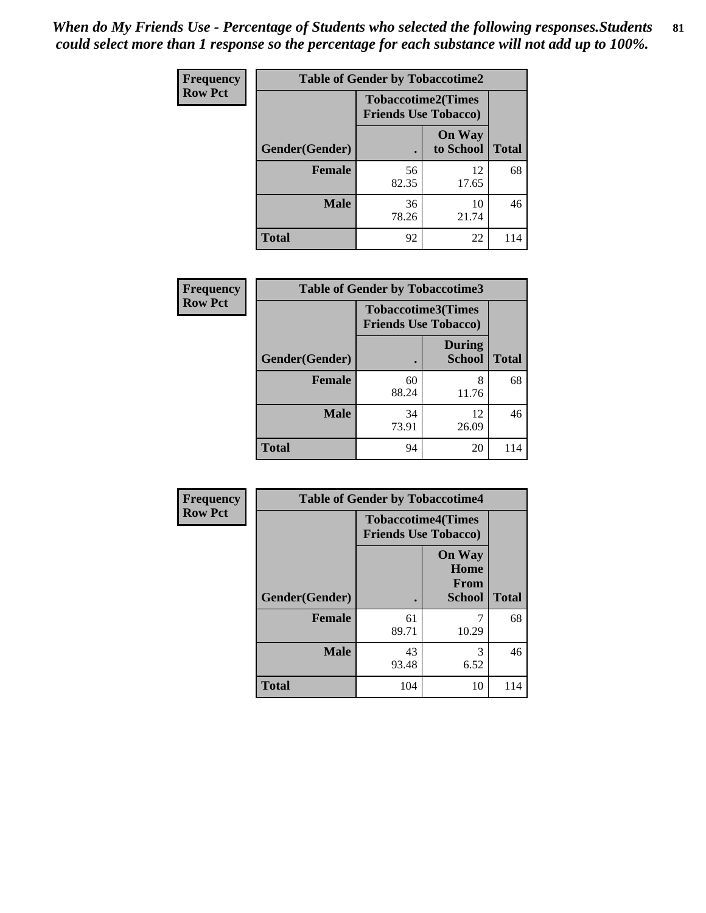*When do My Friends Use - Percentage of Students who selected the following responses.Students could select more than 1 response so the percentage for each substance will not add up to 100%.*

**Frequency**
**Row Pct**

| Table of Gender by Tobaccotime2 | | | |
|---|---|---|---|
| | Tobaccotime2(Times Friends Use Tobacco) | | |
| Gender(Gender) | . | On Way to School | Total |
| **Female** | 56<br>82.35 | 12<br>17.65 | 68 |
| **Male** | 36<br>78.26 | 10<br>21.74 | 46 |
| **Total** | 92 | 22 | 114 |

**Frequency**
**Row Pct**

| Table of Gender by Tobaccotime3 | | | |
|---|---|---|---|
| | Tobaccotime3(Times Friends Use Tobacco) | | |
| Gender(Gender) | . | During School | Total |
| **Female** | 60<br>88.24 | 8<br>11.76 | 68 |
| **Male** | 34<br>73.91 | 12<br>26.09 | 46 |
| **Total** | 94 | 20 | 114 |

**Frequency**
**Row Pct**

| Table of Gender by Tobaccotime4 | | | |
|---|---|---|---|
| | Tobaccotime4(Times Friends Use Tobacco) | | |
| Gender(Gender) | . | On Way Home From School | Total |
| **Female** | 61<br>89.71 | 7<br>10.29 | 68 |
| **Male** | 43<br>93.48 | 3<br>6.52 | 46 |
| **Total** | 104 | 10 | 114 |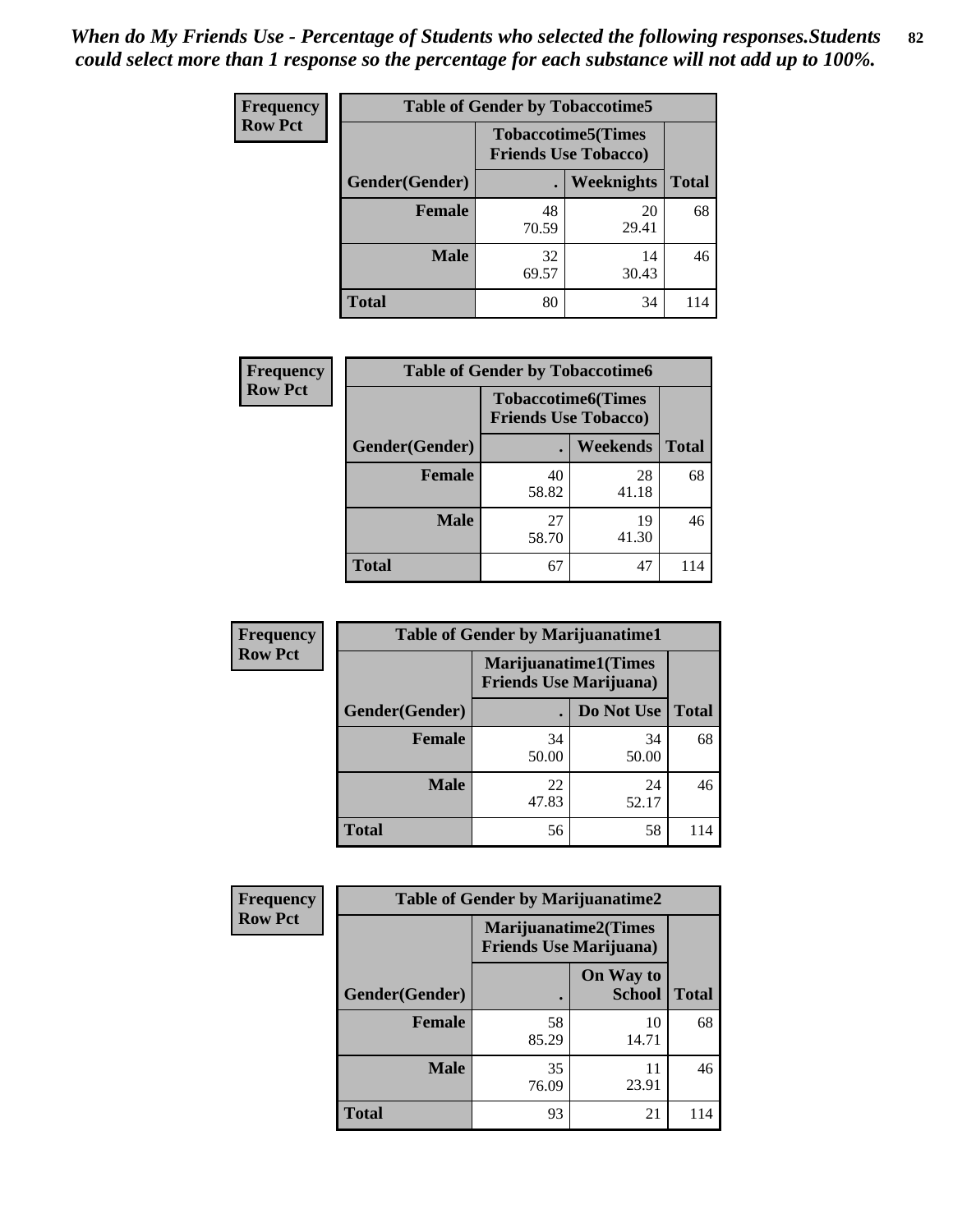*When do My Friends Use - Percentage of Students who selected the following responses.Students could select more than 1 response so the percentage for each substance will not add up to 100%.*

**Frequency**
**Row Pct**

| Table of Gender by Tobaccotime5 | | | |
|---|---|---|---|
| | Tobaccotime5(Times Friends Use Tobacco) | | |
| Gender(Gender) | . | Weeknights | Total |
| **Female** | 48<br>70.59 | 20<br>29.41 | 68 |
| **Male** | 32<br>69.57 | 14<br>30.43 | 46 |
| **Total** | 80 | 34 | 114 |

**Frequency**
**Row Pct**

| Table of Gender by Tobaccotime6 | | | |
|---|---|---|---|
| | Tobaccotime6(Times Friends Use Tobacco) | | |
| Gender(Gender) | . | Weekends | Total |
| **Female** | 40<br>58.82 | 28<br>41.18 | 68 |
| **Male** | 27<br>58.70 | 19<br>41.30 | 46 |
| **Total** | 67 | 47 | 114 |

**Frequency**
**Row Pct**

| Table of Gender by Marijuanatime1 | | | |
|---|---|---|---|
| | Marijuanatime1(Times Friends Use Marijuana) | | |
| Gender(Gender) | . | Do Not Use | Total |
| **Female** | 34<br>50.00 | 34<br>50.00 | 68 |
| **Male** | 22<br>47.83 | 24<br>52.17 | 46 |
| **Total** | 56 | 58 | 114 |

**Frequency**
**Row Pct**

| Table of Gender by Marijuanatime2 | | | |
|---|---|---|---|
| | Marijuanatime2(Times Friends Use Marijuana) | | |
| Gender(Gender) | . | On Way to School | Total |
| **Female** | 58<br>85.29 | 10<br>14.71 | 68 |
| **Male** | 35<br>76.09 | 11<br>23.91 | 46 |
| **Total** | 93 | 21 | 114 |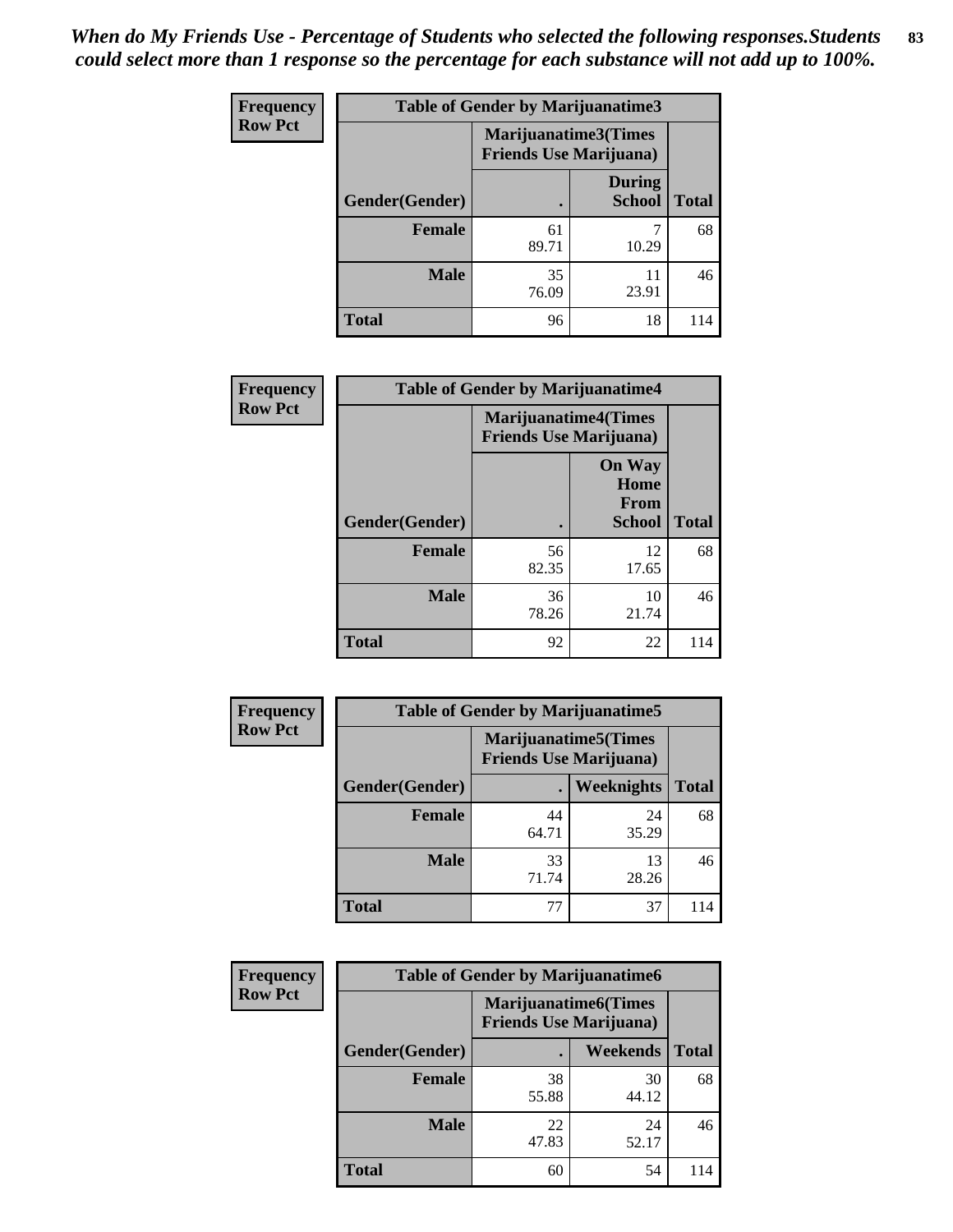*When do My Friends Use - Percentage of Students who selected the following responses.Students could select more than 1 response so the percentage for each substance will not add up to 100%.*

**Frequency**
**Row Pct**

| Table of Gender by Marijuanatime3 | | | |
|---|---|---|---|
| | Marijuanatime3(Times Friends Use Marijuana) | | |
| Gender(Gender) | . | During School | Total |
| Female | 61<br>89.71 | 7<br>10.29 | 68 |
| Male | 35<br>76.09 | 11<br>23.91 | 46 |
| Total | 96 | 18 | 114 |

**Frequency**
**Row Pct**

| Table of Gender by Marijuanatime4 | | | |
|---|---|---|---|
| | Marijuanatime4(Times Friends Use Marijuana) | | |
| Gender(Gender) | . | On Way Home From School | Total |
| Female | 56<br>82.35 | 12<br>17.65 | 68 |
| Male | 36<br>78.26 | 10<br>21.74 | 46 |
| Total | 92 | 22 | 114 |

**Frequency**
**Row Pct**

| Table of Gender by Marijuanatime5 | | | |
|---|---|---|---|
| | Marijuanatime5(Times Friends Use Marijuana) | | |
| Gender(Gender) | . | Weeknights | Total |
| Female | 44<br>64.71 | 24<br>35.29 | 68 |
| Male | 33<br>71.74 | 13<br>28.26 | 46 |
| Total | 77 | 37 | 114 |

**Frequency**
**Row Pct**

| Table of Gender by Marijuanatime6 | | | |
|---|---|---|---|
| | Marijuanatime6(Times Friends Use Marijuana) | | |
| Gender(Gender) | . | Weekends | Total |
| Female | 38<br>55.88 | 30<br>44.12 | 68 |
| Male | 22<br>47.83 | 24<br>52.17 | 46 |
| Total | 60 | 54 | 114 |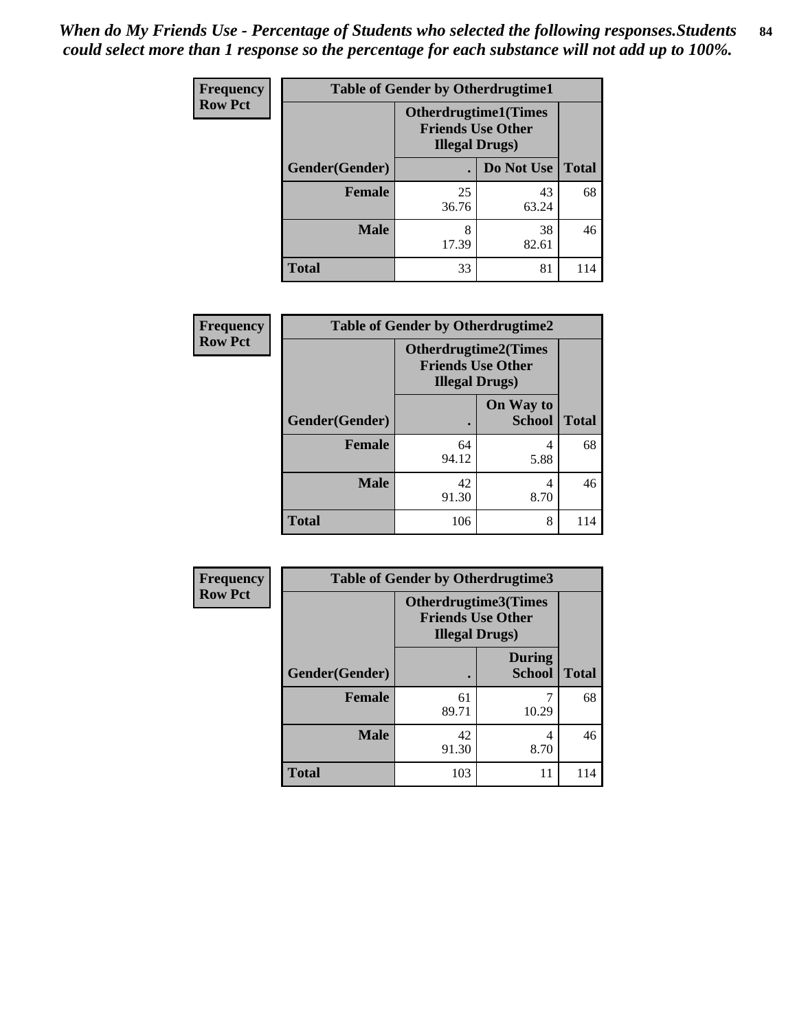*When do My Friends Use - Percentage of Students who selected the following responses.Students could select more than 1 response so the percentage for each substance will not add up to 100%.*

**Frequency**
**Row Pct**

| Table of Gender by Otherdrugtime1 | | | |
|---|---|---|---|
| | Otherdrugtime1(Times Friends Use Other Illegal Drugs) | | |
| Gender(Gender) | . | Do Not Use | Total |
| Female | 25<br>36.76 | 43<br>63.24 | 68 |
| Male | 8<br>17.39 | 38<br>82.61 | 46 |
| Total | 33 | 81 | 114 |

**Frequency**
**Row Pct**

| Table of Gender by Otherdrugtime2 | | | |
|---|---|---|---|
| | Otherdrugtime2(Times Friends Use Other Illegal Drugs) | | |
| Gender(Gender) | . | On Way to School | Total |
| Female | 64<br>94.12 | 4<br>5.88 | 68 |
| Male | 42<br>91.30 | 4<br>8.70 | 46 |
| Total | 106 | 8 | 114 |

**Frequency**
**Row Pct**

| Table of Gender by Otherdrugtime3 | | | |
|---|---|---|---|
| | Otherdrugtime3(Times Friends Use Other Illegal Drugs) | | |
| Gender(Gender) | . | During School | Total |
| Female | 61<br>89.71 | 7<br>10.29 | 68 |
| Male | 42<br>91.30 | 4<br>8.70 | 46 |
| Total | 103 | 11 | 114 |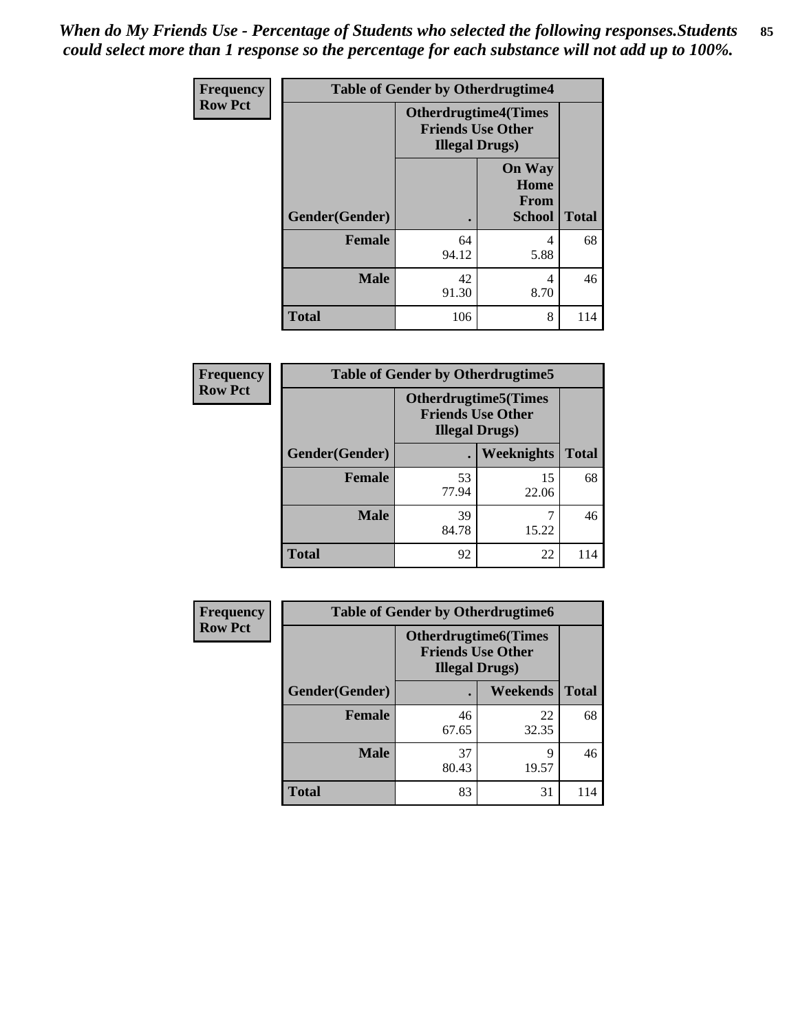*When do My Friends Use - Percentage of Students who selected the following responses.Students could select more than 1 response so the percentage for each substance will not add up to 100%.*

**Frequency**
**Row Pct**

| Table of Gender by Otherdrugtime4 | | | |
|---|---|---|---|
| | Otherdrugtime4(Times Friends Use Other Illegal Drugs) | | |
| Gender(Gender) | . | On Way Home From School | Total |
| **Female** | 64<br>94.12 | 4<br>5.88 | 68 |
| **Male** | 42<br>91.30 | 4<br>8.70 | 46 |
| **Total** | 106 | 8 | 114 |

**Frequency**
**Row Pct**

| Table of Gender by Otherdrugtime5 | | | |
|---|---|---|---|
| | Otherdrugtime5(Times Friends Use Other Illegal Drugs) | | |
| Gender(Gender) | . | Weeknights | Total |
| **Female** | 53<br>77.94 | 15<br>22.06 | 68 |
| **Male** | 39<br>84.78 | 7<br>15.22 | 46 |
| **Total** | 92 | 22 | 114 |

**Frequency**
**Row Pct**

| Table of Gender by Otherdrugtime6 | | | |
|---|---|---|---|
| | Otherdrugtime6(Times Friends Use Other Illegal Drugs) | | |
| Gender(Gender) | . | Weekends | Total |
| **Female** | 46<br>67.65 | 22<br>32.35 | 68 |
| **Male** | 37<br>80.43 | 9<br>19.57 | 46 |
| **Total** | 83 | 31 | 114 |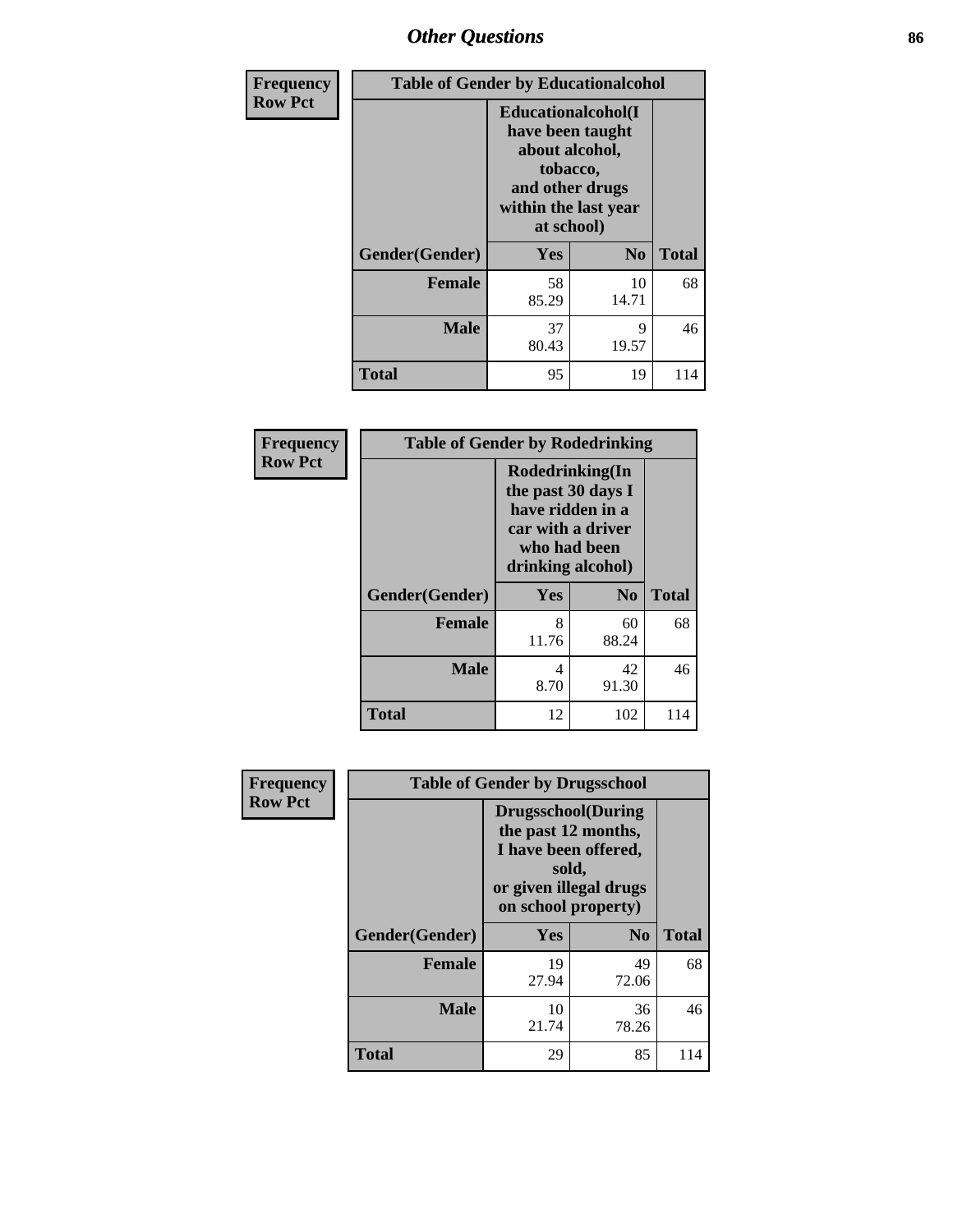# Other Questions

**Frequency**
**Row Pct**

| Table of Gender by Educationalcohol | | | |
|---|---|---|---|
| | Educationalcohol(I have been taught about alcohol, tobacco, and other drugs within the last year at school) | | |
| Gender(Gender) | Yes | No | Total |
| **Female** | 58<br>85.29 | 10<br>14.71 | 68 |
| **Male** | 37<br>80.43 | 9<br>19.57 | 46 |
| **Total** | 95 | 19 | 114 |

**Frequency**
**Row Pct**

| Table of Gender by Rodedrinking | | | |
|---|---|---|---|
| | Rodedrinking(In the past 30 days I have ridden in a car with a driver who had been drinking alcohol) | | |
| Gender(Gender) | Yes | No | Total |
| **Female** | 8<br>11.76 | 60<br>88.24 | 68 |
| **Male** | 4<br>8.70 | 42<br>91.30 | 46 |
| **Total** | 12 | 102 | 114 |

**Frequency**
**Row Pct**

| Table of Gender by Drugsschool | | | |
|---|---|---|---|
| | Drugsschool(During the past 12 months, I have been offered, sold, or given illegal drugs on school property) | | |
| Gender(Gender) | Yes | No | Total |
| **Female** | 19<br>27.94 | 49<br>72.06 | 68 |
| **Male** | 10<br>21.74 | 36<br>78.26 | 46 |
| **Total** | 29 | 85 | 114 |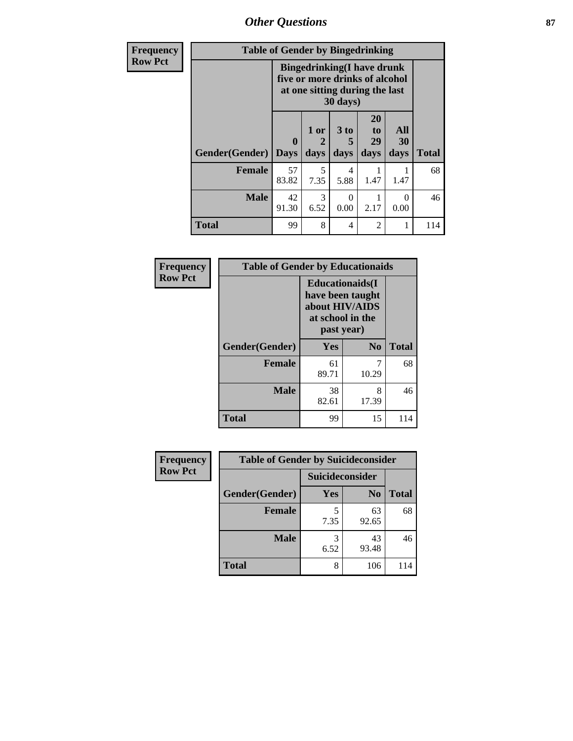## Other Questions

**Frequency**
**Row Pct**

| Table of Gender by Bingedrinking | | | | | | |
|---|---|---|---|---|---|---|
| | Bingedrinking(I have drunk five or more drinks of alcohol at one sitting during the last 30 days) | | | | | |
| Gender(Gender) | 0 Days | 1 or 2 days | 3 to 5 days | 20 to 29 days | All 30 days | Total |
| **Female** | 57<br>83.82 | 5<br>7.35 | 4<br>5.88 | 1<br>1.47 | 1<br>1.47 | 68 |
| **Male** | 42<br>91.30 | 3<br>6.52 | 0<br>0.00 | 1<br>2.17 | 0<br>0.00 | 46 |
| **Total** | 99 | 8 | 4 | 2 | 1 | 114 |

**Frequency**
**Row Pct**

| Table of Gender by Educationaids | | | |
|---|---|---|---|
| | Educationaids(I have been taught about HIV/AIDS at school in the past year) | | |
| Gender(Gender) | Yes | No | Total |
| **Female** | 61<br>89.71 | 7<br>10.29 | 68 |
| **Male** | 38<br>82.61 | 8<br>17.39 | 46 |
| **Total** | 99 | 15 | 114 |

**Frequency**
**Row Pct**

| Table of Gender by Suicideconsider | | | |
|---|---|---|---|
| | Suicideconsider | | |
| Gender(Gender) | Yes | No | Total |
| **Female** | 5<br>7.35 | 63<br>92.65 | 68 |
| **Male** | 3<br>6.52 | 43<br>93.48 | 46 |
| **Total** | 8 | 106 | 114 |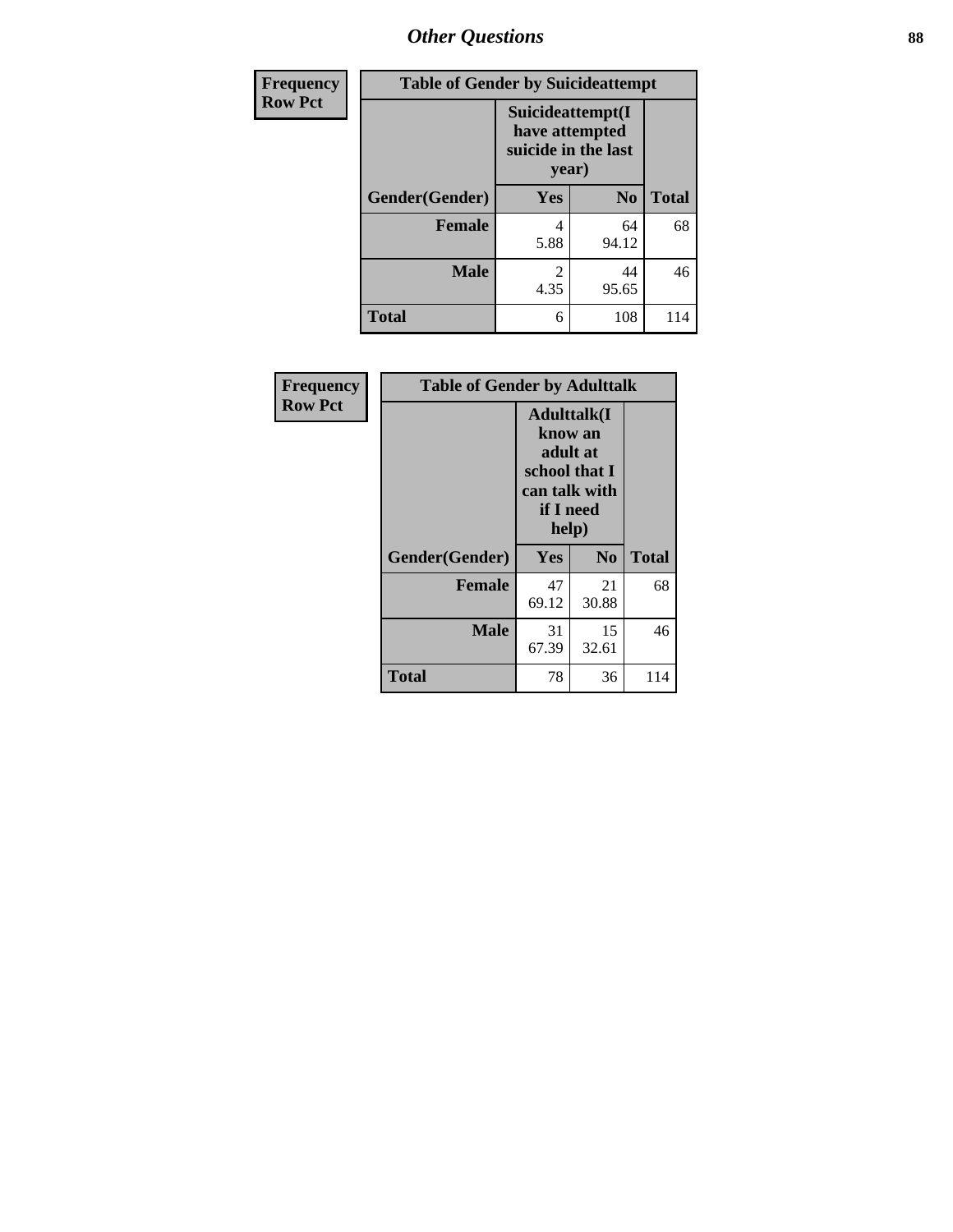## Other Questions

| Frequency Row Pct | Table of Gender by Suicideattempt | | |
|---|---|---|---|
| | Suicideattempt(I have attempted suicide in the last year) | | |
| Gender(Gender) | Yes | No | Total |
| Female | 4<br>5.88 | 64<br>94.12 | 68 |
| Male | 2<br>4.35 | 44<br>95.65 | 46 |
| Total | 6 | 108 | 114 |

| Frequency Row Pct | Table of Gender by Adulttalk | | |
|---|---|---|---|
| | Adulttalk(I know an adult at school that I can talk with if I need help) | | |
| Gender(Gender) | Yes | No | Total |
| Female | 47<br>69.12 | 21<br>30.88 | 68 |
| Male | 31<br>67.39 | 15<br>32.61 | 46 |
| Total | 78 | 36 | 114 |